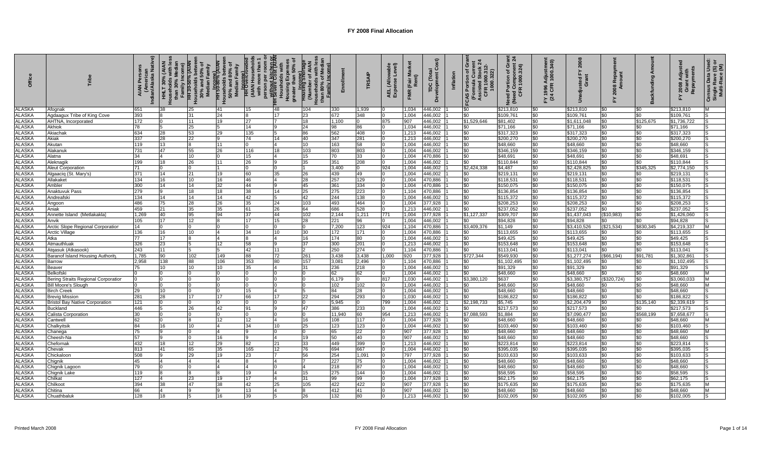# FY 2008 Final Allocation

| Office | Tribe | AIAN Persons (American Indian/Alaska Native) | HHLT 30% (AIAN Households with less than 30% Median Family Income) | HH 30-50% (AIAN Households between 30% and 50% of Median Family Income) | HH 50-80% (AIAN Households between 50% and 80% of Median Family Income) | HH Overcrowded (AIAN Households with more than 1 person per room or without kitchen or plumbing) | HH Severe Cost (AIAN Households with Housing Expenses greater than 50% of Income) | Housing Shortage (Number of AIAN Households with less than 80% of Median Family Income) | Enrollment | TRSAIP | AEL (Allowable Expense Level) | FMR (Fair Market Rent) | TDC (Total Development Cost) | Inflation | FCAS Portion of Grant (Formula Current Assisted Stock 24 CFR 1000.312-1000.322) | Need Portion of Grant (Need Component 24 CFR 1000.324) | FY 1996 Adjustment (24 CFR 1000.340) | Unadjusted FY 2008 Grant | FY 2008 Repayment Amount | Backfunding Amount | FY 2008 Adjusted Grant with Repayments | Census Data Used: Single Race (S) or Multi-Race (M) |
|---|---|---|---|---|---|---|---|---|---|---|---|---|---|---|---|---|---|---|---|---|---|---|
| ALASKA | Afognak | 651 | 38 | 25 | 41 | 15 | 48 | 104 | 330 | 1,939 | 0 | 1,034 | 446,002 | 1 | $0 | $213,810 | $0 | $213,810 | $0 | $0 | $213,810 | M |
| ALASKA | Agdaagux Tribe of King Cove | 393 | 8 | 31 | 24 | 8 | 17 | 23 | 672 | 348 | 0 | 1,004 | 446,002 | 1 | $0 | $109,761 | $0 | $109,761 | $0 | $0 | $109,761 | S |
| ALASKA | AHTNA, Incorporated | 172 | 0 | 11 | 19 | 27 | 7 | 18 | 1,100 | 0 | 875 | 907 | 446,002 | 1 | $1,529,646 | $81,402 | $0 | $1,611,048 | $0 | $125,675 | $1,736,722 | S |
| ALASKA | Akhiok | 78 | 5 | 25 | 5 | 14 | 9 | 24 | 98 | 86 | 0 | 1,034 | 446,002 | 1 | $0 | $71,166 | $0 | $71,166 | $0 | $0 | $71,166 | S |
| ALASKA | Akiachak | 634 | 28 | 53 | 29 | 135 | 5 | 86 | 562 | 408 | 0 | 1,213 | 446,002 | 1 | $0 | $317,323 | $0 | $317,323 | $0 | $0 | $317,323 | S |
| ALASKA | Akiak | 337 | 28 | 22 | 9 | 74 | 14 | 40 | 347 | 281 | 0 | 1,213 | 446,002 | 1 | $0 | $200,270 | $0 | $200,270 | $0 | $0 | $200,270 | S |
| ALASKA | Akutan | 119 | 13 | 8 | 11 | 0 | 4 | 10 | 163 | 58 | 0 | 1,004 | 446,002 | 1 | $0 | $48,660 | $0 | $48,660 | $0 | $0 | $48,660 | S |
| ALASKA | Alakanuk | 731 | 47 | 55 | 26 | 116 | 18 | 103 | 803 | 803 | 0 | 1,004 | 446,002 | 1 | $0 | $346,159 | $0 | $346,159 | $0 | $0 | $346,159 | S |
| ALASKA | Alatna | 34 | 4 | 10 | 0 | 15 | 4 | 15 | 70 | 33 | 0 | 1,004 | 470,886 | 1 | $0 | $48,691 | $0 | $48,691 | $0 | $0 | $48,691 | S |
| ALASKA | Aleknagik | 199 | 18 | 26 | 11 | 26 | 9 | 35 | 351 | 208 | 0 | 1,004 | 446,002 | 1 | $0 | $110,844 | $0 | $110,844 | $0 | $0 | $110,844 | S |
| ALASKA | Aleut Corporation | 71 | 0 | 0 | 0 | 0 | 0 | 1 | 3,400 | 0 | 924 | 1,004 | 446,002 | 1 | $2,424,338 | $4,487 | $0 | $2,428,825 | $0 | $345,325 | $2,774,150 | S |
| ALASKA | Algaaciq (St. Mary's) | 371 | 14 | 21 | 19 | 60 | 35 | 26 | 439 | 49 | 0 | 1,004 | 446,002 | 1 | $0 | $219,131 | $0 | $219,131 | $0 | $0 | $219,131 | S |
| ALASKA | Allakaket | 134 | 16 | 10 | 16 | 46 | 4 | 28 | 257 | 129 | 0 | 1,004 | 470,886 | 1 | $0 | $118,531 | $0 | $118,531 | $0 | $0 | $118,531 | S |
| ALASKA | Ambler | 300 | 14 | 14 | 32 | 44 | 9 | 45 | 361 | 334 | 0 | 1,104 | 470,886 | 1 | $0 | $150,075 | $0 | $150,075 | $0 | $0 | $150,075 | S |
| ALASKA | Anaktuvuk Pass | 279 | 9 | 18 | 18 | 38 | 14 | 25 | 275 | 223 | 0 | 1,104 | 470,886 | 1 | $0 | $136,854 | $0 | $136,854 | $0 | $0 | $136,854 | S |
| ALASKA | Andreafski | 134 | 14 | 14 | 14 | 42 | 5 | 42 | 244 | 138 | 0 | 1,004 | 446,002 | 1 | $0 | $115,372 | $0 | $115,372 | $0 | $0 | $115,372 | S |
| ALASKA | Angoon | 486 | 75 | 28 | 26 | 35 | 24 | 103 | 493 | 464 | 0 | 1,004 | 377,928 | 1 | $0 | $208,253 | $0 | $208,253 | $0 | $0 | $208,253 | S |
| ALASKA | Aniak | 459 | 21 | 35 | 35 | 61 | 26 | 64 | 686 | 528 | 0 | 1,213 | 446,002 | 1 | $0 | $237,052 | $0 | $237,052 | $0 | $0 | $237,052 | S |
| ALASKA | Annette Island (Metlakakla) | 1,269 | 40 | 95 | 94 | 37 | 44 | 102 | 2,144 | 1,211 | 771 | 1,004 | 377,928 | 1 | $1,127,337 | $309,707 | $0 | $1,437,043 | ($10,983) | $0 | $1,426,060 | S |
| ALASKA | Anvik | 105 | 17 | 12 | 8 | 17 | 15 | 28 | 221 | 96 | 0 | 1,004 | 446,002 | 1 | $0 | $94,828 | $0 | $94,828 | $0 | $0 | $94,828 | S |
| ALASKA | Arctic Slope Regional Corporation | 14 | 0 | 0 | 0 | 0 | 0 | 0 | 7,200 | 123 | 924 | 1,104 | 470,886 | 1 | $3,409,376 | $1,149 | $0 | $3,410,526 | ($21,534) | $830,345 | $4,219,337 | M |
| ALASKA | Arctic Village | 136 | 16 | 10 | 4 | 34 | 10 | 30 | 172 | 171 | 0 | 1,004 | 470,886 | 1 | $0 | $113,655 | $0 | $113,655 | $0 | $0 | $113,655 | S |
| ALASKA | Atka | 77 | 17 | 8 | 4 | 8 | 4 | 16 | 174 | 80 | 0 | 1,004 | 446,002 | 1 | $0 | $49,425 | $0 | $49,425 | $0 | $0 | $49,425 | S |
| ALASKA | Atmauthluak | 326 | 23 | 5 | 12 | 58 | 9 | 37 | 300 | 201 | 0 | 1,213 | 446,002 | 1 | $0 | $153,648 | $0 | $153,648 | $0 | $0 | $153,648 | S |
| ALASKA | Atqasuk (Atkasook) | 243 | 11 | 5 | 5 | 42 | 11 | 2 | 250 | 274 | 0 | 1,104 | 470,886 | 1 | $0 | $113,041 | $0 | $113,041 | $0 | $0 | $113,041 | S |
| ALASKA | Baranof Island Housing Authority | 1,785 | 90 | 102 | 149 | 88 | 72 | 261 | 3,438 | 3,438 | 1,000 | 920 | 377,928 | 1 | $727,344 | $549,930 | $0 | $1,277,274 | ($66,194) | $91,781 | $1,302,861 | S |
| ALASKA | Barrow | 2,958 | 138 | 88 | 106 | 353 | 80 | 157 | 3,081 | 2,496 | 0 | 1,104 | 470,886 | 1 | $0 | $1,102,495 | $0 | $1,102,495 | $0 | $0 | $1,102,495 | S |
| ALASKA | Beaver | 75 | 10 | 10 | 10 | 35 | 4 | 31 | 236 | 218 | 0 | 1,004 | 446,002 | 1 | $0 | $91,329 | $0 | $91,329 | $0 | $0 | $91,329 | S |
| ALASKA | Belkofski | 0 | 0 | 0 | 0 | 0 | 0 | 0 | 62 | 62 | 0 | 1,004 | 446,002 | 1 | $0 | $48,660 | $0 | $48,660 | $0 | $0 | $48,660 | M |
| ALASKA | Bering Straits Regional Corporation | 0 | 0 | 0 | 0 | 0 | 0 | 0 | 6,179 | 0 | 817 | 1,030 | 446,002 | 1 | $3,380,120 | $637 | $0 | $3,380,757 | ($320,724) | $0 | $3,060,033 | M |
| ALASKA | Bill Moore's Slough | 0 | 0 | 0 | 0 | 0 | 0 | 0 | 102 | 102 | 0 | 1,004 | 446,002 | 1 | $0 | $48,660 | $0 | $48,660 | $0 | $0 | $48,660 | M |
| ALASKA | Birch Creek | 29 | 10 | 0 | 0 | 15 | 4 | 5 | 84 | 28 | 0 | 1,004 | 446,002 | 1 | $0 | $48,660 | $0 | $48,660 | $0 | $0 | $48,660 | S |
| ALASKA | Brevig Mission | 281 | 28 | 17 | 17 | 66 | 17 | 22 | 294 | 293 | 0 | 1,030 | 446,002 | 1 | $0 | $186,822 | $0 | $186,822 | $0 | $0 | $186,822 | S |
| ALASKA | Bristol Bay Native Corporation | 121 | 0 | 0 | 0 | 0 | 0 | 0 | 5,945 | 0 | 799 | 1,004 | 446,002 | 1 | $2,198,733 | $5,745 | $0 | $2,204,479 | $0 | $135,140 | $2,339,619 | S |
| ALASKA | Buckland | 446 | 5 | 26 | 42 | 91 | 9 | 47 | 386 | 233 | 0 | 1,004 | 446,002 | 1 | $0 | $217,573 | $0 | $217,573 | $0 | $0 | $217,573 | S |
| ALASKA | Calista Corporation | 30 | 0 | 0 | 0 | 0 | 0 | 0 | 11,940 | 60 | 954 | 1,213 | 446,002 | 1 | $7,088,593 | $1,884 | $0 | $7,090,477 | $0 | $568,199 | $7,658,677 | S |
| ALASKA | Cantwell | 62 | 0 | 8 | 12 | 12 | 4 | 16 | 108 | 117 | 0 | 1,004 | 377,928 | 1 | $0 | $48,660 | $0 | $48,660 | $0 | $0 | $48,660 | M |
| ALASKA | Chalkyitsik | 84 | 16 | 10 | 4 | 34 | 10 | 25 | 123 | 123 | 0 | 1,004 | 446,002 | 1 | $0 | $103,460 | $0 | $103,460 | $0 | $0 | $103,460 | S |
| ALASKA | Chanega | 75 | 9 | 0 | 4 | 9 | 0 | 0 | 65 | 22 | 0 | 907 | 377,928 | 1 | $0 | $48,660 | $0 | $48,660 | $0 | $0 | $48,660 | M |
| ALASKA | Cheesh-Na | 57 | 9 | 0 | 16 | 9 | 4 | 19 | 50 | 40 | 0 | 907 | 446,002 | 1 | $0 | $48,660 | $0 | $48,660 | $0 | $0 | $48,660 | S |
| ALASKA | Chefornak | 432 | 18 | 12 | 29 | 82 | 21 | 33 | 449 | 399 | 0 | 1,213 | 446,002 | 1 | $0 | $223,814 | $0 | $223,814 | $0 | $0 | $223,814 | S |
| ALASKA | Chevak | 813 | 41 | 65 | 35 | 165 | 12 | 76 | 694 | 667 | 0 | 1,004 | 446,002 | 1 | $0 | $395,035 | $0 | $395,035 | $0 | $0 | $395,035 | S |
| ALASKA | Chickaloon | 508 | 9 | 29 | 19 | 23 | 7 | 56 | 254 | 1,091 | 0 | 797 | 377,928 | 1 | $0 | $103,633 | $0 | $103,633 | $0 | $0 | $103,633 | S |
| ALASKA | Chignik | 45 | 4 | 4 | 4 | 8 | 4 | 7 | 227 | 75 | 0 | 1,004 | 446,002 | 1 | $0 | $48,660 | $0 | $48,660 | $0 | $0 | $48,660 | S |
| ALASKA | Chignik Lagoon | 79 | 0 | 0 | 4 | 4 | 0 | 4 | 218 | 87 | 0 | 1,004 | 446,002 | 1 | $0 | $48,660 | $0 | $48,660 | $0 | $0 | $48,660 | S |
| ALASKA | Chignik Lake | 119 | 8 | 8 | 8 | 19 | 4 | 15 | 275 | 144 | 0 | 1,004 | 446,002 | 1 | $0 | $58,595 | $0 | $58,595 | $0 | $0 | $58,595 | S |
| ALASKA | Chilkat | 127 | 4 | 23 | 19 | 17 | 4 | 31 | 99 | 99 | 0 | 1,004 | 377,928 | 1 | $0 | $62,175 | $0 | $62,175 | $0 | $0 | $62,175 | S |
| ALASKA | Chilkoot | 394 | 38 | 47 | 38 | 42 | 25 | 105 | 422 | 422 | 0 | 907 | 377,928 | 1 | $0 | $175,635 | $0 | $175,635 | $0 | $0 | $175,635 | M |
| ALASKA | Chitina | 66 | 4 | 9 | 9 | 13 | 4 | 8 | 412 | 41 | 0 | 907 | 446,002 | 1 | $0 | $48,660 | $0 | $48,660 | $0 | $0 | $48,660 | M |
| ALASKA | Chuathbaluk | 128 | 18 | 5 | 16 | 39 | 5 | 26 | 132 | 80 | 0 | 1,213 | 446,002 | 1 | $0 | $102,005 | $0 | $102,005 | $0 | $0 | $102,005 | S |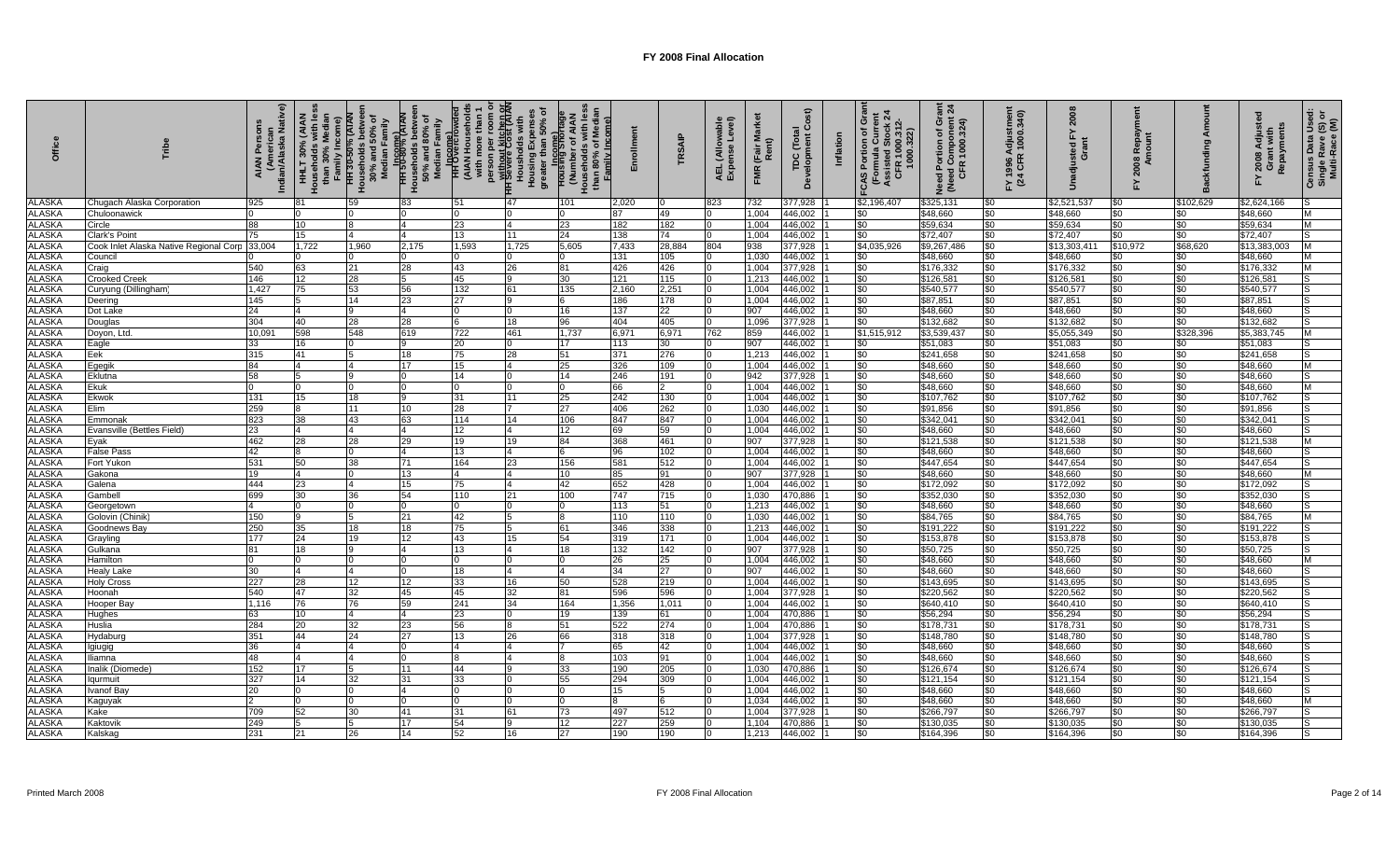# FY 2008 Final Allocation

| Office | Tribe | AIAN Persons (American Indian/Alaska Native) | HHLT 30% (AIAN Households with less than 30% Median Family Income) | HH 30-50% (AIAN Households between 30% and 50% of Median Family Income) | HH 50-80% (AIAN Households between 50% and 80% of Median Family Income) | HH Overcrowded (AIAN Households with more than 1 person per room or without kitchen or plumbing) | HH Severe Cost (AIAN Households with Housing Expenses greater than 50% of Income) | Housing Shortage (Number of AIAN Households with less than 80% of Median Family Income) | Enrollment | TRSAIP | AEL (Allowable Expense Level) | FMR (Fair Market Rent) | TDC (Total Development Cost) | Inflation | FCAS Portion of Grant (Formula Current Assisted Stock 24 CFR 1000.312-1000.322) | Need Portion of Grant (Need Component 24 CFR 1000.324) | FY 1996 Adjustment (24 CFR 1000.340) | Unadjusted FY 2008 Grant | FY 2008 Repayment Amount | Backfunding Amount | FY 2008 Adjusted Grant with Repayments | Census Data Used: Single Race (S) or Multi-Race (M) |
|---|---|---|---|---|---|---|---|---|---|---|---|---|---|---|---|---|---|---|---|---|---|---|
| ALASKA | Chugach Alaska Corporation | 925 | 81 | 59 | 83 | 51 | 47 | 101 | 2,020 | 0 | 823 | 732 | 377,928 | 1 | $2,196,407 | $325,131 | $0 | $2,521,537 | $0 | $102,629 | $2,624,166 | S |
| ALASKA | Chuloonawick | 0 | 0 | 0 | 0 | 0 | 0 | 0 | 87 | 49 | 0 | 1,004 | 446,002 | 1 | $0 | $48,660 | $0 | $48,660 | $0 | $0 | $48,660 | M |
| ALASKA | Circle | 88 | 10 | 8 | 4 | 23 | 4 | 23 | 182 | 182 | 0 | 1,004 | 446,002 | 1 | $0 | $59,634 | $0 | $59,634 | $0 | $0 | $59,634 | M |
| ALASKA | Clark's Point | 75 | 15 | 4 | 4 | 13 | 11 | 24 | 138 | 74 | 0 | 1,004 | 446,002 | 1 | $0 | $72,407 | $0 | $72,407 | $0 | $0 | $72,407 | S |
| ALASKA | Cook Inlet Alaska Native Regional Corp | 33,004 | 1,722 | 1,960 | 2,175 | 1,593 | 1,725 | 5,605 | 7,433 | 28,884 | 804 | 938 | 377,928 | 1 | $4,035,926 | $9,267,486 | $0 | $13,303,411 | $10,972 | $68,620 | $13,383,003 | M |
| ALASKA | Council | 0 | 0 | 0 | 0 | 0 | 0 | 0 | 131 | 105 | 0 | 1,030 | 446,002 | 1 | $0 | $48,660 | $0 | $48,660 | $0 | $0 | $48,660 | M |
| ALASKA | Craig | 540 | 63 | 21 | 28 | 43 | 26 | 81 | 426 | 426 | 0 | 1,004 | 377,928 | 1 | $0 | $176,332 | $0 | $176,332 | $0 | $0 | $176,332 | M |
| ALASKA | Crooked Creek | 146 | 12 | 28 | 5 | 45 | 9 | 30 | 121 | 115 | 0 | 1,213 | 446,002 | 1 | $0 | $126,581 | $0 | $126,581 | $0 | $0 | $126,581 | S |
| ALASKA | Curyung (Dillingham) | 1,427 | 75 | 53 | 56 | 132 | 61 | 135 | 2,160 | 2,251 | 0 | 1,004 | 446,002 | 1 | $0 | $540,577 | $0 | $540,577 | $0 | $0 | $540,577 | S |
| ALASKA | Deering | 145 | 5 | 14 | 23 | 27 | 9 | 6 | 186 | 178 | 0 | 1,004 | 446,002 | 1 | $0 | $87,851 | $0 | $87,851 | $0 | $0 | $87,851 | S |
| ALASKA | Dot Lake | 24 | 4 | 9 | 4 | 0 | 0 | 16 | 137 | 22 | 0 | 907 | 446,002 | 1 | $0 | $48,660 | $0 | $48,660 | $0 | $0 | $48,660 | S |
| ALASKA | Douglas | 304 | 40 | 28 | 28 | 6 | 18 | 96 | 404 | 405 | 0 | 1,096 | 377,928 | 1 | $0 | $132,682 | $0 | $132,682 | $0 | $0 | $132,682 | S |
| ALASKA | Doyon, Ltd. | 10,091 | 598 | 548 | 619 | 722 | 461 | 1,737 | 6,971 | 6,971 | 762 | 859 | 446,002 | 1 | $1,515,912 | $3,539,437 | $0 | $5,055,349 | $0 | $328,396 | $5,383,745 | M |
| ALASKA | Eagle | 33 | 16 | 0 | 9 | 20 | 0 | 17 | 113 | 30 | 0 | 907 | 446,002 | 1 | $0 | $51,083 | $0 | $51,083 | $0 | $0 | $51,083 | S |
| ALASKA | Eek | 315 | 41 | 5 | 18 | 75 | 28 | 51 | 371 | 276 | 0 | 1,213 | 446,002 | 1 | $0 | $241,658 | $0 | $241,658 | $0 | $0 | $241,658 | S |
| ALASKA | Egegik | 84 | 4 | 4 | 17 | 15 | 4 | 25 | 326 | 109 | 0 | 1,004 | 446,002 | 1 | $0 | $48,660 | $0 | $48,660 | $0 | $0 | $48,660 | M |
| ALASKA | Eklutna | 58 | 5 | 9 | 0 | 14 | 0 | 14 | 246 | 191 | 0 | 942 | 377,928 | 1 | $0 | $48,660 | $0 | $48,660 | $0 | $0 | $48,660 | S |
| ALASKA | Ekuk | 0 | 0 | 0 | 0 | 0 | 0 | 0 | 66 | 2 | 0 | 1,004 | 446,002 | 1 | $0 | $48,660 | $0 | $48,660 | $0 | $0 | $48,660 | M |
| ALASKA | Ekwok | 131 | 15 | 18 | 9 | 31 | 11 | 25 | 242 | 130 | 0 | 1,004 | 446,002 | 1 | $0 | $107,762 | $0 | $107,762 | $0 | $0 | $107,762 | S |
| ALASKA | Elim | 259 | 8 | 11 | 10 | 28 | 7 | 27 | 406 | 262 | 0 | 1,030 | 446,002 | 1 | $0 | $91,856 | $0 | $91,856 | $0 | $0 | $91,856 | S |
| ALASKA | Emmonak | 823 | 38 | 43 | 63 | 114 | 14 | 106 | 847 | 847 | 0 | 1,004 | 446,002 | 1 | $0 | $342,041 | $0 | $342,041 | $0 | $0 | $342,041 | S |
| ALASKA | Evansville (Bettles Field) | 23 | 4 | 4 | 4 | 12 | 4 | 12 | 69 | 59 | 0 | 1,004 | 446,002 | 1 | $0 | $48,660 | $0 | $48,660 | $0 | $0 | $48,660 | S |
| ALASKA | Eyak | 462 | 28 | 28 | 29 | 19 | 19 | 84 | 368 | 461 | 0 | 907 | 377,928 | 1 | $0 | $121,538 | $0 | $121,538 | $0 | $0 | $121,538 | M |
| ALASKA | False Pass | 42 | 8 | 0 | 4 | 13 | 4 | 6 | 96 | 102 | 0 | 1,004 | 446,002 | 1 | $0 | $48,660 | $0 | $48,660 | $0 | $0 | $48,660 | S |
| ALASKA | Fort Yukon | 531 | 50 | 38 | 71 | 164 | 23 | 156 | 581 | 512 | 0 | 1,004 | 446,002 | 1 | $0 | $447,654 | $0 | $447,654 | $0 | $0 | $447,654 | S |
| ALASKA | Gakona | 19 | 4 | 0 | 13 | 4 | 4 | 10 | 85 | 91 | 0 | 907 | 377,928 | 1 | $0 | $48,660 | $0 | $48,660 | $0 | $0 | $48,660 | M |
| ALASKA | Galena | 444 | 23 | 4 | 15 | 75 | 4 | 42 | 652 | 428 | 0 | 1,004 | 446,002 | 1 | $0 | $172,092 | $0 | $172,092 | $0 | $0 | $172,092 | S |
| ALASKA | Gambell | 699 | 30 | 36 | 54 | 110 | 21 | 100 | 747 | 715 | 0 | 1,030 | 470,886 | 1 | $0 | $352,030 | $0 | $352,030 | $0 | $0 | $352,030 | S |
| ALASKA | Georgetown | 4 | 0 | 0 | 0 | 0 | 0 | 0 | 113 | 51 | 0 | 1,213 | 446,002 | 1 | $0 | $48,660 | $0 | $48,660 | $0 | $0 | $48,660 | S |
| ALASKA | Golovin (Chinik) | 150 | 9 | 5 | 21 | 42 | 5 | 8 | 110 | 110 | 0 | 1,030 | 446,002 | 1 | $0 | $84,765 | $0 | $84,765 | $0 | $0 | $84,765 | M |
| ALASKA | Goodnews Bay | 250 | 35 | 18 | 18 | 75 | 5 | 61 | 346 | 338 | 0 | 1,213 | 446,002 | 1 | $0 | $191,222 | $0 | $191,222 | $0 | $0 | $191,222 | S |
| ALASKA | Grayling | 177 | 24 | 19 | 12 | 43 | 15 | 54 | 319 | 171 | 0 | 1,004 | 446,002 | 1 | $0 | $153,878 | $0 | $153,878 | $0 | $0 | $153,878 | S |
| ALASKA | Gulkana | 81 | 18 | 9 | 4 | 13 | 4 | 18 | 132 | 142 | 0 | 907 | 377,928 | 1 | $0 | $50,725 | $0 | $50,725 | $0 | $0 | $50,725 | S |
| ALASKA | Hamilton | 0 | 0 | 0 | 0 | 0 | 0 | 0 | 26 | 25 | 0 | 1,004 | 446,002 | 1 | $0 | $48,660 | $0 | $48,660 | $0 | $0 | $48,660 | M |
| ALASKA | Healy Lake | 30 | 4 | 4 | 0 | 18 | 4 | 4 | 34 | 27 | 0 | 907 | 446,002 | 1 | $0 | $48,660 | $0 | $48,660 | $0 | $0 | $48,660 | S |
| ALASKA | Holy Cross | 227 | 28 | 12 | 12 | 33 | 16 | 50 | 528 | 219 | 0 | 1,004 | 446,002 | 1 | $0 | $143,695 | $0 | $143,695 | $0 | $0 | $143,695 | S |
| ALASKA | Hoonah | 540 | 47 | 32 | 45 | 45 | 32 | 81 | 596 | 596 | 0 | 1,004 | 377,928 | 1 | $0 | $220,562 | $0 | $220,562 | $0 | $0 | $220,562 | S |
| ALASKA | Hooper Bay | 1,116 | 76 | 76 | 59 | 241 | 34 | 164 | 1,356 | 1,011 | 0 | 1,004 | 446,002 | 1 | $0 | $640,410 | $0 | $640,410 | $0 | $0 | $640,410 | S |
| ALASKA | Hughes | 63 | 10 | 4 | 4 | 23 | 0 | 19 | 139 | 61 | 0 | 1,004 | 470,886 | 1 | $0 | $56,294 | $0 | $56,294 | $0 | $0 | $56,294 | S |
| ALASKA | Huslia | 284 | 20 | 32 | 23 | 56 | 8 | 51 | 522 | 274 | 0 | 1,004 | 470,886 | 1 | $0 | $178,731 | $0 | $178,731 | $0 | $0 | $178,731 | S |
| ALASKA | Hydaburg | 351 | 44 | 24 | 27 | 13 | 26 | 66 | 318 | 318 | 0 | 1,004 | 377,928 | 1 | $0 | $148,780 | $0 | $148,780 | $0 | $0 | $148,780 | S |
| ALASKA | Igiugig | 36 | 4 | 4 | 0 | 4 | 4 | 7 | 65 | 42 | 0 | 1,004 | 446,002 | 1 | $0 | $48,660 | $0 | $48,660 | $0 | $0 | $48,660 | S |
| ALASKA | Iliamna | 48 | 4 | 4 | 0 | 8 | 4 | 8 | 103 | 91 | 0 | 1,004 | 446,002 | 1 | $0 | $48,660 | $0 | $48,660 | $0 | $0 | $48,660 | S |
| ALASKA | Inalik (Diomede) | 152 | 17 | 5 | 11 | 44 | 9 | 33 | 190 | 205 | 0 | 1,030 | 470,886 | 1 | $0 | $126,674 | $0 | $126,674 | $0 | $0 | $126,674 | S |
| ALASKA | Iqurmuit | 327 | 14 | 32 | 31 | 33 | 0 | 55 | 294 | 309 | 0 | 1,004 | 446,002 | 1 | $0 | $121,154 | $0 | $121,154 | $0 | $0 | $121,154 | S |
| ALASKA | Ivanof Bay | 20 | 0 | 0 | 4 | 0 | 0 | 0 | 15 | 5 | 0 | 1,004 | 446,002 | 1 | $0 | $48,660 | $0 | $48,660 | $0 | $0 | $48,660 | S |
| ALASKA | Kaguyak | 2 | 0 | 0 | 0 | 0 | 0 | 0 | 8 | 6 | 0 | 1,034 | 446,002 | 1 | $0 | $48,660 | $0 | $48,660 | $0 | $0 | $48,660 | M |
| ALASKA | Kake | 709 | 52 | 30 | 41 | 31 | 61 | 73 | 497 | 512 | 0 | 1,004 | 377,928 | 1 | $0 | $266,797 | $0 | $266,797 | $0 | $0 | $266,797 | S |
| ALASKA | Kaktovik | 249 | 5 | 5 | 17 | 54 | 9 | 12 | 227 | 259 | 0 | 1,104 | 470,886 | 1 | $0 | $130,035 | $0 | $130,035 | $0 | $0 | $130,035 | S |
| ALASKA | Kalskag | 231 | 21 | 26 | 14 | 52 | 16 | 27 | 190 | 190 | 0 | 1,213 | 446,002 | 1 | $0 | $164,396 | $0 | $164,396 | $0 | $0 | $164,396 | S |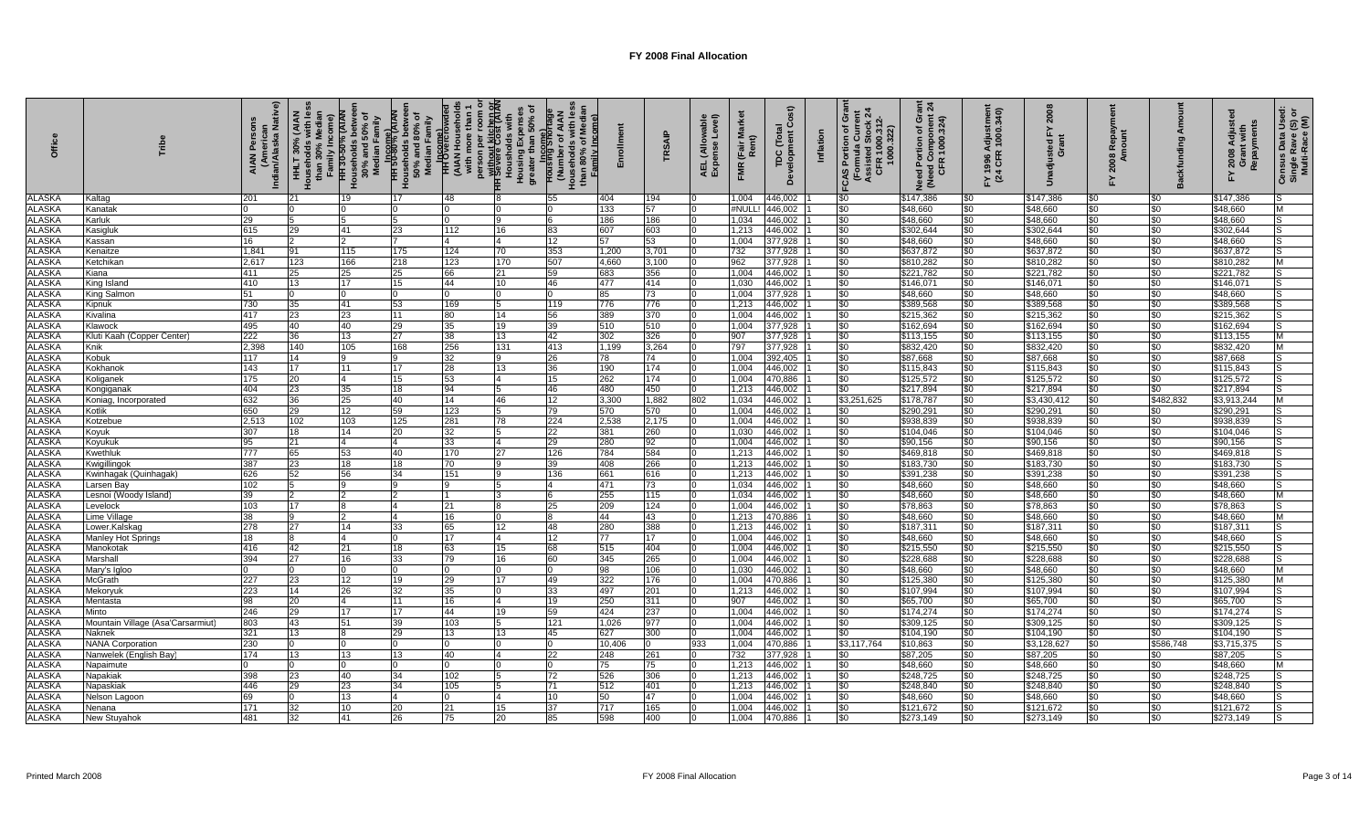# FY 2008 Final Allocation

| Office | Tribe | AIAN Persons (American Indian/Alaska Native) | HHLT 30% (AIAN Households with less than 30% Median Family Income) | HH 30-50% (AIAN Households between 30% and 50% of Median Family Income) | HH 50-80% (AIAN Households between 50% and 80% of Median Family Income) | HH Overcrowded (AIAN Households with more than 1 person per room or without kitchen or plumbing) | HH Severe Cost (AIAN Households with Housing Expenses greater than 50% of Income) | Housing Shortage (Number of AIAN Households with less than 80% of Median Family Income) | Enrollment | TRSAIP | AEL (Allowable Expense Level) | FMR (Fair Market Rent) | TDC (Total Development Cost) | Inflation | FCAS Portion of Grant (Formula Current Assisted Stock 24 CFR 1000.312-1000.322) | Need Portion of Grant (Need Component 24 CFR 1000.324) | FY 1996 Adjustment (24 CFR 1000.340) | Unadjusted FY 2008 Grant | FY 2008 Repayment Amount | Backfunding Amount | FY 2008 Adjusted Grant with Repayments | Census Data Used: Single Race (S) or Multi-Race (M) |
|---|---|---|---|---|---|---|---|---|---|---|---|---|---|---|---|---|---|---|---|---|---|---|
| ALASKA | Kaltag | 201 | 21 | 19 | 17 | 48 | 8 | 55 | 404 | 194 | 0 | 1,004 | 446,002 | 1 | $0 | $147,386 | $0 | $147,386 | $0 | $0 | $147,386 | S |
| ALASKA | Kanatak | 0 | 0 | 0 | 0 | 0 | 0 | 0 | 133 | 57 | 0 | #NULL! | 446,002 | 1 | $0 | $48,660 | $0 | $48,660 | $0 | $0 | $48,660 | M |
| ALASKA | Karluk | 29 | 5 | 5 | 5 | 0 | 9 | 6 | 186 | 186 | 0 | 1,034 | 446,002 | 1 | $0 | $48,660 | $0 | $48,660 | $0 | $0 | $48,660 | S |
| ALASKA | Kasigluk | 615 | 29 | 41 | 23 | 112 | 16 | 83 | 607 | 603 | 0 | 1,213 | 446,002 | 1 | $0 | $302,644 | $0 | $302,644 | $0 | $0 | $302,644 | S |
| ALASKA | Kassan | 16 | 2 | 2 | 7 | 4 | 4 | 12 | 57 | 53 | 0 | 1,004 | 377,928 | 1 | $0 | $48,660 | $0 | $48,660 | $0 | $0 | $48,660 | S |
| ALASKA | Kenaitze | 1,841 | 91 | 115 | 175 | 124 | 70 | 353 | 1,200 | 3,701 | 0 | 732 | 377,928 | 1 | $0 | $637,872 | $0 | $637,872 | $0 | $0 | $637,872 | S |
| ALASKA | Ketchikan | 2,617 | 123 | 166 | 218 | 123 | 170 | 507 | 4,660 | 3,100 | 0 | 962 | 377,928 | 1 | $0 | $810,282 | $0 | $810,282 | $0 | $0 | $810,282 | M |
| ALASKA | Kiana | 411 | 25 | 25 | 25 | 66 | 21 | 59 | 683 | 356 | 0 | 1,004 | 446,002 | 1 | $0 | $221,782 | $0 | $221,782 | $0 | $0 | $221,782 | S |
| ALASKA | King Island | 410 | 13 | 17 | 15 | 44 | 10 | 46 | 477 | 414 | 0 | 1,030 | 446,002 | 1 | $0 | $146,071 | $0 | $146,071 | $0 | $0 | $146,071 | S |
| ALASKA | King Salmon | 51 | 0 | 0 | 0 | 0 | 0 | 0 | 85 | 73 | 0 | 1,004 | 377,928 | 1 | $0 | $48,660 | $0 | $48,660 | $0 | $0 | $48,660 | S |
| ALASKA | Kipnuk | 730 | 35 | 41 | 53 | 169 | 5 | 119 | 776 | 776 | 0 | 1,213 | 446,002 | 1 | $0 | $389,568 | $0 | $389,568 | $0 | $0 | $389,568 | S |
| ALASKA | Kivalina | 417 | 23 | 23 | 11 | 80 | 14 | 56 | 389 | 370 | 0 | 1,004 | 446,002 | 1 | $0 | $215,362 | $0 | $215,362 | $0 | $0 | $215,362 | S |
| ALASKA | Klawock | 495 | 40 | 40 | 29 | 35 | 19 | 39 | 510 | 510 | 0 | 1,004 | 377,928 | 1 | $0 | $162,694 | $0 | $162,694 | $0 | $0 | $162,694 | S |
| ALASKA | Kluti Kaah (Copper Center) | 222 | 36 | 13 | 27 | 38 | 13 | 42 | 302 | 326 | 0 | 907 | 377,928 | 1 | $0 | $113,155 | $0 | $113,155 | $0 | $0 | $113,155 | M |
| ALASKA | Knik | 2,398 | 140 | 105 | 168 | 256 | 131 | 413 | 1,199 | 3,264 | 0 | 797 | 377,928 | 1 | $0 | $832,420 | $0 | $832,420 | $0 | $0 | $832,420 | M |
| ALASKA | Kobuk | 117 | 14 | 9 | 9 | 32 | 9 | 26 | 78 | 74 | 0 | 1,004 | 392,405 | 1 | $0 | $87,668 | $0 | $87,668 | $0 | $0 | $87,668 | S |
| ALASKA | Kokhanok | 143 | 17 | 11 | 17 | 28 | 13 | 36 | 190 | 174 | 0 | 1,004 | 446,002 | 1 | $0 | $115,843 | $0 | $115,843 | $0 | $0 | $115,843 | S |
| ALASKA | Koliganek | 175 | 20 | 4 | 15 | 53 | 4 | 15 | 262 | 174 | 0 | 1,004 | 470,886 | 1 | $0 | $125,572 | $0 | $125,572 | $0 | $0 | $125,572 | S |
| ALASKA | Kongiganak | 404 | 23 | 35 | 18 | 94 | 5 | 46 | 480 | 450 | 0 | 1,213 | 446,002 | 1 | $0 | $217,894 | $0 | $217,894 | $0 | $0 | $217,894 | S |
| ALASKA | Koniag, Incorporated | 632 | 36 | 25 | 40 | 14 | 46 | 12 | 3,300 | 1,882 | 802 | 1,034 | 446,002 | 1 | $3,251,625 | $178,787 | $0 | $3,430,412 | $0 | $482,832 | $3,913,244 | M |
| ALASKA | Kotlik | 650 | 29 | 12 | 59 | 123 | 5 | 79 | 570 | 570 | 0 | 1,004 | 446,002 | 1 | $0 | $290,291 | $0 | $290,291 | $0 | $0 | $290,291 | S |
| ALASKA | Kotzebue | 2,513 | 102 | 103 | 125 | 281 | 78 | 224 | 2,538 | 2,175 | 0 | 1,004 | 446,002 | 1 | $0 | $938,839 | $0 | $938,839 | $0 | $0 | $938,839 | S |
| ALASKA | Koyuk | 307 | 18 | 14 | 20 | 32 | 5 | 22 | 381 | 260 | 0 | 1,030 | 446,002 | 1 | $0 | $104,046 | $0 | $104,046 | $0 | $0 | $104,046 | S |
| ALASKA | Koyukuk | 95 | 21 | 4 | 4 | 33 | 4 | 29 | 280 | 92 | 0 | 1,004 | 446,002 | 1 | $0 | $90,156 | $0 | $90,156 | $0 | $0 | $90,156 | S |
| ALASKA | Kwethluk | 777 | 65 | 53 | 40 | 170 | 27 | 126 | 784 | 584 | 0 | 1,213 | 446,002 | 1 | $0 | $469,818 | $0 | $469,818 | $0 | $0 | $469,818 | S |
| ALASKA | Kwigillingok | 387 | 23 | 18 | 18 | 70 | 9 | 39 | 408 | 266 | 0 | 1,213 | 446,002 | 1 | $0 | $183,730 | $0 | $183,730 | $0 | $0 | $183,730 | S |
| ALASKA | Kwinhagak (Quinhagak) | 626 | 52 | 56 | 34 | 151 | 9 | 136 | 661 | 616 | 0 | 1,213 | 446,002 | 1 | $0 | $391,238 | $0 | $391,238 | $0 | $0 | $391,238 | S |
| ALASKA | Larsen Bay | 102 | 5 | 9 | 9 | 9 | 5 | 4 | 471 | 73 | 0 | 1,034 | 446,002 | 1 | $0 | $48,660 | $0 | $48,660 | $0 | $0 | $48,660 | S |
| ALASKA | Lesnoi (Woody Island) | 39 | 2 | 2 | 2 | 1 | 3 | 6 | 255 | 115 | 0 | 1,034 | 446,002 | 1 | $0 | $48,660 | $0 | $48,660 | $0 | $0 | $48,660 | M |
| ALASKA | Levelock | 103 | 17 | 8 | 4 | 21 | 8 | 25 | 209 | 124 | 0 | 1,004 | 446,002 | 1 | $0 | $78,863 | $0 | $78,863 | $0 | $0 | $78,863 | S |
| ALASKA | Lime Village | 38 | 9 | 2 | 4 | 16 | 0 | 8 | 44 | 43 | 0 | 1,213 | 470,886 | 1 | $0 | $48,660 | $0 | $48,660 | $0 | $0 | $48,660 | M |
| ALASKA | Lower.Kalskag | 278 | 27 | 14 | 33 | 65 | 12 | 48 | 280 | 388 | 0 | 1,213 | 446,002 | 1 | $0 | $187,311 | $0 | $187,311 | $0 | $0 | $187,311 | S |
| ALASKA | Manley Hot Springs | 18 | 8 | 4 | 0 | 17 | 4 | 12 | 77 | 17 | 0 | 1,004 | 446,002 | 1 | $0 | $48,660 | $0 | $48,660 | $0 | $0 | $48,660 | S |
| ALASKA | Manokotak | 416 | 42 | 21 | 18 | 63 | 15 | 68 | 515 | 404 | 0 | 1,004 | 446,002 | 1 | $0 | $215,550 | $0 | $215,550 | $0 | $0 | $215,550 | S |
| ALASKA | Marshall | 394 | 27 | 16 | 33 | 79 | 16 | 60 | 345 | 265 | 0 | 1,004 | 446,002 | 1 | $0 | $228,688 | $0 | $228,688 | $0 | $0 | $228,688 | S |
| ALASKA | Mary's Igloo | 0 | 0 | 0 | 0 | 0 | 0 | 0 | 98 | 106 | 0 | 1,030 | 446,002 | 1 | $0 | $48,660 | $0 | $48,660 | $0 | $0 | $48,660 | M |
| ALASKA | McGrath | 227 | 23 | 12 | 19 | 29 | 17 | 49 | 322 | 176 | 0 | 1,004 | 470,886 | 1 | $0 | $125,380 | $0 | $125,380 | $0 | $0 | $125,380 | M |
| ALASKA | Mekoryuk | 223 | 14 | 26 | 32 | 35 | 0 | 33 | 497 | 201 | 0 | 1,213 | 446,002 | 1 | $0 | $107,994 | $0 | $107,994 | $0 | $0 | $107,994 | S |
| ALASKA | Mentasta | 98 | 20 | 4 | 11 | 16 | 4 | 19 | 250 | 311 | 0 | 907 | 446,002 | 1 | $0 | $65,700 | $0 | $65,700 | $0 | $0 | $65,700 | S |
| ALASKA | Minto | 246 | 29 | 17 | 17 | 44 | 19 | 59 | 424 | 237 | 0 | 1,004 | 446,002 | 1 | $0 | $174,274 | $0 | $174,274 | $0 | $0 | $174,274 | S |
| ALASKA | Mountain Village (Asa'Carsarmiut) | 803 | 43 | 51 | 39 | 103 | 5 | 121 | 1,026 | 977 | 0 | 1,004 | 446,002 | 1 | $0 | $309,125 | $0 | $309,125 | $0 | $0 | $309,125 | S |
| ALASKA | Naknek | 321 | 13 | 8 | 29 | 13 | 13 | 45 | 627 | 300 | 0 | 1,004 | 446,002 | 1 | $0 | $104,190 | $0 | $104,190 | $0 | $0 | $104,190 | S |
| ALASKA | NANA Corporation | 230 | 0 | 0 | 0 | 0 | 0 | 0 | 10,406 | 0 | 933 | 1,004 | 470,886 | 1 | $3,117,764 | $10,863 | $0 | $3,128,627 | $0 | $586,748 | $3,715,375 | S |
| ALASKA | Nanwelek (English Bay) | 174 | 13 | 13 | 13 | 40 | 4 | 22 | 248 | 261 | 0 | 732 | 377,928 | 1 | $0 | $87,205 | $0 | $87,205 | $0 | $0 | $87,205 | S |
| ALASKA | Napaimute | 0 | 0 | 0 | 0 | 0 | 0 | 0 | 75 | 75 | 0 | 1,213 | 446,002 | 1 | $0 | $48,660 | $0 | $48,660 | $0 | $0 | $48,660 | M |
| ALASKA | Napakiak | 398 | 23 | 40 | 34 | 102 | 5 | 72 | 526 | 306 | 0 | 1,213 | 446,002 | 1 | $0 | $248,725 | $0 | $248,725 | $0 | $0 | $248,725 | S |
| ALASKA | Napaskiak | 446 | 29 | 23 | 34 | 105 | 5 | 71 | 512 | 401 | 0 | 1,213 | 446,002 | 1 | $0 | $248,840 | $0 | $248,840 | $0 | $0 | $248,840 | S |
| ALASKA | Nelson Lagoon | 69 | 0 | 13 | 4 | 0 | 4 | 10 | 50 | 47 | 0 | 1,004 | 446,002 | 1 | $0 | $48,660 | $0 | $48,660 | $0 | $0 | $48,660 | S |
| ALASKA | Nenana | 171 | 32 | 10 | 20 | 21 | 15 | 37 | 717 | 165 | 0 | 1,004 | 446,002 | 1 | $0 | $121,672 | $0 | $121,672 | $0 | $0 | $121,672 | S |
| ALASKA | New Stuyahok | 481 | 32 | 41 | 26 | 75 | 20 | 85 | 598 | 400 | 0 | 1,004 | 470,886 | 1 | $0 | $273,149 | $0 | $273,149 | $0 | $0 | $273,149 | S |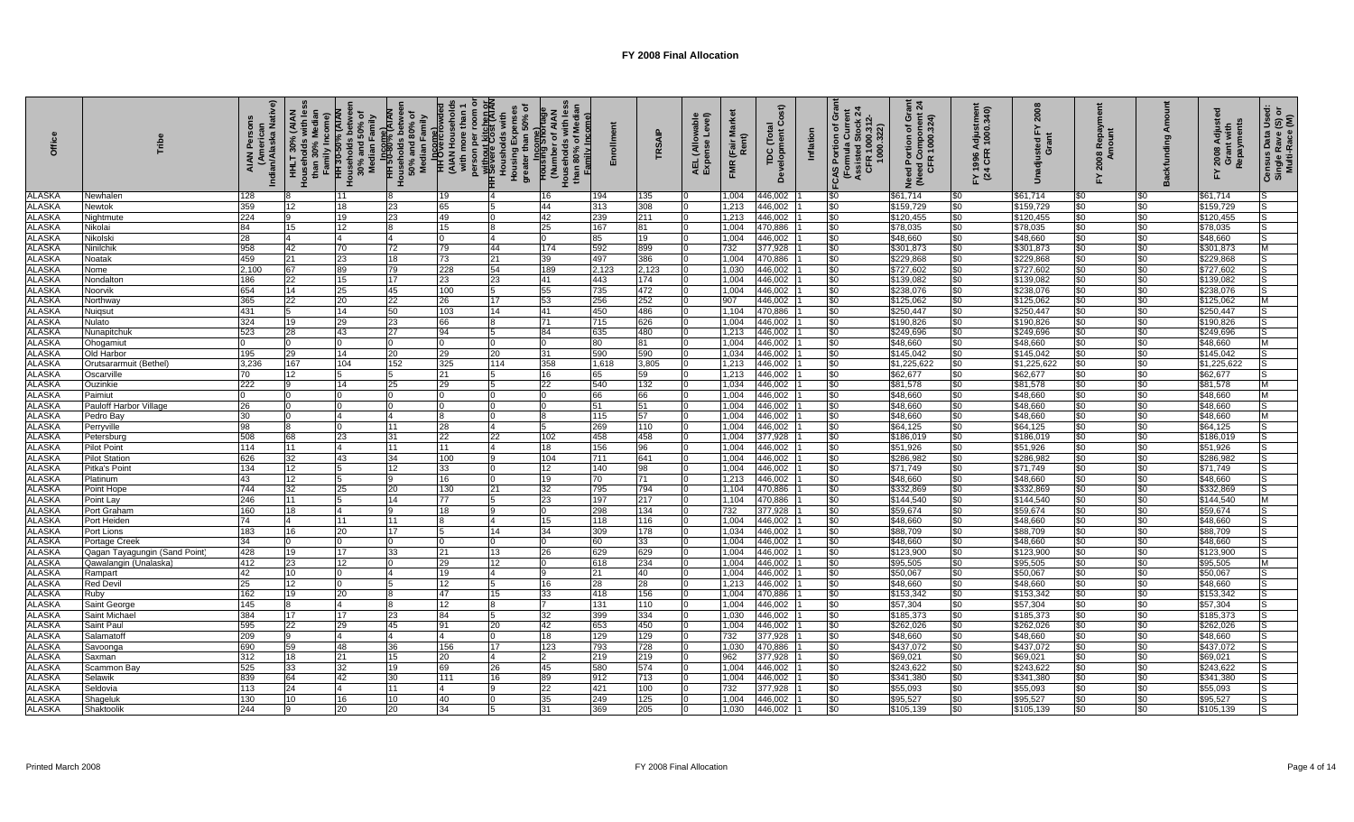# FY 2008 Final Allocation

| Office | Tribe | AIAN Persons (American Indian/Alaska Native) | HHLT 30% (AIAN Households with less than 30% Median Family Income) | HH 30-50% (AIAN Households between 30% and 50% of Median Family Income) | HH 50-80% (AIAN Households between 50% and 80% of Median Family Income) | HH Overcrowded (AIAN Households with more than 1 person per room or without kitchen or plumbing) | HH Severe Cost (AIAN Households with Housing Expenses greater than 50% of Income) | Housing Shortage (Number of AIAN Households with less than 80% of Median Family Income) | Enrollment | TRSAIP | AEL (Allowable Expense Level) | FMR (Fair Market Rent) | TDC (Total Development Cost) | Inflation | FCAS Portion of Grant (Formula Current Assisted Stock 24 CFR 1000.312-1000.322) | Need Portion of Grant (Need Component 24 CFR 1000.324) | FY 1996 Adjustment (24 CFR 1000.340) | Unadjusted FY 2008 Grant | FY 2008 Repayment Amount | Backfunding Amount | FY 2008 Adjusted Grant with Repayments | Census Data Used: Single Race (S) or Multi-Race (M) |
|---|---|---|---|---|---|---|---|---|---|---|---|---|---|---|---|---|---|---|---|---|---|---|
| ALASKA | Newhalen | 128 | 8 | 11 | 8 | 19 | 4 | 16 | 194 | 135 | 0 | 1,004 | 446,002 | 1 | $0 | $61,714 | $0 | $61,714 | $0 | $0 | $61,714 | S |
| ALASKA | Newtok | 359 | 12 | 18 | 23 | 65 | 5 | 44 | 313 | 308 | 0 | 1,213 | 446,002 | 1 | $0 | $159,729 | $0 | $159,729 | $0 | $0 | $159,729 | S |
| ALASKA | Nightmute | 224 | 9 | 19 | 23 | 49 | 0 | 42 | 239 | 211 | 0 | 1,213 | 446,002 | 1 | $0 | $120,455 | $0 | $120,455 | $0 | $0 | $120,455 | S |
| ALASKA | Nikolai | 84 | 15 | 12 | 8 | 15 | 8 | 25 | 167 | 81 | 0 | 1,004 | 470,886 | 1 | $0 | $78,035 | $0 | $78,035 | $0 | $0 | $78,035 | S |
| ALASKA | Nikolski | 28 | 4 | 4 | 4 | 0 | 4 | 0 | 85 | 19 | 0 | 1,004 | 446,002 | 1 | $0 | $48,660 | $0 | $48,660 | $0 | $0 | $48,660 | S |
| ALASKA | Ninilchik | 958 | 42 | 70 | 72 | 79 | 44 | 174 | 592 | 899 | 0 | 732 | 377,928 | 1 | $0 | $301,873 | $0 | $301,873 | $0 | $0 | $301,873 | M |
| ALASKA | Noatak | 459 | 21 | 23 | 18 | 73 | 21 | 39 | 497 | 386 | 0 | 1,004 | 470,886 | 1 | $0 | $229,868 | $0 | $229,868 | $0 | $0 | $229,868 | S |
| ALASKA | Nome | 2,100 | 67 | 89 | 79 | 228 | 54 | 189 | 2,123 | 2,123 | 0 | 1,030 | 446,002 | 1 | $0 | $727,602 | $0 | $727,602 | $0 | $0 | $727,602 | S |
| ALASKA | Nondalton | 186 | 22 | 15 | 17 | 23 | 23 | 41 | 443 | 174 | 0 | 1,004 | 446,002 | 1 | $0 | $139,082 | $0 | $139,082 | $0 | $0 | $139,082 | S |
| ALASKA | Noorvik | 654 | 14 | 25 | 45 | 100 | 5 | 55 | 735 | 472 | 0 | 1,004 | 446,002 | 1 | $0 | $238,076 | $0 | $238,076 | $0 | $0 | $238,076 | S |
| ALASKA | Northway | 365 | 22 | 20 | 22 | 26 | 17 | 53 | 256 | 252 | 0 | 907 | 446,002 | 1 | $0 | $125,062 | $0 | $125,062 | $0 | $0 | $125,062 | M |
| ALASKA | Nuiqsut | 431 | 5 | 14 | 50 | 103 | 14 | 41 | 450 | 486 | 0 | 1,104 | 470,886 | 1 | $0 | $250,447 | $0 | $250,447 | $0 | $0 | $250,447 | S |
| ALASKA | Nulato | 324 | 19 | 29 | 23 | 66 | 8 | 71 | 715 | 626 | 0 | 1,004 | 446,002 | 1 | $0 | $190,826 | $0 | $190,826 | $0 | $0 | $190,826 | S |
| ALASKA | Nunapitchuk | 523 | 28 | 43 | 27 | 94 | 5 | 84 | 635 | 480 | 0 | 1,213 | 446,002 | 1 | $0 | $249,696 | $0 | $249,696 | $0 | $0 | $249,696 | S |
| ALASKA | Ohogamiut | 0 | 0 | 0 | 0 | 0 | 0 | 0 | 80 | 81 | 0 | 1,004 | 446,002 | 1 | $0 | $48,660 | $0 | $48,660 | $0 | $0 | $48,660 | M |
| ALASKA | Old Harbor | 195 | 29 | 14 | 20 | 29 | 20 | 31 | 590 | 590 | 0 | 1,034 | 446,002 | 1 | $0 | $145,042 | $0 | $145,042 | $0 | $0 | $145,042 | S |
| ALASKA | Orutsararmuit (Bethel) | 3,236 | 167 | 104 | 152 | 325 | 114 | 358 | 1,618 | 3,805 | 0 | 1,213 | 446,002 | 1 | $0 | $1,225,622 | $0 | $1,225,622 | $0 | $0 | $1,225,622 | S |
| ALASKA | Oscarville | 70 | 12 | 5 | 5 | 21 | 5 | 16 | 65 | 59 | 0 | 1,213 | 446,002 | 1 | $0 | $62,677 | $0 | $62,677 | $0 | $0 | $62,677 | S |
| ALASKA | Ouzinkie | 222 | 9 | 14 | 25 | 29 | 5 | 22 | 540 | 132 | 0 | 1,034 | 446,002 | 1 | $0 | $81,578 | $0 | $81,578 | $0 | $0 | $81,578 | M |
| ALASKA | Paimiut | 0 | 0 | 0 | 0 | 0 | 0 | 0 | 66 | 66 | 0 | 1,004 | 446,002 | 1 | $0 | $48,660 | $0 | $48,660 | $0 | $0 | $48,660 | M |
| ALASKA | Pauloff Harbor Village | 26 | 0 | 0 | 0 | 0 | 0 | 0 | 51 | 51 | 0 | 1,004 | 446,002 | 1 | $0 | $48,660 | $0 | $48,660 | $0 | $0 | $48,660 | S |
| ALASKA | Pedro Bay | 30 | 0 | 4 | 4 | 8 | 0 | 8 | 115 | 57 | 0 | 1,004 | 446,002 | 1 | $0 | $48,660 | $0 | $48,660 | $0 | $0 | $48,660 | M |
| ALASKA | Perryville | 98 | 8 | 0 | 11 | 28 | 4 | 5 | 269 | 110 | 0 | 1,004 | 446,002 | 1 | $0 | $64,125 | $0 | $64,125 | $0 | $0 | $64,125 | S |
| ALASKA | Petersburg | 508 | 68 | 23 | 31 | 22 | 22 | 102 | 458 | 458 | 0 | 1,004 | 377,928 | 1 | $0 | $186,019 | $0 | $186,019 | $0 | $0 | $186,019 | S |
| ALASKA | Pilot Point | 114 | 11 | 4 | 11 | 11 | 4 | 18 | 156 | 96 | 0 | 1,004 | 446,002 | 1 | $0 | $51,926 | $0 | $51,926 | $0 | $0 | $51,926 | S |
| ALASKA | Pilot Station | 626 | 32 | 43 | 34 | 100 | 9 | 104 | 711 | 641 | 0 | 1,004 | 446,002 | 1 | $0 | $286,982 | $0 | $286,982 | $0 | $0 | $286,982 | S |
| ALASKA | Pitka's Point | 134 | 12 | 5 | 12 | 33 | 0 | 12 | 140 | 98 | 0 | 1,004 | 446,002 | 1 | $0 | $71,749 | $0 | $71,749 | $0 | $0 | $71,749 | S |
| ALASKA | Platinum | 43 | 12 | 5 | 9 | 16 | 0 | 19 | 70 | 71 | 0 | 1,213 | 446,002 | 1 | $0 | $48,660 | $0 | $48,660 | $0 | $0 | $48,660 | S |
| ALASKA | Point Hope | 744 | 32 | 25 | 20 | 130 | 21 | 32 | 795 | 794 | 0 | 1,104 | 470,886 | 1 | $0 | $332,869 | $0 | $332,869 | $0 | $0 | $332,869 | S |
| ALASKA | Point Lay | 246 | 11 | 5 | 14 | 77 | 5 | 23 | 197 | 217 | 0 | 1,104 | 470,886 | 1 | $0 | $144,540 | $0 | $144,540 | $0 | $0 | $144,540 | M |
| ALASKA | Port Graham | 160 | 18 | 4 | 9 | 18 | 9 | 0 | 298 | 134 | 0 | 732 | 377,928 | 1 | $0 | $59,674 | $0 | $59,674 | $0 | $0 | $59,674 | S |
| ALASKA | Port Heiden | 74 | 4 | 11 | 11 | 8 | 4 | 15 | 118 | 116 | 0 | 1,004 | 446,002 | 1 | $0 | $48,660 | $0 | $48,660 | $0 | $0 | $48,660 | S |
| ALASKA | Port Lions | 183 | 16 | 20 | 17 | 5 | 14 | 34 | 309 | 178 | 0 | 1,034 | 446,002 | 1 | $0 | $88,709 | $0 | $88,709 | $0 | $0 | $88,709 | S |
| ALASKA | Portage Creek | 34 | 0 | 0 | 0 | 0 | 0 | 0 | 60 | 33 | 0 | 1,004 | 446,002 | 1 | $0 | $48,660 | $0 | $48,660 | $0 | $0 | $48,660 | S |
| ALASKA | Qagan Tayagungin (Sand Point) | 428 | 19 | 17 | 33 | 21 | 13 | 26 | 629 | 629 | 0 | 1,004 | 446,002 | 1 | $0 | $123,900 | $0 | $123,900 | $0 | $0 | $123,900 | S |
| ALASKA | Qawalangin (Unalaska) | 412 | 23 | 12 | 0 | 29 | 12 | 0 | 618 | 234 | 0 | 1,004 | 446,002 | 1 | $0 | $95,505 | $0 | $95,505 | $0 | $0 | $95,505 | M |
| ALASKA | Rampart | 42 | 10 | 0 | 4 | 19 | 4 | 9 | 21 | 40 | 0 | 1,004 | 446,002 | 1 | $0 | $50,067 | $0 | $50,067 | $0 | $0 | $50,067 | S |
| ALASKA | Red Devil | 25 | 12 | 0 | 5 | 12 | 5 | 16 | 28 | 28 | 0 | 1,213 | 446,002 | 1 | $0 | $48,660 | $0 | $48,660 | $0 | $0 | $48,660 | S |
| ALASKA | Ruby | 162 | 19 | 20 | 8 | 47 | 15 | 33 | 418 | 156 | 0 | 1,004 | 470,886 | 1 | $0 | $153,342 | $0 | $153,342 | $0 | $0 | $153,342 | S |
| ALASKA | Saint George | 145 | 8 | 4 | 8 | 12 | 8 | 7 | 131 | 110 | 0 | 1,004 | 446,002 | 1 | $0 | $57,304 | $0 | $57,304 | $0 | $0 | $57,304 | S |
| ALASKA | Saint Michael | 384 | 17 | 17 | 23 | 84 | 5 | 32 | 399 | 334 | 0 | 1,030 | 446,002 | 1 | $0 | $185,373 | $0 | $185,373 | $0 | $0 | $185,373 | S |
| ALASKA | Saint Paul | 595 | 22 | 29 | 45 | 91 | 20 | 42 | 653 | 450 | 0 | 1,004 | 446,002 | 1 | $0 | $262,026 | $0 | $262,026 | $0 | $0 | $262,026 | S |
| ALASKA | Salamatoff | 209 | 9 | 4 | 4 | 4 | 0 | 18 | 129 | 129 | 0 | 732 | 377,928 | 1 | $0 | $48,660 | $0 | $48,660 | $0 | $0 | $48,660 | S |
| ALASKA | Savoonga | 690 | 59 | 48 | 36 | 156 | 17 | 123 | 793 | 728 | 0 | 1,030 | 470,886 | 1 | $0 | $437,072 | $0 | $437,072 | $0 | $0 | $437,072 | S |
| ALASKA | Saxman | 312 | 18 | 21 | 15 | 20 | 4 | 2 | 219 | 219 | 0 | 962 | 377,928 | 1 | $0 | $69,021 | $0 | $69,021 | $0 | $0 | $69,021 | S |
| ALASKA | Scammon Bay | 525 | 33 | 32 | 19 | 69 | 26 | 45 | 580 | 574 | 0 | 1,004 | 446,002 | 1 | $0 | $243,622 | $0 | $243,622 | $0 | $0 | $243,622 | S |
| ALASKA | Selawik | 839 | 64 | 42 | 30 | 111 | 16 | 89 | 912 | 713 | 0 | 1,004 | 446,002 | 1 | $0 | $341,380 | $0 | $341,380 | $0 | $0 | $341,380 | S |
| ALASKA | Seldovia | 113 | 24 | 4 | 11 | 4 | 9 | 22 | 421 | 100 | 0 | 732 | 377,928 | 1 | $0 | $55,093 | $0 | $55,093 | $0 | $0 | $55,093 | S |
| ALASKA | Shageluk | 130 | 10 | 16 | 10 | 40 | 0 | 35 | 249 | 125 | 0 | 1,004 | 446,002 | 1 | $0 | $95,527 | $0 | $95,527 | $0 | $0 | $95,527 | S |
| ALASKA | Shaktoolik | 244 | 9 | 20 | 20 | 34 | 5 | 31 | 369 | 205 | 0 | 1,030 | 446,002 | 1 | $0 | $105,139 | $0 | $105,139 | $0 | $0 | $105,139 | S |

Printed March 2008 | FY 2008 Final Allocation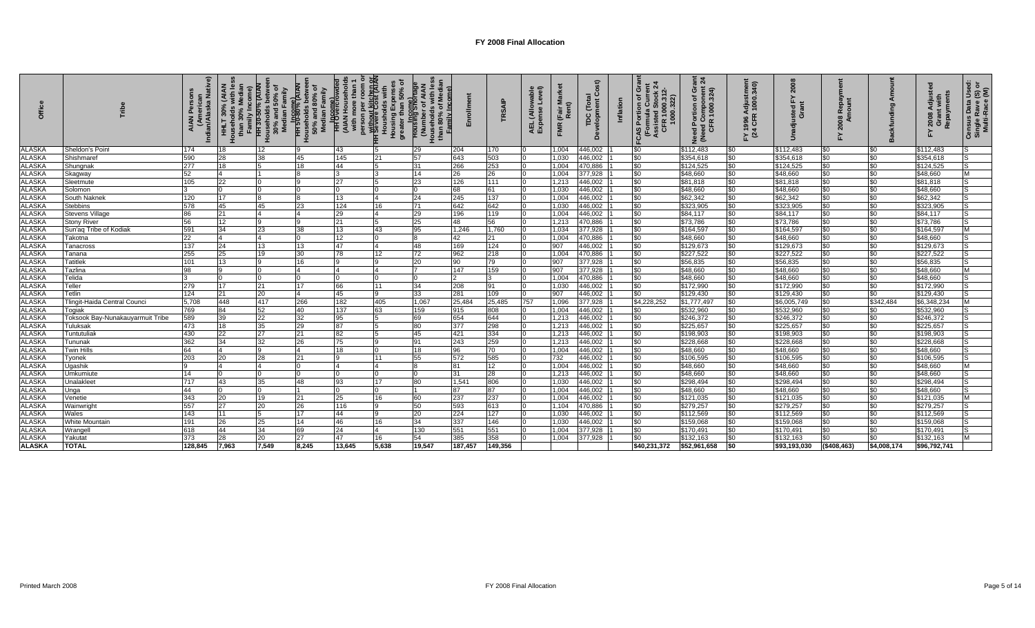# FY 2008 Final Allocation

| Office | Tribe | AIAN Persons (American Indian/Alaska Native) | HHLT 30% (AIAN Households with less than 30% Median Family Income) | HH 30-50% (AIAN Households between 30% and 50% of Median Family Income) | HH 50-80% (AIAN Households between 50% and 80% of Median Family Income) | HH Overcrowded (AIAN Households with more than 1 person per room or without kitchen or plumbing) | HH Severe Cost (AIAN Households with Housing Expenses greater than 50% of Income) | Housing Shortage (Number of AIAN Households with less than 80% of Median Family Income) | Enrollment | TRSAIP | AEL (Allowable Expense Level) | FMR (Fair Market Rent) | TDC (Total Development Cost) | Inflation | FCAS Portion of Grant (Formula Current Assisted Stock 24 CFR 1000.312-1000.322) | Need Portion of Grant (Need Component 24 CFR 1000.324) | FY 1996 Adjustment (24 CFR 1000.340) | Unadjusted FY 2008 Grant | FY 2008 Repayment Amount | Backfunding Amount | FY 2008 Adjusted Grant with Repayments | Census Data Used: Single Rave (S) or Multi-Race (M) |
|---|---|---|---|---|---|---|---|---|---|---|---|---|---|---|---|---|---|---|---|---|---|---|
| ALASKA | Sheldon's Point | 174 | 18 | 12 | 9 | 43 | 5 | 29 | 204 | 170 | 0 | 1,004 | 446,002 | 1 | $0 | $112,483 | $0 | $112,483 | $0 | $0 | $112,483 | S |
| ALASKA | Shishmaref | 590 | 28 | 38 | 45 | 145 | 21 | 57 | 643 | 503 | 0 | 1,030 | 446,002 | 1 | $0 | $354,618 | $0 | $354,618 | $0 | $0 | $354,618 | S |
| ALASKA | Shungnak | 277 | 18 | 5 | 18 | 44 | 5 | 31 | 266 | 253 | 0 | 1,004 | 470,886 | 1 | $0 | $124,525 | $0 | $124,525 | $0 | $0 | $124,525 | S |
| ALASKA | Skagway | 52 | 4 | 1 | 8 | 3 | 3 | 14 | 26 | 26 | 0 | 1,004 | 377,928 | 1 | $0 | $48,660 | $0 | $48,660 | $0 | $0 | $48,660 | M |
| ALASKA | Sleetmute | 105 | 22 | 0 | 9 | 27 | 5 | 23 | 126 | 111 | 0 | 1,213 | 446,002 | 1 | $0 | $81,818 | $0 | $81,818 | $0 | $0 | $81,818 | S |
| ALASKA | Solomon | 3 | 0 | 0 | 0 | 0 | 0 | 0 | 68 | 61 | 0 | 1,030 | 446,002 | 1 | $0 | $48,660 | $0 | $48,660 | $0 | $0 | $48,660 | S |
| ALASKA | South Naknek | 120 | 17 | 8 | 8 | 13 | 4 | 24 | 245 | 137 | 0 | 1,004 | 446,002 | 1 | $0 | $62,342 | $0 | $62,342 | $0 | $0 | $62,342 | S |
| ALASKA | Stebbins | 578 | 45 | 45 | 23 | 124 | 16 | 71 | 642 | 642 | 0 | 1,030 | 446,002 | 1 | $0 | $323,905 | $0 | $323,905 | $0 | $0 | $323,905 | S |
| ALASKA | Stevens Village | 86 | 21 | 4 | 4 | 29 | 4 | 29 | 196 | 119 | 0 | 1,004 | 446,002 | 1 | $0 | $84,117 | $0 | $84,117 | $0 | $0 | $84,117 | S |
| ALASKA | Stony River | 56 | 12 | 9 | 9 | 21 | 5 | 25 | 48 | 56 | 0 | 1,213 | 470,886 | 1 | $0 | $73,786 | $0 | $73,786 | $0 | $0 | $73,786 | S |
| ALASKA | Sun'aq Tribe of Kodiak | 591 | 34 | 23 | 38 | 13 | 43 | 95 | 1,246 | 1,760 | 0 | 1,034 | 377,928 | 1 | $0 | $164,597 | $0 | $164,597 | $0 | $0 | $164,597 | M |
| ALASKA | Takotna | 22 | 4 | 4 | 0 | 12 | 0 | 8 | 42 | 21 | 0 | 1,004 | 470,886 | 1 | $0 | $48,660 | $0 | $48,660 | $0 | $0 | $48,660 | S |
| ALASKA | Tanacross | 137 | 24 | 13 | 13 | 47 | 4 | 48 | 169 | 124 | 0 | 907 | 446,002 | 1 | $0 | $129,673 | $0 | $129,673 | $0 | $0 | $129,673 | S |
| ALASKA | Tanana | 255 | 25 | 19 | 30 | 78 | 12 | 72 | 962 | 218 | 0 | 1,004 | 470,886 | 1 | $0 | $227,522 | $0 | $227,522 | $0 | $0 | $227,522 | S |
| ALASKA | Tatitlek | 101 | 13 | 9 | 16 | 9 | 9 | 20 | 90 | 79 | 0 | 907 | 377,928 | 1 | $0 | $56,835 | $0 | $56,835 | $0 | $0 | $56,835 | S |
| ALASKA | Tazlina | 98 | 9 | 0 | 4 | 4 | 4 | 7 | 147 | 159 | 0 | 907 | 377,928 | 1 | $0 | $48,660 | $0 | $48,660 | $0 | $0 | $48,660 | M |
| ALASKA | Telida | 3 | 0 | 0 | 0 | 0 | 0 | 0 | 2 | 3 | 0 | 1,004 | 470,886 | 1 | $0 | $48,660 | $0 | $48,660 | $0 | $0 | $48,660 | S |
| ALASKA | Teller | 279 | 17 | 21 | 17 | 66 | 11 | 34 | 208 | 91 | 0 | 1,030 | 446,002 | 1 | $0 | $172,990 | $0 | $172,990 | $0 | $0 | $172,990 | S |
| ALASKA | Tetlin | 124 | 21 | 20 | 4 | 45 | 9 | 33 | 281 | 109 | 0 | 907 | 446,002 | 1 | $0 | $129,430 | $0 | $129,430 | $0 | $0 | $129,430 | S |
| ALASKA | Tlingit-Haida Central Counci | 5,708 | 448 | 417 | 266 | 182 | 405 | 1,067 | 25,484 | 25,485 | 757 | 1,096 | 377,928 | 1 | $4,228,252 | $1,777,497 | $0 | $6,005,749 | $0 | $342,484 | $6,348,234 | M |
| ALASKA | Togiak | 769 | 84 | 52 | 40 | 137 | 63 | 159 | 915 | 808 | 0 | 1,004 | 446,002 | 1 | $0 | $532,960 | $0 | $532,960 | $0 | $0 | $532,960 | S |
| ALASKA | Toksook Bay-Nunakauyarmuit Tribe | 589 | 39 | 22 | 32 | 95 | 5 | 69 | 654 | 644 | 0 | 1,213 | 446,002 | 1 | $0 | $246,372 | $0 | $246,372 | $0 | $0 | $246,372 | S |
| ALASKA | Tuluksak | 473 | 18 | 35 | 29 | 87 | 5 | 80 | 377 | 298 | 0 | 1,213 | 446,002 | 1 | $0 | $225,657 | $0 | $225,657 | $0 | $0 | $225,657 | S |
| ALASKA | Tuntutuliak | 430 | 22 | 27 | 21 | 82 | 5 | 45 | 421 | 334 | 0 | 1,213 | 446,002 | 1 | $0 | $198,903 | $0 | $198,903 | $0 | $0 | $198,903 | S |
| ALASKA | Tununak | 362 | 34 | 32 | 26 | 75 | 9 | 91 | 243 | 259 | 0 | 1,213 | 446,002 | 1 | $0 | $228,668 | $0 | $228,668 | $0 | $0 | $228,668 | S |
| ALASKA | Twin Hills | 64 | 4 | 9 | 4 | 18 | 0 | 18 | 96 | 70 | 0 | 1,004 | 446,002 | 1 | $0 | $48,660 | $0 | $48,660 | $0 | $0 | $48,660 | S |
| ALASKA | Tyonek | 203 | 20 | 28 | 21 | 9 | 11 | 55 | 572 | 585 | 0 | 732 | 446,002 | 1 | $0 | $106,595 | $0 | $106,595 | $0 | $0 | $106,595 | S |
| ALASKA | Ugashik | 9 | 4 | 4 | 0 | 4 | 4 | 8 | 81 | 12 | 0 | 1,004 | 446,002 | 1 | $0 | $48,660 | $0 | $48,660 | $0 | $0 | $48,660 | M |
| ALASKA | Umkumiute | 14 | 0 | 0 | 0 | 0 | 0 | 0 | 31 | 28 | 0 | 1,213 | 446,002 | 1 | $0 | $48,660 | $0 | $48,660 | $0 | $0 | $48,660 | S |
| ALASKA | Unalakleet | 717 | 43 | 35 | 48 | 93 | 17 | 80 | 1,541 | 806 | 0 | 1,030 | 446,002 | 1 | $0 | $298,494 | $0 | $298,494 | $0 | $0 | $298,494 | S |
| ALASKA | Unga | 44 | 0 | 0 | 1 | 0 | 0 | 0 | 87 | 87 | 0 | 1,004 | 446,002 | 1 | $0 | $48,660 | $0 | $48,660 | $0 | $0 | $48,660 | S |
| ALASKA | Venetie | 343 | 20 | 19 | 21 | 25 | 16 | 60 | 237 | 237 | 0 | 1,004 | 446,002 | 1 | $0 | $121,035 | $0 | $121,035 | $0 | $0 | $121,035 | M |
| ALASKA | Wainwright | 557 | 27 | 20 | 26 | 116 | 9 | 50 | 593 | 613 | 0 | 1,104 | 470,886 | 1 | $0 | $279,257 | $0 | $279,257 | $0 | $0 | $279,257 | S |
| ALASKA | Wales | 143 | 11 | 5 | 17 | 44 | 9 | 20 | 224 | 127 | 0 | 1,030 | 446,002 | 1 | $0 | $112,569 | $0 | $112,569 | $0 | $0 | $112,569 | S |
| ALASKA | White Mountain | 191 | 26 | 25 | 14 | 46 | 16 | 34 | 337 | 146 | 0 | 1,030 | 446,002 | 1 | $0 | $159,068 | $0 | $159,068 | $0 | $0 | $159,068 | S |
| ALASKA | Wrangell | 618 | 44 | 34 | 69 | 24 | 4 | 130 | 551 | 551 | 0 | 1,004 | 377,928 | 1 | $0 | $170,491 | $0 | $170,491 | $0 | $0 | $170,491 | S |
| ALASKA | Yakutat | 373 | 28 | 20 | 27 | 47 | 16 | 54 | 385 | 358 | 0 | 1,004 | 377,928 | 1 | $0 | $132,163 | $0 | $132,163 | $0 | $0 | $132,163 | M |
| **ALASKA** | **TOTAL** | **128,845** | **7,963** | **7,549** | **8,245** | **13,645** | **5,638** | **19,547** | **187,457** | **149,356** | | | | | **$40,231,372** | **$52,961,658** | **$0** | **$93,193,030** | **($408,463)** | **$4,008,174** | **$96,792,741** | |

Printed March 2008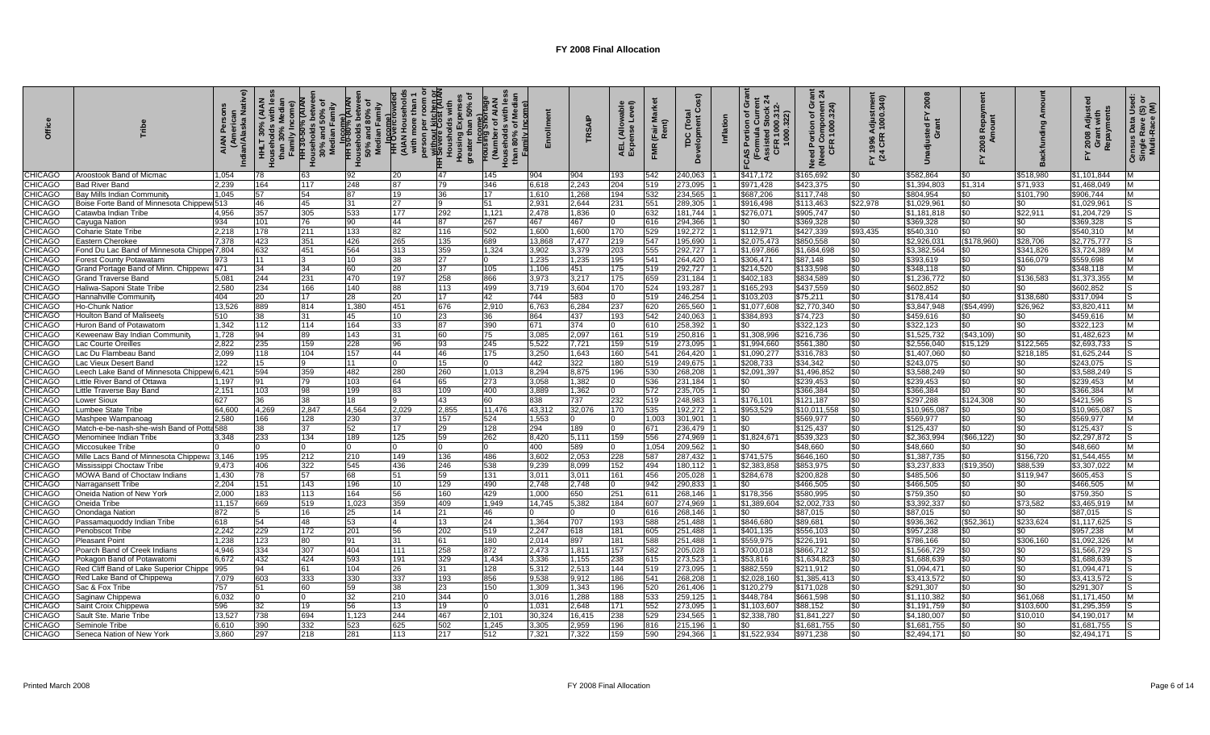# FY 2008 Final Allocation

| Office | Tribe | AIAN Persons (American Indian/Alaska Native) | HHLT 30% (AIAN Households with less than 30% Median Family Income) | HH 30-50% (AIAN Households between 30% and 50% of Median Family Income) | HH 50-80% (AIAN Households between 50% and 80% of Median Family Income) | HH Overcrowded (AIAN Households with more than 1 person per room or without kitchen or plumbing) | HH Severe Cost (AIAN Households with Housing Expenses greater than 50% of Income) | Housing Shortage (Number of AIAN Households with less than 80% of Median Family Income) | Enrollment | TRSAIP | AEL (Allowable Expense Level) | FMR (Fair Market Rent) | TDC (Total Development Cost) | Inflation | FCAS Portion of Grant (Formula Current Assisted Stock 24 CFR 1000.312-1000.322) | Need Portion of Grant (Need Component 24 CFR 1000.324) | FY 1996 Adjustment (24 CFR 1000.340) | Unadjusted FY 2008 Grant | FY 2008 Repayment Amount | Backfunding Amount | FY 2008 Adjusted Grant with Repayments | Census Data Used: Single Rave (S) or Multi-Race (M) |
|---|---|---|---|---|---|---|---|---|---|---|---|---|---|---|---|---|---|---|---|---|---|---|
| CHICAGO | Aroostook Band of Micmac | 1,054 | 78 | 63 | 92 | 20 | 47 | 145 | 904 | 904 | 193 | 542 | 240,063 | 1 | $417,172 | $165,692 | $0 | $582,864 | $0 | $518,980 | $1,101,844 | M |
| CHICAGO | Bad River Band | 2,239 | 164 | 117 | 248 | 87 | 79 | 346 | 6,618 | 2,243 | 204 | 519 | 273,095 | 1 | $971,428 | $423,375 | $0 | $1,394,803 | $1,314 | $71,933 | $1,468,049 | M |
| CHICAGO | Bay Mills Indian Community | 1,045 | 57 | 54 | 87 | 19 | 36 | 17 | 1,610 | 1,268 | 194 | 532 | 234,565 | 1 | $687,206 | $117,748 | $0 | $804,954 | $0 | $101,790 | $906,744 | M |
| CHICAGO | Boise Forte Band of Minnesota Chippew | 513 | 46 | 45 | 31 | 27 | 9 | 51 | 2,931 | 2,644 | 231 | 551 | 289,305 | 1 | $916,498 | $113,463 | $22,978 | $1,029,961 | $0 | $0 | $1,029,961 | S |
| CHICAGO | Catawba Indian Tribe | 4,956 | 357 | 305 | 533 | 177 | 292 | 1,121 | 2,478 | 1,836 | 0 | 632 | 181,744 | 1 | $276,071 | $905,747 | $0 | $1,181,818 | $0 | $22,911 | $1,204,729 | S |
| CHICAGO | Cayuga Nation | 934 | 101 | 76 | 90 | 44 | 87 | 267 | 467 | 467 | 0 | 616 | 294,366 | 1 | $0 | $369,328 | $0 | $369,328 | $0 | $0 | $369,328 | S |
| CHICAGO | Coharie State Tribe | 2,218 | 178 | 211 | 133 | 82 | 116 | 502 | 1,600 | 1,600 | 170 | 529 | 192,272 | 1 | $112,971 | $427,339 | $93,435 | $540,310 | $0 | $0 | $540,310 | M |
| CHICAGO | Eastern Cherokee | 7,378 | 423 | 351 | 426 | 265 | 135 | 689 | 13,868 | 7,477 | 219 | 547 | 195,690 | 1 | $2,075,473 | $850,558 | $0 | $2,926,031 | ($178,960) | $28,706 | $2,775,777 | S |
| CHICAGO | Fond Du Lac Band of Minnesota Chippev | 7,804 | 632 | 451 | 564 | 313 | 359 | 1,324 | 3,902 | 3,379 | 203 | 555 | 292,727 | 1 | $1,697,866 | $1,684,698 | $0 | $3,382,564 | $0 | $341,826 | $3,724,389 | M |
| CHICAGO | Forest County Potawatami | 973 | 11 | 3 | 10 | 38 | 27 | 0 | 1,235 | 1,235 | 195 | 541 | 264,420 | 1 | $306,471 | $87,148 | $0 | $393,619 | $0 | $166,079 | $559,698 | M |
| CHICAGO | Grand Portage Band of Minn. Chippewa | 471 | 34 | 34 | 60 | 20 | 37 | 105 | 1,106 | 451 | 175 | 519 | 292,727 | 1 | $214,520 | $133,598 | $0 | $348,118 | $0 | $0 | $348,118 | M |
| CHICAGO | Grand Traverse Band | 5,081 | 244 | 231 | 470 | 197 | 258 | 866 | 3,973 | 3,217 | 175 | 659 | 231,184 | 1 | $402,183 | $834,589 | $0 | $1,236,772 | $0 | $136,583 | $1,373,355 | M |
| CHICAGO | Haliwa-Saponi State Tribe | 2,580 | 234 | 166 | 140 | 88 | 113 | 499 | 3,719 | 3,604 | 170 | 524 | 193,287 | 1 | $165,293 | $437,559 | $0 | $602,852 | $0 | $0 | $602,852 | S |
| CHICAGO | Hannahville Community | 404 | 20 | 17 | 28 | 20 | 17 | 42 | 744 | 583 | 0 | 519 | 246,254 | 1 | $103,203 | $75,211 | $0 | $178,414 | $0 | $138,680 | $317,094 | S |
| CHICAGO | Ho-Chunk Nation | 13,526 | 889 | 814 | 1,380 | 451 | 676 | 2,910 | 6,763 | 6,284 | 237 | 620 | 265,560 | 1 | $1,077,608 | $2,770,340 | $0 | $3,847,948 | ($54,499) | $26,962 | $3,820,411 | M |
| CHICAGO | Houlton Band of Maliseets | 510 | 38 | 31 | 45 | 10 | 23 | 36 | 864 | 437 | 193 | 542 | 240,063 | 1 | $384,893 | $74,723 | $0 | $459,616 | $0 | $0 | $459,616 | M |
| CHICAGO | Huron Band of Potawatomi | 1,342 | 112 | 114 | 164 | 33 | 87 | 390 | 671 | 374 | 0 | 610 | 258,392 | 1 | $0 | $322,123 | $0 | $322,123 | $0 | $0 | $322,123 | M |
| CHICAGO | Keweenaw Bay Indian Community | 1,728 | 94 | 89 | 143 | 31 | 60 | 75 | 3,085 | 2,097 | 161 | 519 | 250,816 | 1 | $1,308,996 | $216,736 | $0 | $1,525,732 | ($43,109) | $0 | $1,482,623 | M |
| CHICAGO | Lac Courte Oreilles | 2,822 | 235 | 159 | 228 | 96 | 93 | 245 | 5,522 | 7,721 | 159 | 519 | 273,095 | 1 | $1,994,660 | $561,380 | $0 | $2,556,040 | $15,129 | $122,565 | $2,693,733 | S |
| CHICAGO | Lac Du Flambeau Band | 2,099 | 118 | 104 | 157 | 44 | 46 | 175 | 3,250 | 1,643 | 160 | 541 | 264,420 | 1 | $1,090,277 | $316,783 | $0 | $1,407,060 | $0 | $218,185 | $1,625,244 | S |
| CHICAGO | Lac Vieux Desert Band | 122 | 15 | 9 | 11 | 0 | 15 | 0 | 442 | 322 | 180 | 519 | 249,675 | 1 | $208,733 | $34,342 | $0 | $243,075 | $0 | $0 | $243,075 | S |
| CHICAGO | Leech Lake Band of Minnesota Chippew | 6,421 | 594 | 359 | 482 | 280 | 260 | 1,013 | 8,294 | 8,875 | 196 | 530 | 268,208 | 1 | $2,091,397 | $1,496,852 | $0 | $3,588,249 | $0 | $0 | $3,588,249 | S |
| CHICAGO | Little River Band of Ottawa | 1,197 | 91 | 79 | 103 | 64 | 65 | 273 | 3,058 | 1,382 | 0 | 536 | 231,184 | 1 | $0 | $239,453 | $0 | $239,453 | $0 | $0 | $239,453 | M |
| CHICAGO | Little Traverse Bay Band | 2,151 | 103 | 98 | 199 | 83 | 109 | 400 | 3,889 | 1,362 | 0 | 572 | 235,705 | 1 | $0 | $366,384 | $0 | $366,384 | $0 | $0 | $366,384 | M |
| CHICAGO | Lower Sioux | 627 | 36 | 38 | 18 | 9 | 43 | 60 | 838 | 737 | 232 | 519 | 248,983 | 1 | $176,101 | $121,187 | $0 | $297,288 | $124,308 | $0 | $421,596 | S |
| CHICAGO | Lumbee State Tribe | 64,600 | 4,269 | 2,847 | 4,564 | 2,029 | 2,855 | 11,476 | 43,312 | 32,076 | 170 | 535 | 192,272 | 1 | $953,529 | $10,011,558 | $0 | $10,965,087 | $0 | $0 | $10,965,087 | S |
| CHICAGO | Mashpee Wampanoag | 2,580 | 166 | 128 | 230 | 37 | 157 | 524 | 1,553 | 0 | 0 | 1,003 | 301,901 | 1 | $0 | $569,977 | $0 | $569,977 | $0 | $0 | $569,977 | M |
| CHICAGO | Match-e-be-nash-she-wish Band of Potta | 588 | 38 | 37 | 52 | 17 | 29 | 128 | 294 | 189 | 0 | 671 | 236,479 | 1 | $0 | $125,437 | $0 | $125,437 | $0 | $0 | $125,437 | S |
| CHICAGO | Menominee Indian Tribe | 3,348 | 233 | 134 | 189 | 125 | 59 | 262 | 8,420 | 5,111 | 159 | 556 | 274,969 | 1 | $1,824,671 | $539,323 | $0 | $2,363,994 | ($66,122) | $0 | $2,297,872 | S |
| CHICAGO | Miccosukee Tribe | 0 | 0 | 0 | 0 | 0 | 0 | 0 | 400 | 589 | 0 | 1,054 | 209,562 | 1 | $0 | $48,660 | $0 | $48,660 | $0 | $0 | $48,660 | M |
| CHICAGO | Mille Lacs Band of Minnesota Chippewa | 3,146 | 195 | 212 | 210 | 149 | 136 | 486 | 3,602 | 2,053 | 228 | 587 | 287,432 | 1 | $741,575 | $646,160 | $0 | $1,387,735 | $0 | $156,720 | $1,544,455 | M |
| CHICAGO | Mississippi Choctaw Tribe | 9,473 | 406 | 322 | 545 | 436 | 246 | 538 | 9,239 | 8,099 | 152 | 494 | 180,112 | 1 | $2,383,858 | $853,975 | $0 | $3,237,833 | ($19,350) | $88,539 | $3,307,022 | M |
| CHICAGO | MOWA Band of Choctaw Indians | 1,430 | 78 | 57 | 68 | 51 | 59 | 131 | 3,011 | 3,011 | 161 | 456 | 205,028 | 1 | $284,678 | $200,828 | $0 | $485,506 | $0 | $119,947 | $605,453 | S |
| CHICAGO | Narragansett Tribe | 2,204 | 151 | 143 | 196 | 10 | 129 | 490 | 2,748 | 2,748 | 0 | 942 | 290,833 | 1 | $0 | $466,505 | $0 | $466,505 | $0 | $0 | $466,505 | M |
| CHICAGO | Oneida Nation of New York | 2,000 | 183 | 113 | 164 | 56 | 160 | 429 | 1,000 | 650 | 251 | 611 | 268,146 | 1 | $178,356 | $580,995 | $0 | $759,350 | $0 | $0 | $759,350 | S |
| CHICAGO | Oneida Tribe | 11,157 | 669 | 519 | 1,023 | 359 | 409 | 1,949 | 14,745 | 5,382 | 184 | 607 | 274,969 | 1 | $1,389,604 | $2,002,733 | $0 | $3,392,337 | $0 | $73,582 | $3,465,919 | M |
| CHICAGO | Onondaga Nation | 872 | 5 | 16 | 25 | 14 | 21 | 46 | 0 | 0 | 0 | 616 | 268,146 | 1 | $0 | $87,015 | $0 | $87,015 | $0 | $0 | $87,015 | S |
| CHICAGO | Passamaquoddy Indian Tribe | 618 | 54 | 48 | 53 | 4 | 13 | 24 | 1,364 | 707 | 193 | 588 | 251,488 | 1 | $846,680 | $89,681 | $0 | $936,362 | ($52,361) | $233,624 | $1,117,625 | S |
| CHICAGO | Penobscot Tribe | 2,242 | 229 | 172 | 201 | 56 | 202 | 519 | 2,247 | 618 | 181 | 605 | 251,488 | 1 | $401,135 | $556,103 | $0 | $957,238 | $0 | $0 | $957,238 | M |
| CHICAGO | Pleasant Point | 1,238 | 123 | 80 | 91 | 31 | 61 | 180 | 2,014 | 897 | 181 | 588 | 251,488 | 1 | $559,975 | $226,191 | $0 | $786,166 | $0 | $306,160 | $1,092,326 | M |
| CHICAGO | Poarch Band of Creek Indians | 4,946 | 334 | 307 | 404 | 111 | 258 | 872 | 2,473 | 1,811 | 157 | 582 | 205,028 | 1 | $700,018 | $866,712 | $0 | $1,566,729 | $0 | $0 | $1,566,729 | S |
| CHICAGO | Pokagon Band of Potawatomi | 6,672 | 432 | 424 | 593 | 191 | 329 | 1,434 | 3,336 | 1,155 | 238 | 615 | 273,523 | 1 | $53,816 | $1,634,823 | $0 | $1,688,639 | $0 | $0 | $1,688,639 | S |
| CHICAGO | Red Cliff Band of Lake Superior Chippe | 995 | 94 | 61 | 104 | 26 | 31 | 128 | 5,312 | 2,513 | 144 | 519 | 273,095 | 1 | $882,559 | $211,912 | $0 | $1,094,471 | $0 | $0 | $1,094,471 | S |
| CHICAGO | Red Lake Band of Chippewa | 7,079 | 603 | 333 | 330 | 337 | 193 | 856 | 9,538 | 9,912 | 186 | 541 | 268,208 | 1 | $2,028,160 | $1,385,413 | $0 | $3,413,572 | $0 | $0 | $3,413,572 | S |
| CHICAGO | Sac & Fox Tribe | 757 | 51 | 60 | 59 | 38 | 23 | 150 | 1,309 | 1,343 | 196 | 520 | 261,406 | 1 | $120,279 | $171,028 | $0 | $291,307 | $0 | $0 | $291,307 | S |
| CHICAGO | Saginaw Chippewa | 6,032 | 0 | 0 | 32 | 210 | 344 | 0 | 3,016 | 1,288 | 188 | 533 | 259,125 | 1 | $448,784 | $661,598 | $0 | $1,110,382 | $0 | $61,068 | $1,171,450 | M |
| CHICAGO | Saint Croix Chippewa | 596 | 32 | 19 | 56 | 13 | 19 | 0 | 1,031 | 2,648 | 171 | 552 | 273,095 | 1 | $1,103,607 | $88,152 | $0 | $1,191,759 | $0 | $103,600 | $1,295,359 | S |
| CHICAGO | Sault Ste. Marie Tribe | 13,527 | 738 | 694 | 1,123 | 244 | 467 | 2,101 | 30,324 | 16,415 | 238 | 529 | 234,565 | 1 | $2,338,780 | $1,841,227 | $0 | $4,180,007 | $0 | $10,010 | $4,190,017 | M |
| CHICAGO | Seminole Tribe | 6,610 | 390 | 332 | 523 | 625 | 502 | 1,245 | 3,305 | 2,959 | 196 | 816 | 215,196 | 1 | $0 | $1,681,755 | $0 | $1,681,755 | $0 | $0 | $1,681,755 | S |
| CHICAGO | Seneca Nation of New York | 3,860 | 297 | 218 | 281 | 113 | 217 | 512 | 7,321 | 7,322 | 159 | 590 | 294,366 | 1 | $1,522,934 | $971,238 | $0 | $2,494,171 | $0 | $0 | $2,494,171 | S |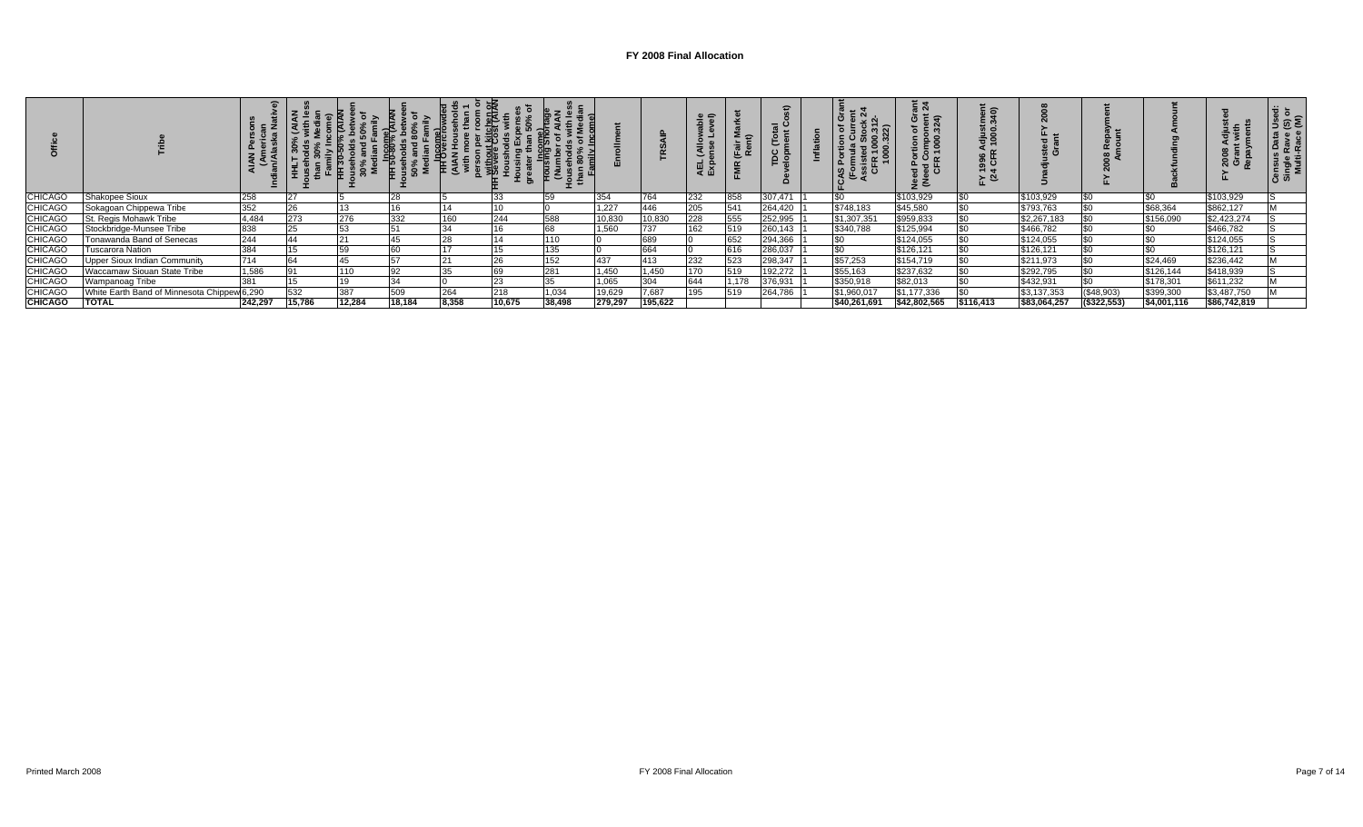# FY 2008 Final Allocation

| Office | Tribe | AIAN Persons (American Indian/Alaska Native) | HHLT 30% (AIAN Households with less than 30% Median Family Income) | HH 30-50% (AIAN Households between 30% and 50% of Median Family Income) | HH 50-80% (AIAN Households between 50% and 80% of Median Family Income) | HH Overcrowded (AIAN Households with more than 1 person per room or without kitchen or plumbing) | HH Severe Cost (AIAN Households with Housing Expenses greater than 50% of Income) | Housing Shortage (Number of AIAN Households with less than 80% of Median Family Income) | Enrollment | TRSAIP | AEL (Allowable Expense Level) | FMR (Fair Market Rent) | TDC (Total Development Cost) | Inflation | FCAS Portion of Grant (Formula Current Assisted Stock 24 CFR 1000.312-1000.322) | Need Portion of Grant (Need Component 24 CFR 1000.324) | FY 1996 Adjustment (24 CFR 1000.340) | Unadjusted FY 2008 Grant | FY 2008 Repayment Amount | Backfunding Amount | FY 2008 Adjusted Grant with Repayments | Census Data Used: Single Rave (S) or Multi-Race (M) |
|---|---|---|---|---|---|---|---|---|---|---|---|---|---|---|---|---|---|---|---|---|---|---|
| CHICAGO | Shakopee Sioux | 258 | 27 | 5 | 28 | 5 | 33 | 59 | 354 | 764 | 232 | 858 | 307,471 | 1 | $0 | $103,929 | $0 | $103,929 | $0 | $0 | $103,929 | S |
| CHICAGO | Sokagoan Chippewa Tribe | 352 | 26 | 13 | 16 | 14 | 10 | 0 | 1,227 | 446 | 205 | 541 | 264,420 | 1 | $748,183 | $45,580 | $0 | $793,763 | $0 | $68,364 | $862,127 | M |
| CHICAGO | St. Regis Mohawk Tribe | 4,484 | 273 | 276 | 332 | 160 | 244 | 588 | 10,830 | 10,830 | 228 | 555 | 252,995 | 1 | $1,307,351 | $959,833 | $0 | $2,267,183 | $0 | $156,090 | $2,423,274 | S |
| CHICAGO | Stockbridge-Munsee Tribe | 838 | 25 | 53 | 51 | 34 | 16 | 68 | 1,560 | 737 | 162 | 519 | 260,143 | 1 | $340,788 | $125,994 | $0 | $466,782 | $0 | $0 | $466,782 | S |
| CHICAGO | Tonawanda Band of Senecas | 244 | 44 | 21 | 45 | 28 | 14 | 110 | 0 | 689 | 0 | 652 | 294,366 | 1 | $0 | $124,055 | $0 | $124,055 | $0 | $0 | $124,055 | S |
| CHICAGO | Tuscarora Nation | 384 | 15 | 59 | 60 | 17 | 15 | 135 | 0 | 664 | 0 | 616 | 286,037 | 1 | $0 | $126,121 | $0 | $126,121 | $0 | $0 | $126,121 | S |
| CHICAGO | Upper Sioux Indian Community | 714 | 64 | 45 | 57 | 21 | 26 | 152 | 437 | 413 | 232 | 523 | 298,347 | 1 | $57,253 | $154,719 | $0 | $211,973 | $0 | $24,469 | $236,442 | M |
| CHICAGO | Waccamaw Siouan State Tribe | 1,586 | 91 | 110 | 92 | 35 | 69 | 281 | 1,450 | 1,450 | 170 | 519 | 192,272 | 1 | $55,163 | $237,632 | $0 | $292,795 | $0 | $126,144 | $418,939 | S |
| CHICAGO | Wampanoag Tribe | 381 | 15 | 19 | 34 | 0 | 23 | 35 | 1,065 | 304 | 644 | 1,178 | 376,931 | 1 | $350,918 | $82,013 | $0 | $432,931 | $0 | $178,301 | $611,232 | M |
| CHICAGO | White Earth Band of Minnesota Chippewa | 6,290 | 532 | 387 | 509 | 264 | 218 | 1,034 | 19,629 | 7,687 | 195 | 519 | 264,786 | 1 | $1,960,017 | $1,177,336 | $0 | $3,137,353 | ($48,903) | $399,300 | $3,487,750 | M |
| **CHICAGO** | **TOTAL** | **242,297** | **15,786** | **12,284** | **18,184** | **8,358** | **10,675** | **38,498** | **279,297** | **195,622** | | | | | **$40,261,691** | **$42,802,565** | **$116,413** | **$83,064,257** | **($322,553)** | **$4,001,116** | **$86,742,819** | |

Printed March 2008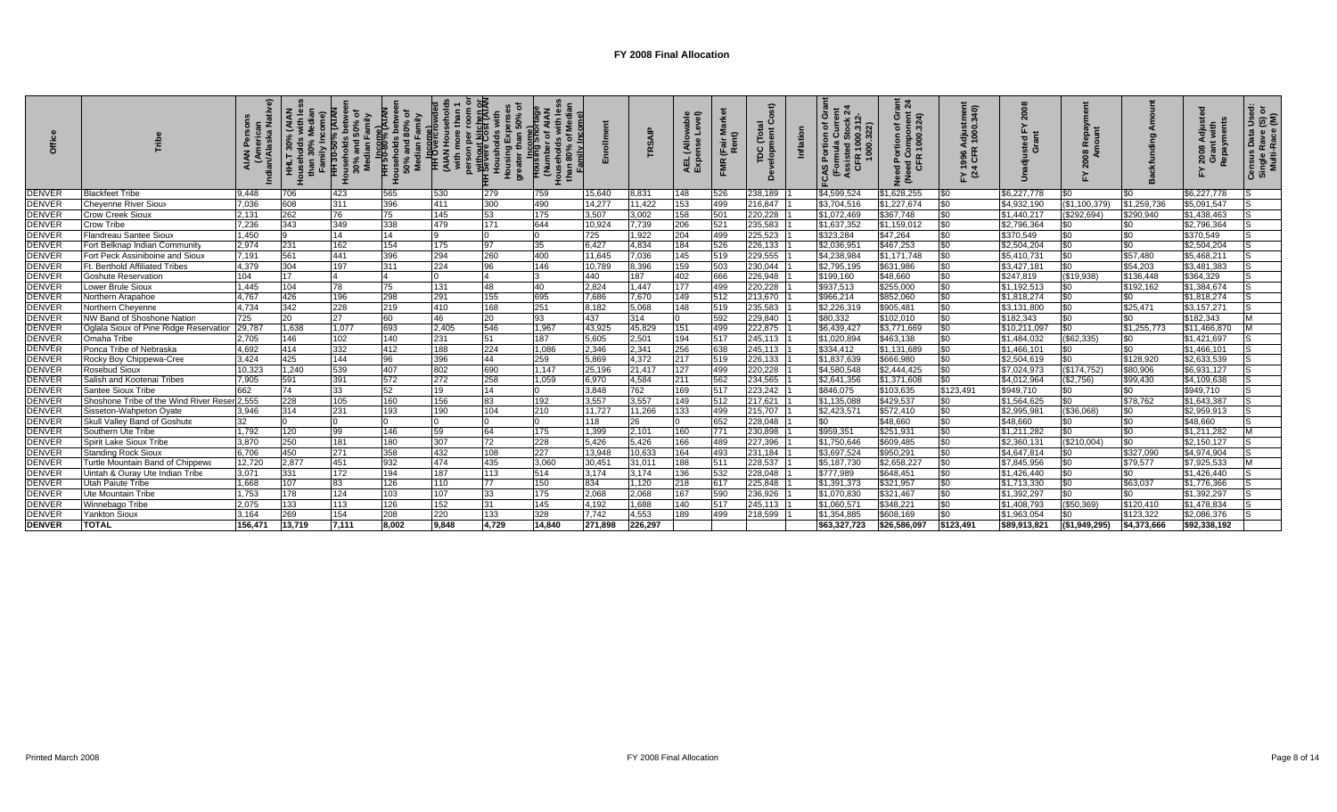# FY 2008 Final Allocation

| Office | Tribe | AIAN Persons (American Indian/Alaska Native) | HHLT 30% (AIAN Households with less than 30% Median Family Income) | HH 30-50% (AIAN Households between 30% and 50% of Median Family Income) | HH 50-80% (AIAN Households between 50% and 80% of Median Family Income) | HH Overcrowded (AIAN Households with more than 1 person per room or without kitchen or plumbing) | HH Severe Cost (AIAN Households with Housing Expenses greater than 50% of Income) | Housing Shortage (Number of AIAN Households with less than 80% of Median Family Income) | Enrollment | TRSAIP | AEL (Allowable Expense Level) | FMR (Fair Market Rent) | TDC (Total Development Cost) | Inflation | FCAS Portion of Grant (Formula Current Assisted Stock 24 CFR 1000.312-1000.322) | Need Portion of Grant (Need Component 24 CFR 1000.324) | FY 1996 Adjustment (24 CFR 1000.340) | Unadjusted FY 2008 Grant | FY 2008 Repayment Amount | Backfunding Amount | FY 2008 Adjusted Grant with Repayments | Census Data Used: Single Rave (S) or Multi-Race (M) |
|---|---|---|---|---|---|---|---|---|---|---|---|---|---|---|---|---|---|---|---|---|---|---|
| DENVER | Blackfeet Tribe | 9,448 | 706 | 423 | 565 | 530 | 279 | 759 | 15,640 | 8,831 | 148 | 526 | 238,189 | 1 | $4,599,524 | $1,628,255 | $0 | $6,227,778 | $0 | $0 | $6,227,778 | S |
| DENVER | Cheyenne River Sioux | 7,036 | 608 | 311 | 396 | 411 | 300 | 490 | 14,277 | 11,422 | 153 | 499 | 216,847 | 1 | $3,704,516 | $1,227,674 | $0 | $4,932,190 | ($1,100,379) | $1,259,736 | $5,091,547 | S |
| DENVER | Crow Creek Sioux | 2,131 | 262 | 76 | 75 | 145 | 53 | 175 | 3,507 | 3,002 | 158 | 501 | 220,228 | 1 | $1,072,469 | $367,748 | $0 | $1,440,217 | ($292,694) | $290,940 | $1,438,463 | S |
| DENVER | Crow Tribe | 7,236 | 343 | 349 | 338 | 479 | 171 | 644 | 10,924 | 7,739 | 206 | 521 | 235,583 | 1 | $1,637,352 | $1,159,012 | $0 | $2,796,364 | $0 | $0 | $2,796,364 | S |
| DENVER | Flandreau Santee Sioux | 1,450 | 9 | 14 | 14 | 9 | 0 | 0 | 725 | 1,922 | 204 | 499 | 225,523 | 1 | $323,284 | $47,264 | $0 | $370,549 | $0 | $0 | $370,549 | S |
| DENVER | Fort Belknap Indian Community | 2,974 | 231 | 162 | 154 | 175 | 97 | 35 | 6,427 | 4,834 | 184 | 526 | 226,133 | 1 | $2,036,951 | $467,253 | $0 | $2,504,204 | $0 | $0 | $2,504,204 | S |
| DENVER | Fort Peck Assiniboine and Sioux | 7,191 | 561 | 441 | 396 | 294 | 260 | 400 | 11,645 | 7,036 | 145 | 519 | 229,555 | 1 | $4,238,984 | $1,171,748 | $0 | $5,410,731 | $0 | $57,480 | $5,468,211 | S |
| DENVER | Ft. Berthold Affiliated Tribes | 4,379 | 304 | 197 | 311 | 224 | 96 | 146 | 10,789 | 8,396 | 159 | 503 | 230,044 | 1 | $2,795,195 | $631,986 | $0 | $3,427,181 | $0 | $54,203 | $3,481,383 | S |
| DENVER | Goshute Reservation | 104 | 17 | 4 | 4 | 0 | 4 | 3 | 440 | 187 | 402 | 666 | 226,948 | 1 | $199,160 | $48,660 | $0 | $247,819 | ($19,938) | $136,448 | $364,329 | S |
| DENVER | Lower Brule Sioux | 1,445 | 104 | 78 | 75 | 131 | 48 | 40 | 2,824 | 1,447 | 177 | 499 | 220,228 | 1 | $937,513 | $255,000 | $0 | $1,192,513 | $0 | $192,162 | $1,384,674 | S |
| DENVER | Northern Arapahoe | 4,767 | 426 | 196 | 298 | 291 | 155 | 695 | 7,686 | 7,670 | 149 | 512 | 213,670 | 1 | $966,214 | $852,060 | $0 | $1,818,274 | $0 | $0 | $1,818,274 | S |
| DENVER | Northern Cheyenne | 4,734 | 342 | 228 | 219 | 410 | 168 | 251 | 8,182 | 5,068 | 148 | 519 | 235,583 | 1 | $2,226,319 | $905,481 | $0 | $3,131,800 | $0 | $25,471 | $3,157,271 | S |
| DENVER | NW Band of Shoshone Nation | 725 | 20 | 27 | 60 | 46 | 20 | 93 | 437 | 314 | 0 | 592 | 229,840 | 1 | $80,332 | $102,010 | $0 | $182,343 | $0 | $0 | $182,343 | M |
| DENVER | Oglala Sioux of Pine Ridge Reservation | 29,787 | 1,638 | 1,077 | 693 | 2,405 | 546 | 1,967 | 43,925 | 45,829 | 151 | 499 | 222,875 | 1 | $6,439,427 | $3,771,669 | $0 | $10,211,097 | $0 | $1,255,773 | $11,466,870 | M |
| DENVER | Omaha Tribe | 2,705 | 146 | 102 | 140 | 231 | 51 | 187 | 5,605 | 2,501 | 194 | 517 | 245,113 | 1 | $1,020,894 | $463,138 | $0 | $1,484,032 | ($62,335) | $0 | $1,421,697 | S |
| DENVER | Ponca Tribe of Nebraska | 4,692 | 414 | 332 | 412 | 188 | 224 | 1,086 | 2,346 | 2,341 | 256 | 638 | 245,113 | 1 | $334,412 | $1,131,689 | $0 | $1,466,101 | $0 | $0 | $1,466,101 | S |
| DENVER | Rocky Boy Chippewa-Cree | 3,424 | 425 | 144 | 96 | 396 | 44 | 259 | 5,869 | 4,372 | 217 | 519 | 226,133 | 1 | $1,837,639 | $666,980 | $0 | $2,504,619 | $0 | $128,920 | $2,633,539 | S |
| DENVER | Rosebud Sioux | 10,323 | 1,240 | 539 | 407 | 802 | 690 | 1,147 | 25,196 | 21,417 | 127 | 499 | 220,228 | 1 | $4,580,548 | $2,444,425 | $0 | $7,024,973 | ($174,752) | $80,906 | $6,931,127 | S |
| DENVER | Salish and Kootenai Tribes | 7,905 | 591 | 391 | 572 | 272 | 258 | 1,059 | 6,970 | 4,584 | 211 | 562 | 234,565 | 1 | $2,641,356 | $1,371,608 | $0 | $4,012,964 | ($2,756) | $99,430 | $4,109,638 | S |
| DENVER | Santee Sioux Tribe | 662 | 74 | 33 | 52 | 19 | 14 | 0 | 3,848 | 762 | 169 | 517 | 223,242 | 1 | $846,075 | $103,635 | $123,491 | $949,710 | $0 | $0 | $949,710 | S |
| DENVER | Shoshone Tribe of the Wind River Reser | 2,555 | 228 | 105 | 160 | 156 | 83 | 192 | 3,557 | 3,557 | 149 | 512 | 217,621 | 1 | $1,135,088 | $429,537 | $0 | $1,564,625 | $0 | $78,762 | $1,643,387 | S |
| DENVER | Sisseton-Wahpeton Oyate | 3,946 | 314 | 231 | 193 | 190 | 104 | 210 | 11,727 | 11,266 | 133 | 499 | 215,707 | 1 | $2,423,571 | $572,410 | $0 | $2,995,981 | ($36,068) | $0 | $2,959,913 | S |
| DENVER | Skull Valley Band of Goshute | 32 | 0 | 0 | 0 | 0 | 0 | 0 | 118 | 26 | 0 | 652 | 228,048 | 1 | $0 | $48,660 | $0 | $48,660 | $0 | $0 | $48,660 | S |
| DENVER | Southern Ute Tribe | 1,792 | 120 | 99 | 146 | 59 | 64 | 175 | 1,399 | 2,101 | 160 | 771 | 230,898 | 1 | $959,351 | $251,931 | $0 | $1,211,282 | $0 | $0 | $1,211,282 | M |
| DENVER | Spirit Lake Sioux Tribe | 3,870 | 250 | 181 | 180 | 307 | 72 | 228 | 5,426 | 5,426 | 166 | 489 | 227,396 | 1 | $1,750,646 | $609,485 | $0 | $2,360,131 | ($210,004) | $0 | $2,150,127 | S |
| DENVER | Standing Rock Sioux | 6,706 | 450 | 271 | 358 | 432 | 108 | 227 | 13,948 | 10,633 | 164 | 493 | 231,184 | 1 | $3,697,524 | $950,291 | $0 | $4,647,814 | $0 | $327,090 | $4,974,904 | S |
| DENVER | Turtle Mountain Band of Chippewa | 12,720 | 2,877 | 451 | 932 | 474 | 435 | 3,060 | 30,451 | 31,011 | 188 | 511 | 228,537 | 1 | $5,187,730 | $2,658,227 | $0 | $7,845,956 | $0 | $79,577 | $7,925,533 | M |
| DENVER | Uintah & Ouray Ute Indian Tribe | 3,071 | 331 | 172 | 194 | 187 | 113 | 514 | 3,174 | 3,174 | 136 | 532 | 228,048 | 1 | $777,989 | $648,451 | $0 | $1,426,440 | $0 | $0 | $1,426,440 | S |
| DENVER | Utah Paiute Tribe | 1,668 | 107 | 83 | 126 | 110 | 77 | 150 | 834 | 1,120 | 218 | 617 | 225,848 | 1 | $1,391,373 | $321,957 | $0 | $1,713,330 | $0 | $63,037 | $1,776,366 | S |
| DENVER | Ute Mountain Tribe | 1,753 | 178 | 124 | 103 | 107 | 33 | 175 | 2,068 | 2,068 | 167 | 590 | 236,926 | 1 | $1,070,830 | $321,467 | $0 | $1,392,297 | $0 | $0 | $1,392,297 | S |
| DENVER | Winnebago Tribe | 2,075 | 133 | 113 | 126 | 152 | 31 | 145 | 4,192 | 1,688 | 140 | 517 | 245,113 | 1 | $1,060,571 | $348,221 | $0 | $1,408,793 | ($50,369) | $120,410 | $1,478,834 | S |
| DENVER | Yankton Sioux | 3,164 | 269 | 154 | 208 | 220 | 133 | 328 | 7,742 | 4,553 | 189 | 499 | 218,599 | 1 | $1,354,885 | $608,169 | $0 | $1,963,054 | $0 | $123,322 | $2,086,376 | S |
| **DENVER** | **TOTAL** | **156,471** | **13,719** | **7,111** | **8,002** | **9,848** | **4,729** | **14,840** | **271,898** | **226,297** | | | | | **$63,327,723** | **$26,586,097** | **$123,491** | **$89,913,821** | **($1,949,295)** | **$4,373,666** | **$92,338,192** | |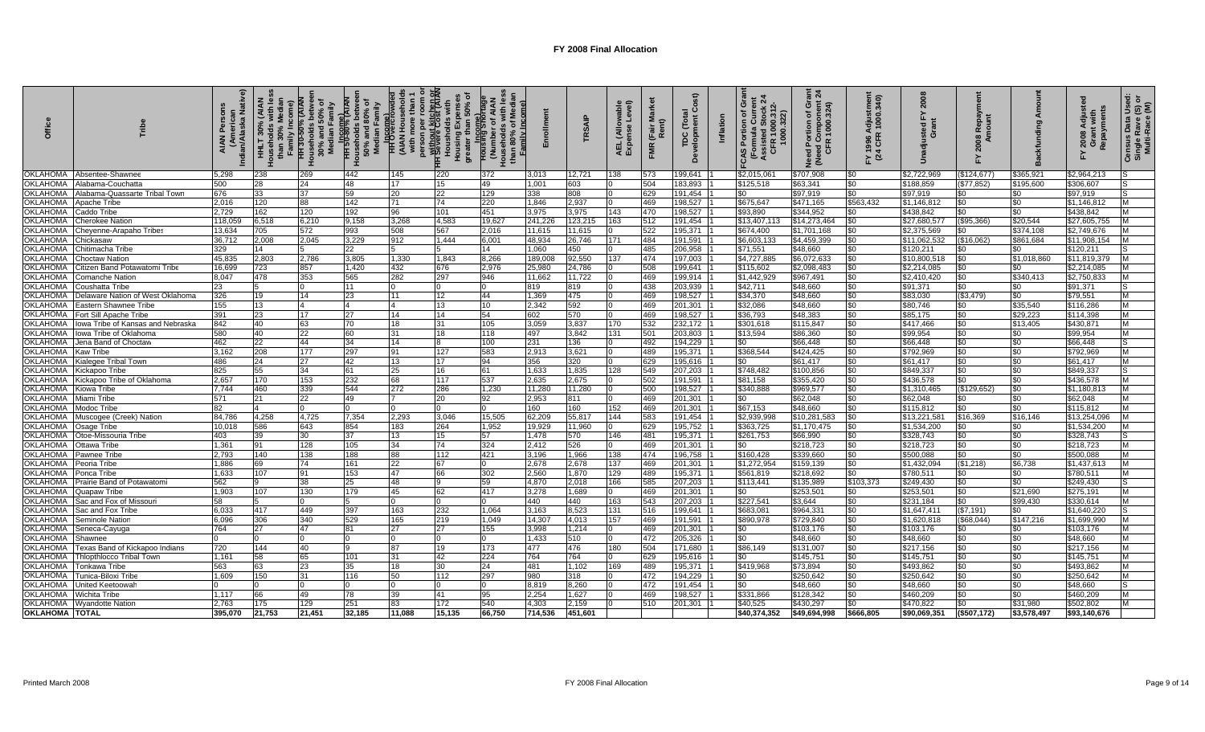# FY 2008 Final Allocation

| Office | Tribe | AIAN Persons (American Indian/Alaska Native) | HHLT 30% (AIAN Households with less than 30% Median Family Income) | HH 30-50% (AIAN Households between 30% and 50% of Median Family Income) | HH 50-80% (AIAN Households between 50% and 80% of Median Family Income) | HH Overcrowded (AIAN Households with more than 1 person per room or without kitchen or plumbing) | HH Severe Cost (AIAN Households with Housing Expenses greater than 50% of Income) | Housing Shortage (Number of AIAN Households with less than 80% of Median Family Income) | Enrollment | TRSAIP | AEL (Allowable Expense Level) | FMR (Fair Market Rent) | TDC (Total Development Cost) | Inflation | FCAS Portion of Grant (Formula Current Assisted Stock 24 CFR 1000.312-1000.322) | Need Portion of Grant (Need Component 24 CFR 1000.324) | FY 1996 Adjustment (24 CFR 1000.340) | Unadjusted FY 2008 Grant | FY 2008 Repayment Amount | Backfunding Amount | FY 2008 Adjusted Grant with Repayments | Census Data Used: Single Race (S) or Multi-Race (M) |
|---|---|---|---|---|---|---|---|---|---|---|---|---|---|---|---|---|---|---|---|---|---|---|
| OKLAHOMA | Absentee-Shawnee | 5,298 | 238 | 269 | 442 | 145 | 220 | 372 | 3,013 | 12,721 | 138 | 573 | 199,641 | 1 | $2,015,061 | $707,908 | $0 | $2,722,969 | ($124,677) | $365,921 | $2,964,213 | S |
| OKLAHOMA | Alabama-Couchatta | 500 | 28 | 24 | 48 | 17 | 15 | 49 | 1,001 | 603 | 0 | 504 | 183,893 | 1 | $125,518 | $63,341 | $0 | $188,859 | ($77,852) | $195,600 | $306,607 | S |
| OKLAHOMA | Alabama-Quassarte Tribal Town | 676 | 33 | 37 | 59 | 20 | 22 | 129 | 338 | 808 | 0 | 629 | 191,454 | 1 | $0 | $97,919 | $0 | $97,919 | $0 | $0 | $97,919 | S |
| OKLAHOMA | Apache Tribe | 2,016 | 120 | 88 | 142 | 71 | 74 | 220 | 1,846 | 2,937 | 0 | 469 | 198,527 | 1 | $675,647 | $471,165 | $563,432 | $1,146,812 | $0 | $0 | $1,146,812 | M |
| OKLAHOMA | Caddo Tribe | 2,729 | 162 | 120 | 192 | 96 | 101 | 451 | 3,975 | 3,975 | 143 | 470 | 198,527 | 1 | $93,890 | $344,952 | $0 | $438,842 | $0 | $0 | $438,842 | M |
| OKLAHOMA | Cherokee Nation | 118,059 | 6,518 | 6,210 | 9,158 | 3,268 | 4,583 | 19,627 | 241,226 | 123,215 | 163 | 512 | 191,454 | 1 | $13,407,113 | $14,273,464 | $0 | $27,680,577 | ($95,366) | $20,544 | $27,605,755 | M |
| OKLAHOMA | Cheyenne-Arapaho Tribes | 13,634 | 705 | 572 | 993 | 508 | 567 | 2,016 | 11,615 | 11,615 | 0 | 522 | 195,371 | 1 | $674,400 | $1,701,168 | $0 | $2,375,569 | $0 | $374,108 | $2,749,676 | M |
| OKLAHOMA | Chickasaw | 36,712 | 2,008 | 2,045 | 3,229 | 912 | 1,444 | 6,001 | 48,934 | 26,746 | 171 | 484 | 191,591 | 1 | $6,603,133 | $4,459,399 | $0 | $11,062,532 | ($16,062) | $861,684 | $11,908,154 | M |
| OKLAHOMA | Chitimacha Tribe | 329 | 14 | 5 | 22 | 5 | 5 | 14 | 1,060 | 450 | 0 | 485 | 206,958 | 1 | $71,551 | $48,660 | $0 | $120,211 | $0 | $0 | $120,211 | S |
| OKLAHOMA | Choctaw Nation | 45,835 | 2,803 | 2,786 | 3,805 | 1,330 | 1,843 | 8,266 | 189,008 | 92,550 | 137 | 474 | 197,003 | 1 | $4,727,885 | $6,072,633 | $0 | $10,800,518 | $0 | $1,018,860 | $11,819,379 | M |
| OKLAHOMA | Citizen Band Potawatomi Tribe | 16,699 | 723 | 857 | 1,420 | 432 | 676 | 2,976 | 25,980 | 24,786 | 0 | 508 | 199,641 | 1 | $115,602 | $2,098,483 | $0 | $2,214,085 | $0 | $0 | $2,214,085 | M |
| OKLAHOMA | Comanche Nation | 8,047 | 478 | 353 | 565 | 282 | 297 | 946 | 11,662 | 11,722 | 0 | 469 | 199,914 | 1 | $1,442,929 | $967,491 | $0 | $2,410,420 | $0 | $340,413 | $2,750,833 | M |
| OKLAHOMA | Coushatta Tribe | 23 | 5 | 0 | 11 | 0 | 0 | 0 | 819 | 819 | 0 | 438 | 203,939 | 1 | $42,711 | $48,660 | $0 | $91,371 | $0 | $0 | $91,371 | S |
| OKLAHOMA | Delaware Nation of West Oklahoma | 326 | 19 | 14 | 23 | 11 | 12 | 44 | 1,369 | 475 | 0 | 469 | 198,527 | 1 | $34,370 | $48,660 | $0 | $83,030 | ($3,479) | $0 | $79,551 | M |
| OKLAHOMA | Eastern Shawnee Tribe | 155 | 13 | 4 | 4 | 4 | 13 | 10 | 2,342 | 592 | 0 | 469 | 201,301 | 1 | $32,086 | $48,660 | $0 | $80,746 | $0 | $35,540 | $116,286 | M |
| OKLAHOMA | Fort Sill Apache Tribe | 391 | 23 | 17 | 27 | 14 | 14 | 54 | 602 | 570 | 0 | 469 | 198,527 | 1 | $36,793 | $48,383 | $0 | $85,175 | $0 | $29,223 | $114,398 | M |
| OKLAHOMA | Iowa Tribe of Kansas and Nebraska | 842 | 40 | 63 | 70 | 18 | 31 | 105 | 3,059 | 3,837 | 170 | 532 | 232,172 | 1 | $301,618 | $115,847 | $0 | $417,466 | $0 | $13,405 | $430,871 | M |
| OKLAHOMA | Iowa Tribe of Oklahoma | 580 | 40 | 22 | 60 | 31 | 18 | 118 | 497 | 3,842 | 131 | 501 | 203,803 | 1 | $13,594 | $86,360 | $0 | $99,954 | $0 | $0 | $99,954 | M |
| OKLAHOMA | Jena Band of Choctaw | 462 | 22 | 44 | 34 | 14 | 8 | 100 | 231 | 136 | 0 | 492 | 194,229 | 1 | $0 | $66,448 | $0 | $66,448 | $0 | $0 | $66,448 | S |
| OKLAHOMA | Kaw Tribe | 3,162 | 208 | 177 | 297 | 91 | 127 | 583 | 2,913 | 3,621 | 0 | 489 | 195,371 | 1 | $368,544 | $424,425 | $0 | $792,969 | $0 | $0 | $792,969 | M |
| OKLAHOMA | Kialegee Tribal Town | 486 | 24 | 27 | 42 | 13 | 17 | 94 | 356 | 320 | 0 | 629 | 195,616 | 1 | $0 | $61,417 | $0 | $61,417 | $0 | $0 | $61,417 | M |
| OKLAHOMA | Kickapoo Tribe | 825 | 55 | 34 | 61 | 25 | 16 | 61 | 1,633 | 1,835 | 128 | 549 | 207,203 | 1 | $748,482 | $100,856 | $0 | $849,337 | $0 | $0 | $849,337 | S |
| OKLAHOMA | Kickapoo Tribe of Oklahoma | 2,657 | 170 | 153 | 232 | 68 | 117 | 537 | 2,635 | 2,675 | 0 | 502 | 191,591 | 1 | $81,158 | $355,420 | $0 | $436,578 | $0 | $0 | $436,578 | M |
| OKLAHOMA | Kiowa Tribe | 7,744 | 460 | 339 | 544 | 272 | 286 | 1,230 | 11,280 | 11,280 | 0 | 500 | 198,527 | 1 | $340,888 | $969,577 | $0 | $1,310,465 | ($129,652) | $0 | $1,180,813 | M |
| OKLAHOMA | Miami Tribe | 571 | 21 | 22 | 49 | 7 | 20 | 92 | 2,953 | 811 | 0 | 469 | 201,301 | 1 | $0 | $62,048 | $0 | $62,048 | $0 | $0 | $62,048 | M |
| OKLAHOMA | Modoc Tribe | 82 | 4 | 0 | 0 | 0 | 0 | 0 | 160 | 160 | 152 | 469 | 201,301 | 1 | $67,153 | $48,660 | $0 | $115,812 | $0 | $0 | $115,812 | M |
| OKLAHOMA | Muscogee (Creek) Nation | 84,786 | 4,258 | 4,725 | 7,354 | 2,293 | 3,046 | 15,505 | 62,209 | 55,817 | 144 | 583 | 191,454 | 1 | $2,939,998 | $10,281,583 | $0 | $13,221,581 | $16,369 | $16,146 | $13,254,096 | M |
| OKLAHOMA | Osage Tribe | 10,018 | 586 | 643 | 854 | 183 | 264 | 1,952 | 19,929 | 11,960 | 0 | 629 | 195,752 | 1 | $363,725 | $1,170,475 | $0 | $1,534,200 | $0 | $0 | $1,534,200 | M |
| OKLAHOMA | Otoe-Missouria Tribe | 403 | 39 | 30 | 37 | 13 | 15 | 57 | 1,478 | 570 | 146 | 481 | 195,371 | 1 | $261,753 | $66,990 | $0 | $328,743 | $0 | $0 | $328,743 | S |
| OKLAHOMA | Ottawa Tribe | 1,361 | 91 | 128 | 105 | 34 | 74 | 324 | 2,412 | 526 | 0 | 469 | 201,301 | 1 | $0 | $218,723 | $0 | $218,723 | $0 | $0 | $218,723 | M |
| OKLAHOMA | Pawnee Tribe | 2,793 | 140 | 138 | 188 | 88 | 112 | 421 | 3,196 | 1,966 | 138 | 474 | 196,758 | 1 | $160,428 | $339,660 | $0 | $500,088 | $0 | $0 | $500,088 | M |
| OKLAHOMA | Peoria Tribe | 1,886 | 69 | 74 | 161 | 22 | 67 | 0 | 2,678 | 2,678 | 137 | 469 | 201,301 | 1 | $1,272,954 | $159,139 | $0 | $1,432,094 | ($1,218) | $6,738 | $1,437,613 | M |
| OKLAHOMA | Ponca Tribe | 1,633 | 107 | 91 | 153 | 47 | 66 | 302 | 2,560 | 1,870 | 129 | 489 | 195,371 | 1 | $561,819 | $218,692 | $0 | $780,511 | $0 | $0 | $780,511 | M |
| OKLAHOMA | Prairie Band of Potawatomi | 562 | 9 | 38 | 25 | 48 | 9 | 59 | 4,870 | 2,018 | 166 | 585 | 207,203 | 1 | $113,441 | $135,989 | $103,373 | $249,430 | $0 | $0 | $249,430 | S |
| OKLAHOMA | Quapaw Tribe | 1,903 | 107 | 130 | 179 | 45 | 62 | 417 | 3,278 | 1,689 | 0 | 469 | 201,301 | 1 | $0 | $253,501 | $0 | $253,501 | $0 | $21,690 | $275,191 | M |
| OKLAHOMA | Sac and Fox of Missouri | 58 | 5 | 0 | 5 | 0 | 0 | 0 | 440 | 440 | 163 | 543 | 207,203 | 1 | $227,541 | $3,644 | $0 | $231,184 | $0 | $99,430 | $330,614 | M |
| OKLAHOMA | Sac and Fox Tribe | 6,033 | 417 | 449 | 397 | 163 | 232 | 1,064 | 3,163 | 8,523 | 131 | 516 | 199,641 | 1 | $683,081 | $964,331 | $0 | $1,647,411 | ($7,191) | $0 | $1,640,220 | S |
| OKLAHOMA | Seminole Nation | 6,096 | 306 | 340 | 529 | 165 | 219 | 1,049 | 14,307 | 4,013 | 157 | 469 | 191,591 | 1 | $890,978 | $729,840 | $0 | $1,620,818 | ($68,044) | $147,216 | $1,699,990 | M |
| OKLAHOMA | Seneca-Cayuga | 764 | 27 | 47 | 81 | 27 | 27 | 155 | 3,998 | 1,214 | 0 | 469 | 201,301 | 1 | $0 | $103,176 | $0 | $103,176 | $0 | $0 | $103,176 | M |
| OKLAHOMA | Shawnee | 0 | 0 | 0 | 0 | 0 | 0 | 0 | 1,433 | 510 | 0 | 472 | 205,326 | 1 | $0 | $48,660 | $0 | $48,660 | $0 | $0 | $48,660 | M |
| OKLAHOMA | Texas Band of Kickapoo Indians | 720 | 144 | 40 | 9 | 87 | 19 | 173 | 477 | 476 | 180 | 504 | 171,680 | 1 | $86,149 | $131,007 | $0 | $217,156 | $0 | $0 | $217,156 | M |
| OKLAHOMA | Thlopthlocco Tribal Town | 1,161 | 58 | 65 | 101 | 31 | 42 | 224 | 764 | 764 | 0 | 629 | 195,616 | 1 | $0 | $145,751 | $0 | $145,751 | $0 | $0 | $145,751 | M |
| OKLAHOMA | Tonkawa Tribe | 563 | 63 | 23 | 35 | 18 | 30 | 24 | 481 | 1,102 | 169 | 489 | 195,371 | 1 | $419,968 | $73,894 | $0 | $493,862 | $0 | $0 | $493,862 | M |
| OKLAHOMA | Tunica-Biloxi Tribe | 1,609 | 150 | 31 | 116 | 50 | 112 | 297 | 980 | 318 | 0 | 472 | 194,229 | 1 | $0 | $250,642 | $0 | $250,642 | $0 | $0 | $250,642 | M |
| OKLAHOMA | United Keetoowah | 0 | 0 | 0 | 0 | 0 | 0 | 0 | 8,819 | 8,260 | 0 | 472 | 191,454 | 1 | $0 | $48,660 | $0 | $48,660 | $0 | $0 | $48,660 | S |
| OKLAHOMA | Wichita Tribe | 1,117 | 66 | 49 | 78 | 39 | 41 | 95 | 2,254 | 1,627 | 0 | 469 | 198,527 | 1 | $331,866 | $128,342 | $0 | $460,209 | $0 | $0 | $460,209 | M |
| OKLAHOMA | Wyandotte Nation | 2,763 | 175 | 129 | 251 | 83 | 172 | 540 | 4,303 | 2,159 | 0 | 510 | 201,301 | 1 | $40,525 | $430,297 | $0 | $470,822 | $0 | $31,980 | $502,802 | M |
| **OKLAHOMA** | **TOTAL** | **395,070** | **21,753** | **21,451** | **32,185** | **11,088** | **15,135** | **66,750** | **714,536** | **451,601** | | | | | **$40,374,352** | **$49,694,998** | **$666,805** | **$90,069,351** | **($507,172)** | **$3,578,497** | **$93,140,676** | |

Printed March 2008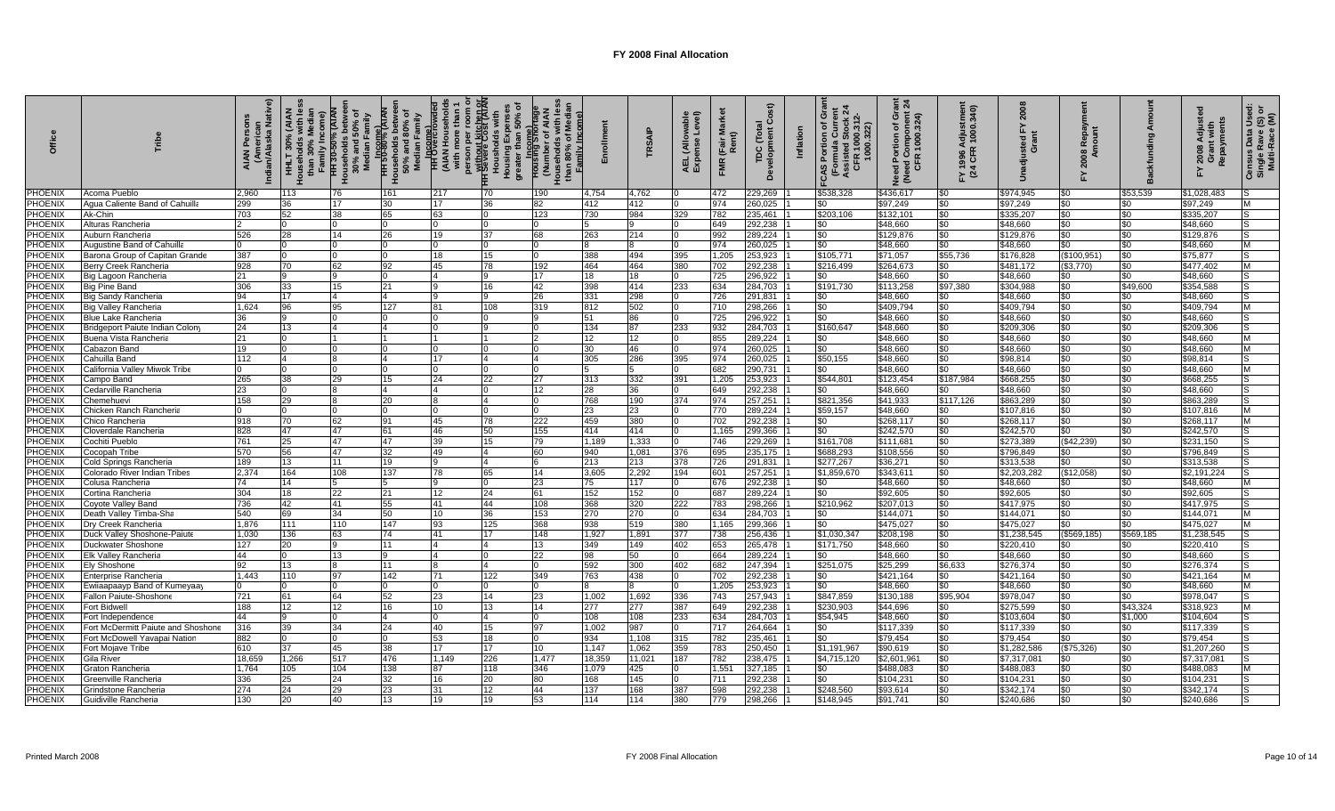# FY 2008 Final Allocation

| Office | Tribe | AIAN Persons (American Indian/Alaska Native) | HHLT 30% (AIAN Households with less than 30% Median Family Income) | HH 30-50% (AIAN Households between 30% and 50% of Median Family Income) | HH 50-80% (AIAN Households between 50% and 80% of Median Family Income) | HH Overcrowded (AIAN Households with more than 1 person per room or without kitchen or plumbing) | HH Severe Cost (AIAN Households with Housing Expenses greater than 50% of Income) | Housing Shortage (Number of AIAN Households with less than 80% of Median Family Income) | Enrollment | TRSAIP | AEL (Allowable Expense Level) | FMR (Fair Market Rent) | TDC (Total Development Cost) | Inflation | FCAS Portion of Grant (Formula Current Assisted Stock 24 CFR 1000.312-1000.322) | Need Portion of Grant (Need Component 24 CFR 1000.324) | FY 1996 Adjustment (24 CFR 1000.340) | Unadjusted FY 2008 Grant | FY 2008 Repayment Amount | Backfunding Amount | FY 2008 Adjusted Grant with Repayments | Census Data Used: Single Race (S) or Multi-Race (M) |
|---|---|---|---|---|---|---|---|---|---|---|---|---|---|---|---|---|---|---|---|---|---|---|
| PHOENIX | Acoma Pueblo | 2,960 | 113 | 76 | 161 | 217 | 70 | 190 | 4,754 | 4,762 | 0 | 472 | 229,269 | 1 | $538,328 | $436,617 | $0 | $974,945 | $0 | $53,539 | $1,028,483 | S |
| PHOENIX | Agua Caliente Band of Cahuilla | 299 | 36 | 17 | 30 | 17 | 36 | 82 | 412 | 412 | 0 | 974 | 260,025 | 1 | $0 | $97,249 | $0 | $97,249 | $0 | $0 | $97,249 | M |
| PHOENIX | Ak-Chin | 703 | 52 | 38 | 65 | 63 | 0 | 123 | 730 | 984 | 329 | 782 | 235,461 | 1 | $203,106 | $132,101 | $0 | $335,207 | $0 | $0 | $335,207 | S |
| PHOENIX | Alturas Rancheria | 2 | 0 | 0 | 0 | 0 | 0 | 0 | 5 | 9 | 0 | 649 | 292,238 | 1 | $0 | $48,660 | $0 | $48,660 | $0 | $0 | $48,660 | S |
| PHOENIX | Auburn Rancheria | 526 | 28 | 14 | 26 | 19 | 37 | 68 | 263 | 214 | 0 | 992 | 289,224 | 1 | $0 | $129,876 | $0 | $129,876 | $0 | $0 | $129,876 | S |
| PHOENIX | Augustine Band of Cahuilla | 0 | 0 | 0 | 0 | 0 | 0 | 0 | 8 | 8 | 0 | 974 | 260,025 | 1 | $0 | $48,660 | $0 | $48,660 | $0 | $0 | $48,660 | M |
| PHOENIX | Barona Group of Capitan Grande | 387 | 0 | 0 | 0 | 18 | 15 | 0 | 388 | 494 | 395 | 1,205 | 253,923 | 1 | $105,771 | $71,057 | $55,736 | $176,828 | ($100,951) | $0 | $75,877 | S |
| PHOENIX | Berry Creek Rancheria | 928 | 70 | 62 | 92 | 45 | 78 | 192 | 464 | 464 | 380 | 702 | 292,238 | 1 | $216,499 | $264,673 | $0 | $481,172 | ($3,770) | $0 | $477,402 | M |
| PHOENIX | Big Lagoon Rancheria | 21 | 9 | 9 | 0 | 4 | 9 | 17 | 18 | 18 | 0 | 725 | 296,922 | 1 | $0 | $48,660 | $0 | $48,660 | $0 | $0 | $48,660 | S |
| PHOENIX | Big Pine Band | 306 | 33 | 15 | 21 | 9 | 16 | 42 | 398 | 414 | 233 | 634 | 284,703 | 1 | $191,730 | $113,258 | $97,380 | $304,988 | $0 | $49,600 | $354,588 | S |
| PHOENIX | Big Sandy Rancheria | 94 | 17 | 4 | 4 | 9 | 9 | 26 | 331 | 298 | 0 | 726 | 291,831 | 1 | $0 | $48,660 | $0 | $48,660 | $0 | $0 | $48,660 | S |
| PHOENIX | Big Valley Rancheria | 1,624 | 96 | 95 | 127 | 81 | 108 | 319 | 812 | 502 | 0 | 710 | 298,266 | 1 | $0 | $409,794 | $0 | $409,794 | $0 | $0 | $409,794 | M |
| PHOENIX | Blue Lake Rancheria | 36 | 9 | 0 | 0 | 0 | 0 | 9 | 51 | 86 | 0 | 725 | 296,922 | 1 | $0 | $48,660 | $0 | $48,660 | $0 | $0 | $48,660 | S |
| PHOENIX | Bridgeport Paiute Indian Colony | 24 | 13 | 4 | 4 | 0 | 9 | 0 | 134 | 87 | 233 | 932 | 284,703 | 1 | $160,647 | $48,660 | $0 | $209,306 | $0 | $0 | $209,306 | S |
| PHOENIX | Buena Vista Rancheria | 21 | 0 | 1 | 1 | 1 | 1 | 2 | 12 | 12 | 0 | 855 | 289,224 | 1 | $0 | $48,660 | $0 | $48,660 | $0 | $0 | $48,660 | M |
| PHOENIX | Cabazon Band | 19 | 0 | 0 | 0 | 0 | 0 | 0 | 30 | 46 | 0 | 974 | 260,025 | 1 | $0 | $48,660 | $0 | $48,660 | $0 | $0 | $48,660 | M |
| PHOENIX | Cahuilla Band | 112 | 4 | 8 | 4 | 17 | 4 | 4 | 305 | 286 | 395 | 974 | 260,025 | 1 | $50,155 | $48,660 | $0 | $98,814 | $0 | $0 | $98,814 | S |
| PHOENIX | California Valley Miwok Tribe | 0 | 0 | 0 | 0 | 0 | 0 | 0 | 5 | 5 | 0 | 682 | 290,731 | 1 | $0 | $48,660 | $0 | $48,660 | $0 | $0 | $48,660 | M |
| PHOENIX | Campo Band | 265 | 38 | 29 | 15 | 24 | 22 | 27 | 313 | 332 | 391 | 1,205 | 253,923 | 1 | $544,801 | $123,454 | $187,984 | $668,255 | $0 | $0 | $668,255 | S |
| PHOENIX | Cedarville Rancheria | 23 | 0 | 8 | 4 | 4 | 0 | 12 | 28 | 36 | 0 | 649 | 292,238 | 1 | $0 | $48,660 | $0 | $48,660 | $0 | $0 | $48,660 | S |
| PHOENIX | Chemehuevi | 158 | 29 | 8 | 20 | 8 | 4 | 0 | 768 | 190 | 374 | 974 | 257,251 | 1 | $821,356 | $41,933 | $117,126 | $863,289 | $0 | $0 | $863,289 | S |
| PHOENIX | Chicken Ranch Rancheria | 0 | 0 | 0 | 0 | 0 | 0 | 0 | 23 | 23 | 0 | 770 | 289,224 | 1 | $59,157 | $48,660 | $0 | $107,816 | $0 | $0 | $107,816 | M |
| PHOENIX | Chico Rancheria | 918 | 70 | 62 | 91 | 45 | 78 | 222 | 459 | 380 | 0 | 702 | 292,238 | 1 | $0 | $268,117 | $0 | $268,117 | $0 | $0 | $268,117 | M |
| PHOENIX | Cloverdale Rancheria | 828 | 47 | 47 | 61 | 46 | 50 | 155 | 414 | 414 | 0 | 1,165 | 299,366 | 1 | $0 | $242,570 | $0 | $242,570 | $0 | $0 | $242,570 | S |
| PHOENIX | Cochiti Pueblo | 761 | 25 | 47 | 47 | 39 | 15 | 79 | 1,189 | 1,333 | 0 | 746 | 229,269 | 1 | $161,708 | $111,681 | $0 | $273,389 | ($42,239) | $0 | $231,150 | S |
| PHOENIX | Cocopah Tribe | 570 | 56 | 47 | 32 | 49 | 4 | 60 | 940 | 1,081 | 376 | 695 | 235,175 | 1 | $688,293 | $108,556 | $0 | $796,849 | $0 | $0 | $796,849 | S |
| PHOENIX | Cold Springs Rancheria | 189 | 13 | 11 | 19 | 9 | 4 | 6 | 213 | 213 | 378 | 726 | 291,831 | 1 | $277,267 | $36,271 | $0 | $313,538 | $0 | $0 | $313,538 | S |
| PHOENIX | Colorado River Indian Tribes | 2,374 | 164 | 108 | 137 | 78 | 65 | 14 | 3,605 | 2,292 | 194 | 601 | 257,251 | 1 | $1,859,670 | $343,611 | $0 | $2,203,282 | ($12,058) | $0 | $2,191,224 | S |
| PHOENIX | Colusa Rancheria | 74 | 14 | 5 | 5 | 9 | 0 | 23 | 75 | 117 | 0 | 676 | 292,238 | 1 | $0 | $48,660 | $0 | $48,660 | $0 | $0 | $48,660 | M |
| PHOENIX | Cortina Rancheria | 304 | 18 | 22 | 21 | 12 | 24 | 61 | 152 | 152 | 0 | 687 | 289,224 | 1 | $0 | $92,605 | $0 | $92,605 | $0 | $0 | $92,605 | S |
| PHOENIX | Coyote Valley Band | 736 | 42 | 41 | 55 | 41 | 44 | 108 | 368 | 320 | 222 | 783 | 298,266 | 1 | $210,962 | $207,013 | $0 | $417,975 | $0 | $0 | $417,975 | S |
| PHOENIX | Death Valley Timba-Sha | 540 | 69 | 34 | 50 | 10 | 36 | 153 | 270 | 270 | 0 | 634 | 284,703 | 1 | $0 | $144,071 | $0 | $144,071 | $0 | $0 | $144,071 | M |
| PHOENIX | Dry Creek Rancheria | 1,876 | 111 | 110 | 147 | 93 | 125 | 368 | 938 | 519 | 380 | 1,165 | 299,366 | 1 | $0 | $475,027 | $0 | $475,027 | $0 | $0 | $475,027 | M |
| PHOENIX | Duck Valley Shoshone-Paiute | 1,030 | 136 | 63 | 74 | 41 | 17 | 148 | 1,927 | 1,891 | 377 | 738 | 256,436 | 1 | $1,030,347 | $208,198 | $0 | $1,238,545 | ($569,185) | $569,185 | $1,238,545 | S |
| PHOENIX | Duckwater Shoshone | 127 | 20 | 9 | 11 | 4 | 4 | 13 | 349 | 149 | 402 | 653 | 265,478 | 1 | $171,750 | $48,660 | $0 | $220,410 | $0 | $0 | $220,410 | S |
| PHOENIX | Elk Valley Rancheria | 44 | 0 | 13 | 9 | 4 | 0 | 22 | 98 | 50 | 0 | 664 | 289,224 | 1 | $0 | $48,660 | $0 | $48,660 | $0 | $0 | $48,660 | S |
| PHOENIX | Ely Shoshone | 92 | 13 | 8 | 11 | 8 | 4 | 0 | 592 | 300 | 402 | 682 | 247,394 | 1 | $251,075 | $25,299 | $6,633 | $276,374 | $0 | $0 | $276,374 | S |
| PHOENIX | Enterprise Rancheria | 1,443 | 110 | 97 | 142 | 71 | 122 | 349 | 763 | 438 | 0 | 702 | 292,238 | 1 | $0 | $421,164 | $0 | $421,164 | $0 | $0 | $421,164 | M |
| PHOENIX | Ewiiaapaayp Band of Kumeyaay | 0 | 0 | 0 | 0 | 0 | 0 | 0 | 8 | 8 | 0 | 1,205 | 253,923 | 1 | $0 | $48,660 | $0 | $48,660 | $0 | $0 | $48,660 | M |
| PHOENIX | Fallon Paiute-Shoshone | 721 | 61 | 64 | 52 | 23 | 14 | 23 | 1,002 | 1,692 | 336 | 743 | 257,943 | 1 | $847,859 | $130,188 | $95,904 | $978,047 | $0 | $0 | $978,047 | S |
| PHOENIX | Fort Bidwell | 188 | 12 | 12 | 16 | 10 | 13 | 14 | 277 | 277 | 387 | 649 | 292,238 | 1 | $230,903 | $44,696 | $0 | $275,599 | $0 | $43,324 | $318,923 | M |
| PHOENIX | Fort Independence | 44 | 9 | 0 | 4 | 0 | 4 | 0 | 108 | 108 | 233 | 634 | 284,703 | 1 | $54,945 | $48,660 | $0 | $103,604 | $0 | $1,000 | $104,604 | S |
| PHOENIX | Fort McDermitt Paiute and Shoshone | 316 | 39 | 34 | 24 | 40 | 15 | 97 | 1,002 | 987 | 0 | 717 | 264,664 | 1 | $0 | $117,339 | $0 | $117,339 | $0 | $0 | $117,339 | S |
| PHOENIX | Fort McDowell Yavapai Nation | 882 | 0 | 0 | 0 | 53 | 18 | 0 | 934 | 1,108 | 315 | 782 | 235,461 | 1 | $0 | $79,454 | $0 | $79,454 | $0 | $0 | $79,454 | S |
| PHOENIX | Fort Mojave Tribe | 610 | 37 | 45 | 38 | 17 | 17 | 10 | 1,147 | 1,062 | 359 | 783 | 250,450 | 1 | $1,191,967 | $90,619 | $0 | $1,282,586 | ($75,326) | $0 | $1,207,260 | S |
| PHOENIX | Gila River | 18,659 | 1,266 | 517 | 476 | 1,149 | 226 | 1,477 | 18,359 | 11,021 | 187 | 782 | 238,475 | 1 | $4,715,120 | $2,601,961 | $0 | $7,317,081 | $0 | $0 | $7,317,081 | S |
| PHOENIX | Graton Rancheria | 1,764 | 105 | 104 | 138 | 87 | 118 | 346 | 1,079 | 425 | 0 | 1,551 | 327,185 | 1 | $0 | $488,083 | $0 | $488,083 | $0 | $0 | $488,083 | M |
| PHOENIX | Greenville Rancheria | 336 | 25 | 24 | 32 | 16 | 20 | 80 | 168 | 145 | 0 | 711 | 292,238 | 1 | $0 | $104,231 | $0 | $104,231 | $0 | $0 | $104,231 | S |
| PHOENIX | Grindstone Rancheria | 274 | 24 | 29 | 23 | 31 | 12 | 44 | 137 | 168 | 387 | 598 | 292,238 | 1 | $248,560 | $93,614 | $0 | $342,174 | $0 | $0 | $342,174 | S |
| PHOENIX | Guidiville Rancheria | 130 | 20 | 40 | 13 | 19 | 19 | 53 | 114 | 114 | 380 | 779 | 298,266 | 1 | $148,945 | $91,741 | $0 | $240,686 | $0 | $0 | $240,686 | S |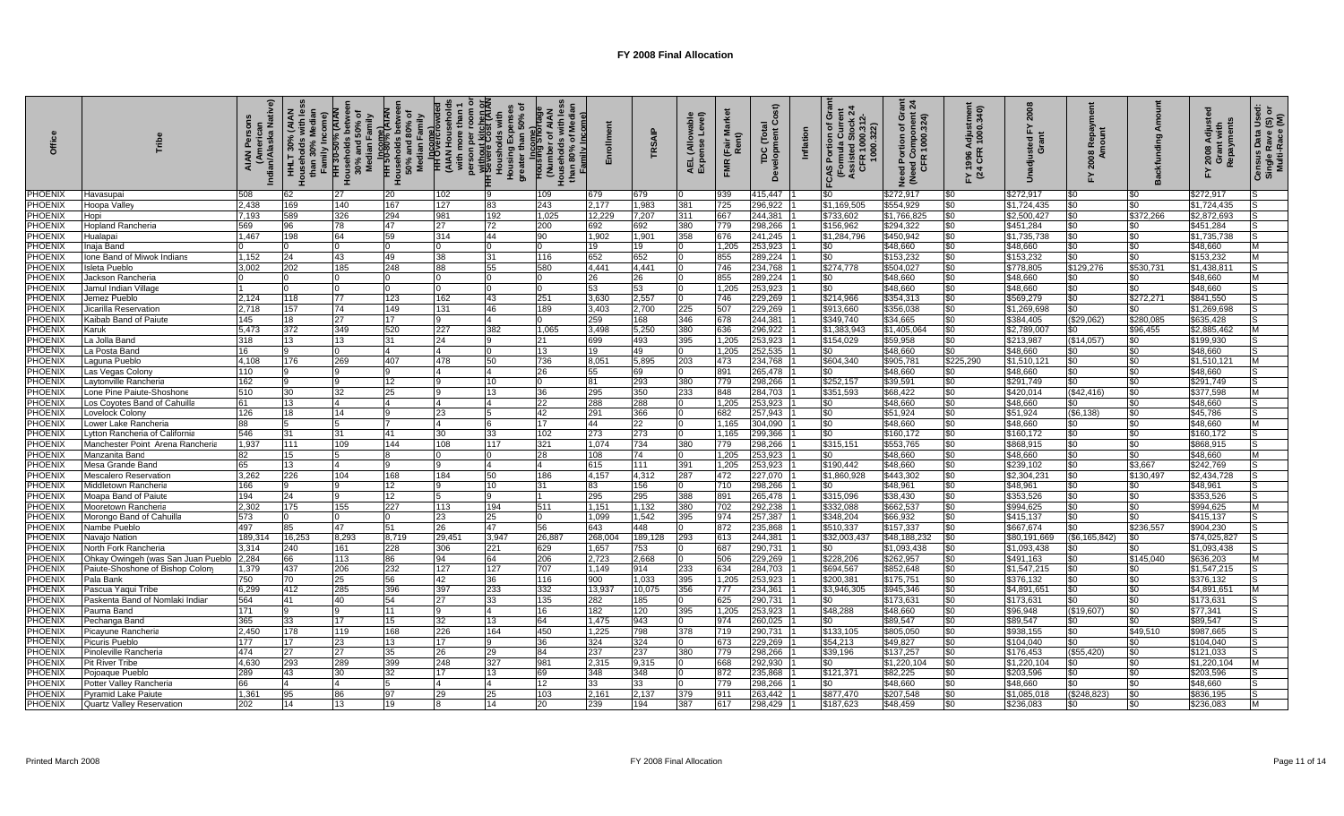# FY 2008 Final Allocation

| Office | Tribe | AIAN Persons (American Indian/Alaska Native) | HHLT 30% (AIAN Households with less than 30% Median Family Income) | HH 30-50% (AIAN Households between 30% and 50% of Median Family Income) | HH 50-80% (AIAN Households between 50% and 80% of Median Family Income) | HH Overcrowded (AIAN Households with more than 1 person per room or without kitchen or plumbing) | HH Severe Cost (AIAN Households with Housing Expenses greater than 50% of Income) | Housing Shortage (Number of AIAN Households with less than 80% of Median Family Income) | Enrollment | TRSAIP | AEL (Allowable Expense Level) | FMR (Fair Market Rent) | TDC (Total Development Cost) | Inflation | FCAS Portion of Grant (Formula Current Assisted Stock 24 CFR 1000.312-1000.322) | Need Portion of Grant (Need Component 24 CFR 1000.324) | FY 1996 Adjustment (24 CFR 1000.340) | Unadjusted FY 2008 Grant | FY 2008 Repayment Amount | Backfunding Amount | FY 2008 Adjusted Grant with Repayments | Census Data Used: Single Race (S) or Multi-Race (M) |
|---|---|---|---|---|---|---|---|---|---|---|---|---|---|---|---|---|---|---|---|---|---|---|
| PHOENIX | Havasupai | 508 | 62 | 27 | 20 | 102 | 9 | 109 | 679 | 679 | 0 | 939 | 415,447 | 1 | $0 | $272,917 | $0 | $272,917 | $0 | $0 | $272,917 | S |
| PHOENIX | Hoopa Valley | 2,438 | 169 | 140 | 167 | 127 | 83 | 243 | 2,177 | 1,983 | 381 | 725 | 296,922 | 1 | $1,169,505 | $554,929 | $0 | $1,724,435 | $0 | $0 | $1,724,435 | S |
| PHOENIX | Hopi | 7,193 | 589 | 326 | 294 | 981 | 192 | 1,025 | 12,229 | 7,207 | 311 | 667 | 244,381 | 1 | $733,602 | $1,766,825 | $0 | $2,500,427 | $0 | $372,266 | $2,872,693 | S |
| PHOENIX | Hopland Rancheria | 569 | 96 | 78 | 47 | 27 | 72 | 200 | 692 | 692 | 380 | 779 | 298,266 | 1 | $156,962 | $294,322 | $0 | $451,284 | $0 | $0 | $451,284 | S |
| PHOENIX | Hualapai | 1,467 | 198 | 64 | 59 | 314 | 44 | 90 | 1,902 | 1,901 | 358 | 676 | 241,245 | 1 | $1,284,796 | $450,942 | $0 | $1,735,738 | $0 | $0 | $1,735,738 | S |
| PHOENIX | Inaja Band | 0 | 0 | 0 | 0 | 0 | 0 | 0 | 19 | 19 | 0 | 1,205 | 253,923 | 1 | $0 | $48,660 | $0 | $48,660 | $0 | $0 | $48,660 | M |
| PHOENIX | Ione Band of Miwok Indians | 1,152 | 24 | 43 | 49 | 38 | 31 | 116 | 652 | 652 | 0 | 855 | 289,224 | 1 | $0 | $153,232 | $0 | $153,232 | $0 | $0 | $153,232 | M |
| PHOENIX | Isleta Pueblo | 3,002 | 202 | 185 | 248 | 88 | 55 | 580 | 4,441 | 4,441 | 0 | 746 | 234,768 | 1 | $274,778 | $504,027 | $0 | $778,805 | $129,276 | $530,731 | $1,438,811 | S |
| PHOENIX | Jackson Rancheria | 0 | 0 | 0 | 0 | 0 | 0 | 0 | 26 | 26 | 0 | 855 | 289,224 | 1 | $0 | $48,660 | $0 | $48,660 | $0 | $0 | $48,660 | M |
| PHOENIX | Jamul Indian Village | 1 | 0 | 0 | 0 | 0 | 0 | 0 | 53 | 53 | 0 | 1,205 | 253,923 | 1 | $0 | $48,660 | $0 | $48,660 | $0 | $0 | $48,660 | S |
| PHOENIX | Jemez Pueblo | 2,124 | 118 | 77 | 123 | 162 | 43 | 251 | 3,630 | 2,557 | 0 | 746 | 229,269 | 1 | $214,966 | $354,313 | $0 | $569,279 | $0 | $272,271 | $841,550 | S |
| PHOENIX | Jicarilla Reservation | 2,718 | 157 | 74 | 149 | 131 | 46 | 189 | 3,403 | 2,700 | 225 | 507 | 229,269 | 1 | $913,660 | $356,038 | $0 | $1,269,698 | $0 | $0 | $1,269,698 | S |
| PHOENIX | Kaibab Band of Paiute | 145 | 18 | 27 | 17 | 9 | 4 | 0 | 259 | 168 | 346 | 678 | 244,381 | 1 | $349,740 | $34,665 | $0 | $384,405 | ($29,062) | $280,085 | $635,428 | S |
| PHOENIX | Karuk | 5,473 | 372 | 349 | 520 | 227 | 382 | 1,065 | 3,498 | 5,250 | 380 | 636 | 296,922 | 1 | $1,383,943 | $1,405,064 | $0 | $2,789,007 | $0 | $96,455 | $2,885,462 | M |
| PHOENIX | La Jolla Band | 318 | 13 | 13 | 31 | 24 | 9 | 21 | 699 | 493 | 395 | 1,205 | 253,923 | 1 | $154,029 | $59,958 | $0 | $213,987 | ($14,057) | $0 | $199,930 | S |
| PHOENIX | La Posta Band | 16 | 9 | 0 | 4 | 4 | 0 | 13 | 19 | 49 | 0 | 1,205 | 252,535 | 1 | $0 | $48,660 | $0 | $48,660 | $0 | $0 | $48,660 | S |
| PHOENIX | Laguna Pueblo | 4,108 | 176 | 269 | 407 | 478 | 50 | 736 | 8,051 | 5,895 | 203 | 473 | 234,768 | 1 | $604,340 | $905,781 | $225,290 | $1,510,121 | $0 | $0 | $1,510,121 | M |
| PHOENIX | Las Vegas Colony | 110 | 9 | 9 | 9 | 4 | 4 | 26 | 55 | 69 | 0 | 891 | 265,478 | 1 | $0 | $48,660 | $0 | $48,660 | $0 | $0 | $48,660 | S |
| PHOENIX | Laytonville Rancheria | 162 | 9 | 9 | 12 | 9 | 10 | 0 | 81 | 293 | 380 | 779 | 298,266 | 1 | $252,157 | $39,591 | $0 | $291,749 | $0 | $0 | $291,749 | S |
| PHOENIX | Lone Pine Paiute-Shoshone | 510 | 30 | 32 | 25 | 9 | 13 | 36 | 295 | 350 | 233 | 848 | 284,703 | 1 | $351,593 | $68,422 | $0 | $420,014 | ($42,416) | $0 | $377,598 | M |
| PHOENIX | Los Coyotes Band of Cahuilla | 61 | 13 | 4 | 4 | 4 | 4 | 22 | 288 | 288 | 0 | 1,205 | 253,923 | 1 | $0 | $48,660 | $0 | $48,660 | $0 | $0 | $48,660 | S |
| PHOENIX | Lovelock Colony | 126 | 18 | 14 | 9 | 23 | 5 | 42 | 291 | 366 | 0 | 682 | 257,943 | 1 | $0 | $51,924 | $0 | $51,924 | ($6,138) | $0 | $45,786 | S |
| PHOENIX | Lower Lake Rancheria | 88 | 5 | 5 | 7 | 4 | 6 | 17 | 44 | 22 | 0 | 1,165 | 304,090 | 1 | $0 | $48,660 | $0 | $48,660 | $0 | $0 | $48,660 | M |
| PHOENIX | Lytton Rancheria of California | 546 | 31 | 31 | 41 | 30 | 33 | 102 | 273 | 273 | 0 | 1,165 | 299,366 | 1 | $0 | $160,172 | $0 | $160,172 | $0 | $0 | $160,172 | S |
| PHOENIX | Manchester Point Arena Rancheria | 1,937 | 111 | 109 | 144 | 108 | 117 | 321 | 1,074 | 734 | 380 | 779 | 298,266 | 1 | $315,151 | $553,765 | $0 | $868,915 | $0 | $0 | $868,915 | S |
| PHOENIX | Manzanita Band | 82 | 15 | 5 | 8 | 0 | 0 | 28 | 108 | 74 | 0 | 1,205 | 253,923 | 1 | $0 | $48,660 | $0 | $48,660 | $0 | $0 | $48,660 | M |
| PHOENIX | Mesa Grande Band | 65 | 13 | 4 | 9 | 9 | 4 | 4 | 615 | 111 | 391 | 1,205 | 253,923 | 1 | $190,442 | $48,660 | $0 | $239,102 | $0 | $3,667 | $242,769 | S |
| PHOENIX | Mescalero Reservation | 3,262 | 226 | 104 | 168 | 184 | 50 | 186 | 4,157 | 4,312 | 287 | 472 | 227,070 | 1 | $1,860,928 | $443,302 | $0 | $2,304,231 | $0 | $130,497 | $2,434,728 | S |
| PHOENIX | Middletown Rancheria | 166 | 9 | 9 | 12 | 9 | 10 | 31 | 83 | 156 | 0 | 710 | 298,266 | 1 | $0 | $48,961 | $0 | $48,961 | $0 | $0 | $48,961 | S |
| PHOENIX | Moapa Band of Paiute | 194 | 24 | 9 | 12 | 5 | 9 | 1 | 295 | 295 | 388 | 891 | 265,478 | 1 | $315,096 | $38,430 | $0 | $353,526 | $0 | $0 | $353,526 | S |
| PHOENIX | Mooretown Rancheria | 2,302 | 175 | 155 | 227 | 113 | 194 | 511 | 1,151 | 1,132 | 380 | 702 | 292,238 | 1 | $332,088 | $662,537 | $0 | $994,625 | $0 | $0 | $994,625 | M |
| PHOENIX | Morongo Band of Cahuilla | 573 | 0 | 0 | 0 | 23 | 25 | 0 | 1,099 | 1,542 | 395 | 974 | 257,387 | 1 | $348,204 | $66,932 | $0 | $415,137 | $0 | $0 | $415,137 | S |
| PHOENIX | Nambe Pueblo | 497 | 85 | 47 | 51 | 26 | 47 | 56 | 643 | 448 | 0 | 872 | 235,868 | 1 | $510,337 | $157,337 | $0 | $667,674 | $0 | $236,557 | $904,230 | S |
| PHOENIX | Navajo Nation | 189,314 | 16,253 | 8,293 | 8,719 | 29,451 | 3,947 | 26,887 | 268,004 | 189,128 | 293 | 613 | 244,381 | 1 | $32,003,437 | $48,188,232 | $0 | $80,191,669 | ($6,165,842) | $0 | $74,025,827 | S |
| PHOENIX | North Fork Rancheria | 3,314 | 240 | 161 | 228 | 306 | 221 | 629 | 1,657 | 753 | 0 | 687 | 290,731 | 1 | $0 | $1,093,438 | $0 | $1,093,438 | $0 | $0 | $1,093,438 | S |
| PHOENIX | Ohkay Owingeh (was San Juan Pueblo) | 2,284 | 66 | 113 | 86 | 94 | 64 | 206 | 2,723 | 2,668 | 0 | 506 | 229,269 | 1 | $228,206 | $262,957 | $0 | $491,163 | $0 | $145,040 | $636,203 | M |
| PHOENIX | Paiute-Shoshone of Bishop Colony | 1,379 | 437 | 206 | 232 | 127 | 127 | 707 | 1,149 | 914 | 233 | 634 | 284,703 | 1 | $694,567 | $852,648 | $0 | $1,547,215 | $0 | $0 | $1,547,215 | S |
| PHOENIX | Pala Bank | 750 | 70 | 25 | 56 | 42 | 36 | 116 | 900 | 1,033 | 395 | 1,205 | 253,923 | 1 | $200,381 | $175,751 | $0 | $376,132 | $0 | $0 | $376,132 | S |
| PHOENIX | Pascua Yaqui Tribe | 6,299 | 412 | 285 | 396 | 397 | 233 | 332 | 13,937 | 10,075 | 356 | 777 | 234,361 | 1 | $3,946,305 | $945,346 | $0 | $4,891,651 | $0 | $0 | $4,891,651 | M |
| PHOENIX | Paskenta Band of Nomlaki Indian | 564 | 41 | 40 | 54 | 27 | 33 | 135 | 282 | 185 | 0 | 625 | 290,731 | 1 | $0 | $173,631 | $0 | $173,631 | $0 | $0 | $173,631 | S |
| PHOENIX | Pauma Band | 171 | 9 | 9 | 11 | 9 | 4 | 16 | 182 | 120 | 395 | 1,205 | 253,923 | 1 | $48,288 | $48,660 | $0 | $96,948 | ($19,607) | $0 | $77,341 | S |
| PHOENIX | Pechanga Band | 365 | 33 | 17 | 15 | 32 | 13 | 64 | 1,475 | 943 | 0 | 974 | 260,025 | 1 | $0 | $89,547 | $0 | $89,547 | $0 | $0 | $89,547 | S |
| PHOENIX | Picayune Rancheria | 2,450 | 178 | 119 | 168 | 226 | 164 | 450 | 1,225 | 798 | 378 | 719 | 290,731 | 1 | $133,105 | $805,050 | $0 | $938,155 | $0 | $49,510 | $987,665 | S |
| PHOENIX | Picuris Pueblo | 177 | 17 | 23 | 13 | 17 | 9 | 36 | 324 | 324 | 0 | 673 | 229,269 | 1 | $54,213 | $49,827 | $0 | $104,040 | $0 | $0 | $104,040 | S |
| PHOENIX | Pinoleville Rancheria | 474 | 27 | 27 | 35 | 26 | 29 | 84 | 237 | 237 | 380 | 779 | 298,266 | 1 | $39,196 | $137,257 | $0 | $176,453 | ($55,420) | $0 | $121,033 | S |
| PHOENIX | Pit River Tribe | 4,630 | 293 | 289 | 399 | 248 | 327 | 981 | 2,315 | 9,315 | 0 | 668 | 292,930 | 1 | $0 | $1,220,104 | $0 | $1,220,104 | $0 | $0 | $1,220,104 | M |
| PHOENIX | Pojoaque Pueblo | 289 | 43 | 30 | 32 | 17 | 13 | 69 | 348 | 348 | 0 | 872 | 235,868 | 1 | $121,371 | $82,225 | $0 | $203,596 | $0 | $0 | $203,596 | S |
| PHOENIX | Potter Valley Rancheria | 66 | 4 | 4 | 5 | 4 | 4 | 12 | 33 | 33 | 0 | 779 | 298,266 | 1 | $0 | $48,660 | $0 | $48,660 | $0 | $0 | $48,660 | S |
| PHOENIX | Pyramid Lake Paiute | 1,361 | 95 | 86 | 97 | 29 | 25 | 103 | 2,161 | 2,137 | 379 | 911 | 263,442 | 1 | $877,470 | $207,548 | $0 | $1,085,018 | ($248,823) | $0 | $836,195 | S |
| PHOENIX | Quartz Valley Reservation | 202 | 14 | 13 | 19 | 8 | 14 | 20 | 239 | 194 | 387 | 617 | 298,429 | 1 | $187,623 | $48,459 | $0 | $236,083 | $0 | $0 | $236,083 | M |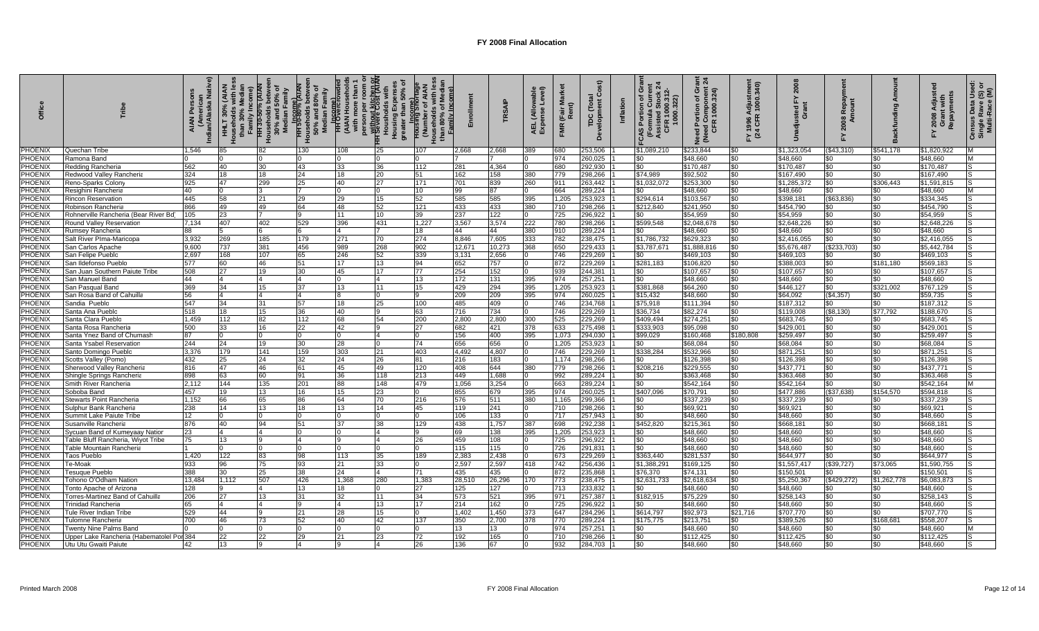# FY 2008 Final Allocation

| Office | Tribe | AIAN Persons (American Indian/Alaska Native) | HHLT 30% (AIAN Households with less than 30% Median Family Income) | HH 30-50% (AIAN Households between 30% and 50% of Median Family Income) | HH 50-80% (AIAN Households between 50% and 80% of Median Family Income) | HH Overcrowded (AIAN Households with more than 1 person per room or without kitchen or plumbing) | HH Severe Cost (AIAN Households with Housing Expenses greater than 50% of Income) | Housing Shortage (Number of AIAN Households with less than 80% of Median Family Income) | Enrollment | TRSAIP | AEL (Allowable Expense Level) | FMR (Fair Market Rent) | TDC (Total Development Cost) | Inflation | FCAS Portion of Grant (Formula Current Assisted Stock 24 CFR 1000.312-1000.322) | Need Portion of Grant (Need Component 24 CFR 1000.324) | FY 1996 Adjustment (24 CFR 1000.340) | Unadjusted FY 2008 Grant | FY 2008 Repayment Amount | Backfunding Amount | FY 2008 Adjusted Grant with Repayments | Census Data Used: Single Race (S) or Multi-Race (M) |
|---|---|---|---|---|---|---|---|---|---|---|---|---|---|---|---|---|---|---|---|---|---|---|
| PHOENIX | Quechan Tribe | 1,546 | 85 | 82 | 130 | 108 | 25 | 107 | 2,668 | 2,668 | 389 | 680 | 253,506 | 1 | $1,089,210 | $233,844 | $0 | $1,323,054 | ($43,310) | $541,178 | $1,820,922 | M |
| PHOENIX | Ramona Band | 0 | 0 | 0 | 0 | 0 | 0 | 0 | 7 | 7 | 0 | 974 | 260,025 | 1 | $0 | $48,660 | $0 | $48,660 | $0 | $0 | $48,660 | M |
| PHOENIX | Redding Rancheria | 562 | 40 | 30 | 43 | 33 | 36 | 112 | 281 | 4,364 | 0 | 680 | 292,930 | 1 | $0 | $170,487 | $0 | $170,487 | $0 | $0 | $170,487 | S |
| PHOENIX | Redwood Valley Rancheria | 324 | 18 | 18 | 24 | 18 | 20 | 51 | 162 | 158 | 380 | 779 | 298,266 | 1 | $74,989 | $92,502 | $0 | $167,490 | $0 | $0 | $167,490 | S |
| PHOENIX | Reno-Sparks Colony | 925 | 47 | 299 | 25 | 40 | 27 | 171 | 701 | 839 | 260 | 911 | 263,442 | 1 | $1,032,072 | $253,300 | $0 | $1,285,372 | $0 | $306,443 | $1,591,815 | S |
| PHOENIX | Resighini Rancheria | 40 | 0 | 3 | 7 | 0 | 0 | 10 | 99 | 87 | 0 | 664 | 289,224 | 1 | $0 | $48,660 | $0 | $48,660 | $0 | $0 | $48,660 | M |
| PHOENIX | Rincon Reservation | 445 | 58 | 21 | 29 | 29 | 15 | 52 | 585 | 585 | 395 | 1,205 | 253,923 | 1 | $294,614 | $103,567 | $0 | $398,181 | ($63,836) | $0 | $334,345 | S |
| PHOENIX | Robinson Rancheria | 866 | 49 | 49 | 64 | 48 | 52 | 121 | 433 | 433 | 380 | 710 | 298,266 | 1 | $212,840 | $241,950 | $0 | $454,790 | $0 | $0 | $454,790 | S |
| PHOENIX | Rohnerville Rancheria (Bear River Bd) | 105 | 23 | 7 | 9 | 11 | 10 | 39 | 237 | 122 | 0 | 725 | 296,922 | 1 | $0 | $54,959 | $0 | $54,959 | $0 | $0 | $54,959 | S |
| PHOENIX | Round Valley Reservation | 7,134 | 407 | 402 | 529 | 396 | 431 | 1,227 | 3,567 | 3,574 | 222 | 780 | 298,266 | 1 | $599,548 | $2,048,678 | $0 | $2,648,226 | $0 | $0 | $2,648,226 | S |
| PHOENIX | Rumsey Rancheria | 88 | 5 | 6 | 6 | 4 | 7 | 18 | 44 | 44 | 380 | 910 | 289,224 | 1 | $0 | $48,660 | $0 | $48,660 | $0 | $0 | $48,660 | S |
| PHOENIX | Salt River PIma-Maricopa | 3,932 | 269 | 185 | 179 | 271 | 70 | 274 | 8,846 | 7,605 | 333 | 782 | 238,475 | 1 | $1,786,732 | $629,323 | $0 | $2,416,055 | $0 | $0 | $2,416,055 | S |
| PHOENIX | San Carlos Apache | 9,600 | 737 | 381 | 456 | 989 | 268 | 902 | 12,671 | 10,273 | 368 | 650 | 229,433 | 1 | $3,787,671 | $1,888,816 | $0 | $5,676,487 | ($233,703) | $0 | $5,442,784 | S |
| PHOENIX | San Felipe Pueblo | 2,697 | 168 | 107 | 65 | 246 | 52 | 339 | 3,131 | 2,656 | 0 | 746 | 229,269 | 1 | $0 | $469,103 | $0 | $469,103 | $0 | $0 | $469,103 | S |
| PHOENIX | San Ildefonso Pueblo | 577 | 60 | 46 | 51 | 17 | 13 | 94 | 652 | 757 | 0 | 872 | 229,269 | 1 | $281,183 | $106,820 | $0 | $388,003 | $0 | $181,180 | $569,183 | S |
| PHOENIX | San Juan Southern Paiute Tribe | 508 | 27 | 19 | 30 | 45 | 17 | 77 | 254 | 152 | 0 | 939 | 244,381 | 1 | $0 | $107,657 | $0 | $107,657 | $0 | $0 | $107,657 | S |
| PHOENIX | San Manuel Band | 44 | 4 | 4 | 4 | 0 | 4 | 13 | 172 | 131 | 395 | 974 | 257,251 | 1 | $0 | $48,660 | $0 | $48,660 | $0 | $0 | $48,660 | S |
| PHOENIX | San Pasqual Band | 369 | 34 | 15 | 37 | 13 | 11 | 15 | 429 | 294 | 395 | 1,205 | 253,923 | 1 | $381,868 | $64,260 | $0 | $446,127 | $0 | $321,002 | $767,129 | S |
| PHOENIX | San Rosa Band of Cahuilla | 56 | 4 | 4 | 4 | 8 | 0 | 9 | 209 | 209 | 395 | 974 | 260,025 | 1 | $15,432 | $48,660 | $0 | $64,092 | ($4,357) | $0 | $59,735 | S |
| PHOENIX | Sandia Pueblo | 547 | 34 | 31 | 57 | 18 | 25 | 100 | 485 | 409 | 0 | 746 | 234,768 | 1 | $75,918 | $111,394 | $0 | $187,312 | $0 | $0 | $187,312 | S |
| PHOENIX | Santa Ana Pueblo | 518 | 18 | 15 | 36 | 40 | 9 | 63 | 716 | 734 | 0 | 746 | 229,269 | 1 | $36,734 | $82,274 | $0 | $119,008 | ($8,130) | $77,792 | $188,670 | S |
| PHOENIX | Santa Clara Pueblo | 1,459 | 112 | 82 | 112 | 68 | 54 | 200 | 2,800 | 2,800 | 300 | 525 | 229,269 | 1 | $409,494 | $274,251 | $0 | $683,745 | $0 | $0 | $683,745 | S |
| PHOENIX | Santa Rosa Rancheria | 500 | 33 | 16 | 22 | 42 | 9 | 27 | 682 | 421 | 378 | 633 | 275,498 | 1 | $333,903 | $95,098 | $0 | $429,001 | $0 | $0 | $429,001 | S |
| PHOENIX | Santa Ynez Band of Chumash | 87 | 0 | 0 | 0 | 0 | 4 | 0 | 156 | 400 | 395 | 1,073 | 294,030 | 1 | $99,029 | $160,468 | $180,808 | $259,497 | $0 | $0 | $259,497 | S |
| PHOENIX | Santa Ysabel Reservation | 244 | 24 | 19 | 30 | 28 | 0 | 74 | 656 | 656 | 0 | 1,205 | 253,923 | 1 | $0 | $68,084 | $0 | $68,084 | $0 | $0 | $68,084 | S |
| PHOENIX | Santo Domingo Pueblo | 3,376 | 179 | 141 | 159 | 303 | 21 | 403 | 4,492 | 4,807 | 0 | 746 | 229,269 | 1 | $338,284 | $532,966 | $0 | $871,251 | $0 | $0 | $871,251 | S |
| PHOENIX | Scotts Valley (Pomo) | 432 | 25 | 24 | 32 | 24 | 26 | 81 | 216 | 183 | 0 | 1,174 | 298,266 | 1 | $0 | $126,398 | $0 | $126,398 | $0 | $0 | $126,398 | S |
| PHOENIX | Sherwood Valley Rancheria | 816 | 47 | 46 | 61 | 45 | 49 | 120 | 408 | 644 | 380 | 779 | 298,266 | 1 | $208,216 | $229,555 | $0 | $437,771 | $0 | $0 | $437,771 | S |
| PHOENIX | Shingle Springs Rancheria | 898 | 63 | 60 | 91 | 36 | 118 | 213 | 449 | 1,688 | 0 | 992 | 289,224 | 1 | $0 | $363,468 | $0 | $363,468 | $0 | $0 | $363,468 | S |
| PHOENIX | Smith River Rancheria | 2,112 | 144 | 135 | 201 | 88 | 148 | 479 | 1,056 | 3,254 | 0 | 663 | 289,224 | 1 | $0 | $542,164 | $0 | $542,164 | $0 | $0 | $542,164 | M |
| PHOENIX | Soboba Band | 457 | 19 | 13 | 16 | 15 | 23 | 0 | 855 | 679 | 395 | 974 | 260,025 | 1 | $407,096 | $70,791 | $0 | $477,886 | ($37,638) | $154,570 | $594,818 | S |
| PHOENIX | Stewarts Point Rancheria | 1,152 | 66 | 65 | 86 | 64 | 70 | 216 | 576 | 511 | 380 | 1,165 | 299,366 | 1 | $0 | $337,239 | $0 | $337,239 | $0 | $0 | $337,239 | S |
| PHOENIX | Sulphur Bank Rancheria | 238 | 14 | 13 | 18 | 13 | 14 | 45 | 119 | 241 | 0 | 710 | 298,266 | 1 | $0 | $69,921 | $0 | $69,921 | $0 | $0 | $69,921 | S |
| PHOENIX | Summit Lake Paiute Tribe | 12 | 0 | 0 | 0 | 0 | 0 | 0 | 106 | 133 | 0 | 717 | 257,943 | 1 | $0 | $48,660 | $0 | $48,660 | $0 | $0 | $48,660 | S |
| PHOENIX | Susanville Rancheria | 876 | 40 | 94 | 51 | 37 | 38 | 129 | 438 | 1,757 | 387 | 698 | 292,238 | 1 | $452,820 | $215,361 | $0 | $668,181 | $0 | $0 | $668,181 | S |
| PHOENIX | Sycuan Band of Kumeyaay Nation | 23 | 4 | 4 | 0 | 0 | 4 | 9 | 69 | 138 | 395 | 1,205 | 253,923 | 1 | $0 | $48,660 | $0 | $48,660 | $0 | $0 | $48,660 | S |
| PHOENIX | Table Bluff Rancheria, Wiyot Tribe | 75 | 13 | 9 | 4 | 9 | 4 | 26 | 459 | 108 | 0 | 725 | 296,922 | 1 | $0 | $48,660 | $0 | $48,660 | $0 | $0 | $48,660 | S |
| PHOENIX | Table Mountain Rancheria | 1 | 0 | 0 | 0 | 0 | 0 | 0 | 115 | 115 | 0 | 726 | 291,831 | 1 | $0 | $48,660 | $0 | $48,660 | $0 | $0 | $48,660 | S |
| PHOENIX | Taos Pueblo | 1,420 | 122 | 83 | 98 | 113 | 35 | 189 | 2,383 | 2,438 | 0 | 673 | 229,269 | 1 | $363,440 | $281,537 | $0 | $644,977 | $0 | $0 | $644,977 | S |
| PHOENIX | Te-Moak | 933 | 96 | 75 | 93 | 21 | 33 | 0 | 2,597 | 2,597 | 418 | 742 | 256,436 | 1 | $1,388,291 | $169,125 | $0 | $1,557,417 | ($39,727) | $73,065 | $1,590,755 | S |
| PHOENIX | Tesuque Pueblo | 388 | 30 | 25 | 38 | 24 | 4 | 71 | 435 | 435 | 0 | 872 | 235,868 | 1 | $76,370 | $74,131 | $0 | $150,501 | $0 | $0 | $150,501 | S |
| PHOENIX | Tohono O'Odham Nation | 13,484 | 1,112 | 507 | 426 | 1,368 | 280 | 1,383 | 28,510 | 26,296 | 170 | 773 | 238,475 | 1 | $2,631,733 | $2,618,634 | $0 | $5,250,367 | ($429,272) | $1,262,778 | $6,083,873 | S |
| PHOENIX | Tonto Apache of Arizona | 128 | 9 | 4 | 13 | 18 | 0 | 27 | 125 | 127 | 0 | 713 | 233,832 | 1 | $0 | $48,660 | $0 | $48,660 | $0 | $0 | $48,660 | S |
| PHOENIX | Torres-Martinez Band of Cahuilla | 206 | 27 | 13 | 31 | 32 | 11 | 34 | 573 | 521 | 395 | 971 | 257,387 | 1 | $182,915 | $75,229 | $0 | $258,143 | $0 | $0 | $258,143 | S |
| PHOENIX | Trinidad Rancheria | 65 | 4 | 4 | 9 | 4 | 13 | 17 | 214 | 162 | 0 | 725 | 296,922 | 1 | $0 | $48,660 | $0 | $48,660 | $0 | $0 | $48,660 | S |
| PHOENIX | Tule River Indian Tribe | 529 | 44 | 9 | 21 | 28 | 15 | 0 | 1,402 | 1,450 | 373 | 647 | 284,296 | 1 | $614,797 | $92,973 | $21,716 | $707,770 | $0 | $0 | $707,770 | S |
| PHOENIX | Tulomne Rancheria | 700 | 46 | 73 | 52 | 40 | 42 | 137 | 350 | 2,700 | 378 | 770 | 289,224 | 1 | $175,775 | $213,751 | $0 | $389,526 | $0 | $168,681 | $558,207 | S |
| PHOENIX | Twenty Nine Palms Band | 0 | 0 | 0 | 0 | 0 | 0 | 0 | 13 | 13 | 0 | 974 | 257,251 | 1 | $0 | $48,660 | $0 | $48,660 | $0 | $0 | $48,660 | M |
| PHOENIX | Upper Lake Rancheria (Habematolel Pomo) | 384 | 22 | 22 | 29 | 21 | 23 | 72 | 192 | 165 | 0 | 710 | 298,266 | 1 | $0 | $112,425 | $0 | $112,425 | $0 | $0 | $112,425 | S |
| PHOENIX | Utu Utu Gwaiti Paiute | 42 | 13 | 9 | 4 | 9 | 4 | 26 | 136 | 67 | 0 | 932 | 284,703 | 1 | $0 | $48,660 | $0 | $48,660 | $0 | $0 | $48,660 | S |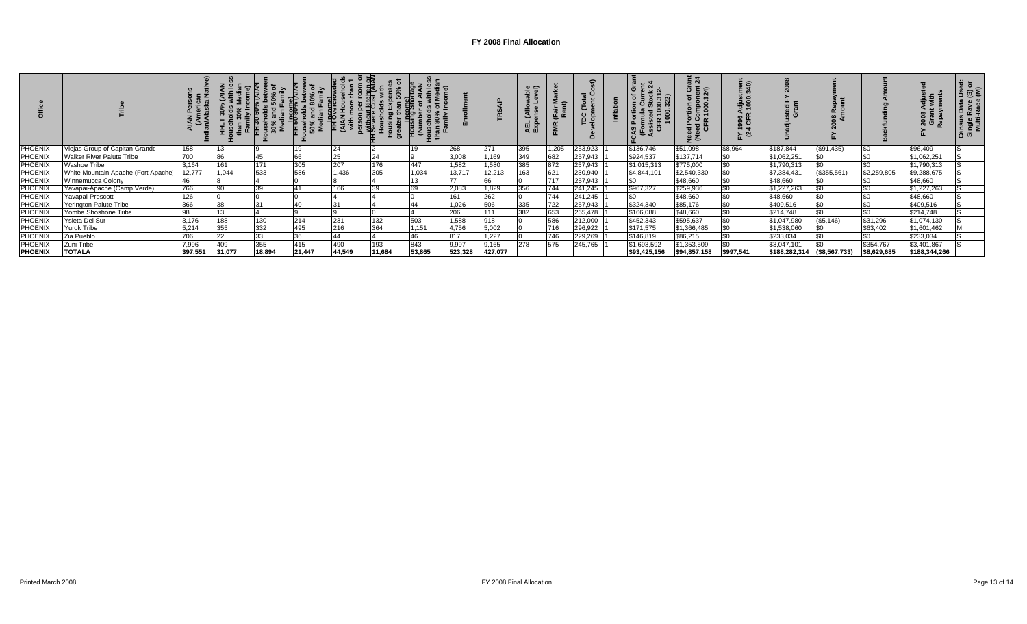# FY 2008 Final Allocation

| Office | Tribe | AIAN Persons (American Indian/Alaska Native) | HHLT 30% (AIAN Households with less than 30% Median Family Income) | HH 30-50% (AIAN Households between 30% and 50% of Median Family Income) | HH 50-80% (AIAN Households between 50% and 80% of Median Family Income) | HH Overcrowded (AIAN Households with more than 1 person per room or without kitchen or plumbing) | HH Severe Cost (AIAN Households with Housing Expenses greater than 50% of Income) | Housing Shortage (Number of AIAN Households with less than 80% of Median Family Income) | Enrollment | TRSAIP | AEL (Allowable Expense Level) | FMR (Fair Market Rent) | TDC (Total Development Cost) | Inflation | FCAS Portion of Grant (Formula Current Assisted Stock 24 CFR 1000.312-1000.322) | Need Portion of Grant (Need Component 24 CFR 1000.324) | FY 1996 Adjustment (24 CFR 1000.340) | Unadjusted FY 2008 Grant | FY 2008 Repayment Amount | Backfunding Amount | FY 2008 Adjusted Grant with Repayments | Census Data Used: Single Rave (S) or Multi-Race (M) |
|---|---|---|---|---|---|---|---|---|---|---|---|---|---|---|---|---|---|---|---|---|---|---|
| PHOENIX | Viejas Group of Capitan Grande | 158 | 13 | 9 | 19 | 24 | 2 | 19 | 268 | 271 | 395 | 1,205 | 253,923 | 1 | $136,746 | $51,098 | $8,964 | $187,844 | ($91,435) | $0 | $96,409 | S |
| PHOENIX | Walker River Paiute Tribe | 700 | 86 | 45 | 66 | 25 | 24 | 9 | 3,008 | 1,169 | 349 | 682 | 257,943 | 1 | $924,537 | $137,714 | $0 | $1,062,251 | $0 | $0 | $1,062,251 | S |
| PHOENIX | Washoe Tribe | 3,164 | 161 | 171 | 305 | 207 | 176 | 447 | 1,582 | 1,580 | 385 | 872 | 257,943 | 1 | $1,015,313 | $775,000 | $0 | $1,790,313 | $0 | $0 | $1,790,313 | S |
| PHOENIX | White Mountain Apache (Fort Apache) | 12,777 | 1,044 | 533 | 586 | 1,436 | 305 | 1,034 | 13,717 | 12,213 | 163 | 621 | 230,940 | 1 | $4,844,101 | $2,540,330 | $0 | $7,384,431 | ($355,561) | $2,259,805 | $9,288,675 | S |
| PHOENIX | Winnemucca Colony | 46 | 8 | 4 | 0 | 8 | 4 | 13 | 77 | 66 | 0 | 717 | 257,943 | 1 | $0 | $48,660 | $0 | $48,660 | $0 | $0 | $48,660 | S |
| PHOENIX | Yavapai-Apache (Camp Verde) | 766 | 90 | 39 | 41 | 166 | 39 | 69 | 2,083 | 1,829 | 356 | 744 | 241,245 | 1 | $967,327 | $259,936 | $0 | $1,227,263 | $0 | $0 | $1,227,263 | S |
| PHOENIX | Yavapai-Prescott | 126 | 0 | 0 | 0 | 4 | 4 | 0 | 161 | 262 | | 744 | 241,245 | 1 | $0 | $48,660 | $0 | $48,660 | $0 | $0 | $48,660 | S |
| PHOENIX | Yerington Paiute Tribe | 366 | 38 | 31 | 40 | 31 | 4 | 44 | 1,026 | 506 | 335 | 722 | 257,943 | 1 | $324,340 | $85,176 | $0 | $409,516 | $0 | $0 | $409,516 | S |
| PHOENIX | Yomba Shoshone Tribe | 98 | 13 | 4 | 9 | 9 | 0 | 4 | 206 | 111 | 382 | 653 | 265,478 | 1 | $166,088 | $48,660 | $0 | $214,748 | $0 | $0 | $214,748 | S |
| PHOENIX | Ysleta Del Sur | 3,176 | 188 | 130 | 214 | 231 | 132 | 503 | 1,588 | 918 | 0 | 586 | 212,000 | 1 | $452,343 | $595,637 | $0 | $1,047,980 | ($5,146) | $31,296 | $1,074,130 | S |
| PHOENIX | Yurok Tribe | 5,214 | 355 | 332 | 495 | 216 | 364 | 1,151 | 4,756 | 5,002 | 0 | 716 | 296,922 | 1 | $171,575 | $1,366,485 | $0 | $1,538,060 | $0 | $63,402 | $1,601,462 | M |
| PHOENIX | Zia Pueblo | 706 | 22 | 33 | 36 | 44 | 4 | 46 | 817 | 1,227 | 0 | 746 | 229,269 | 1 | $146,819 | $86,215 | $0 | $233,034 | $0 | $0 | $233,034 | S |
| PHOENIX | Zuni Tribe | 7,996 | 409 | 355 | 415 | 490 | 193 | 843 | 9,997 | 9,165 | 278 | 575 | 245,765 | 1 | $1,693,592 | $1,353,509 | $0 | $3,047,101 | $0 | $354,767 | $3,401,867 | S |
| **PHOENIX** | **TOTALA** | **397,551** | **31,077** | **18,894** | **21,447** | **44,549** | **11,684** | **53,865** | **523,328** | **427,077** | | | | | **$93,425,156** | **$94,857,158** | **$997,541** | **$188,282,314** | **($8,567,733)** | **$8,629,685** | **$188,344,266** | |

Printed March 2008 — FY 2008 Final Allocation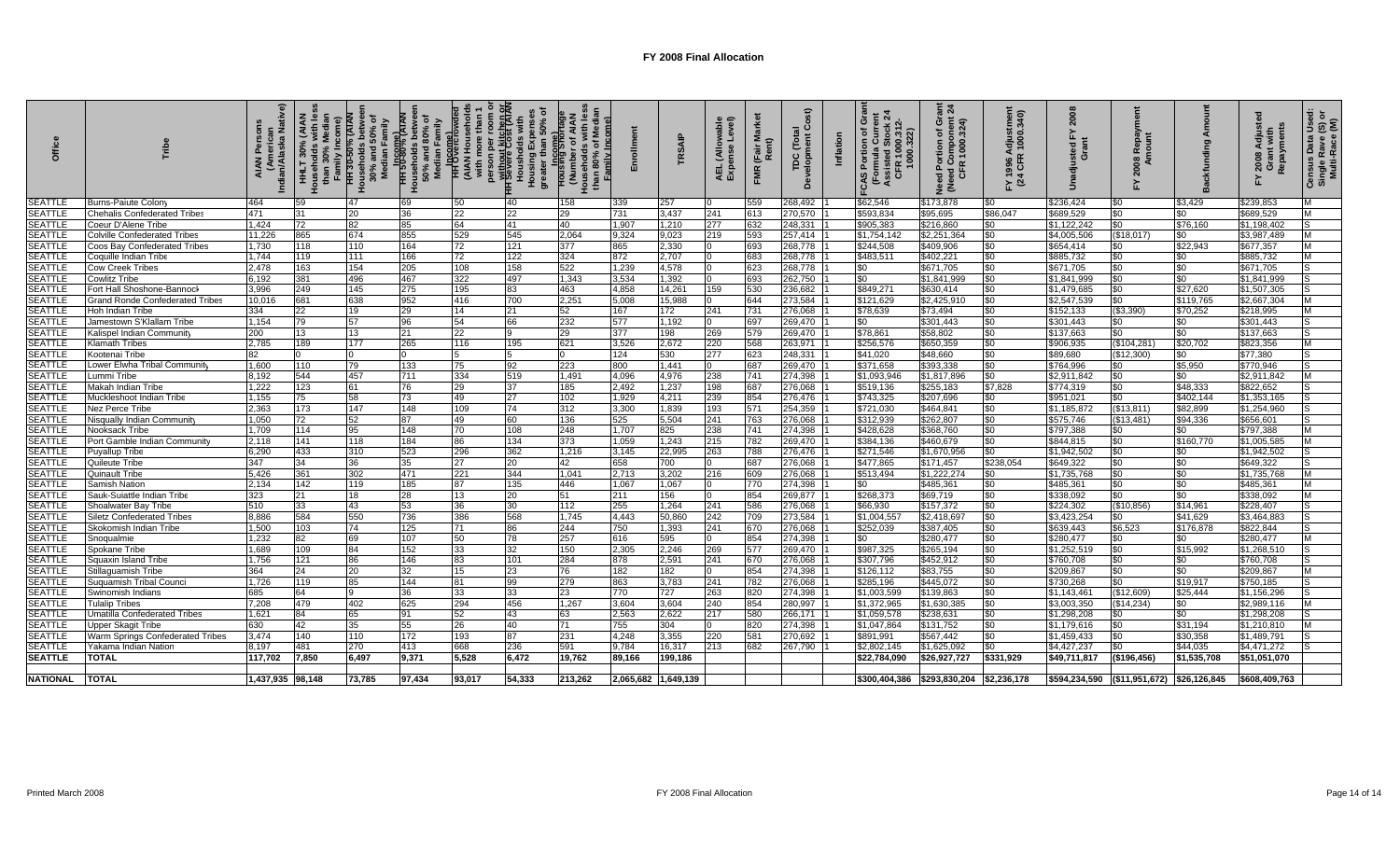# FY 2008 Final Allocation

| Office | Tribe | AIAN Persons (American Indian/Alaska Native) | HHLT 30% (AIAN Households with less than 30% Median Family Income) | HH 30-50% (AIAN Households between 30% and 50% of Median Family Income) | HH 50-80% (AIAN Households between 50% and 80% of Median Family Income) | HH Overcrowded (AIAN Households with more than 1 person per room or without kitchen or plumbing) | HH Severe Cost (AIAN Households with Housing Expenses greater than 50% of Income) | Housing Shortage (Number of AIAN Households with less than 80% of Median Family Income) | Enrollment | TRSAIP | AEL (Allowable Expense Level) | FMR (Fair Market Rent) | TDC (Total Development Cost) | Inflation | FCAS Portion of Grant (Formula Current Assisted Stock 24 CFR 1000.312-1000.322) | Need Portion of Grant (Need Component 24 CFR 1000.324) | FY 1996 Adjustment (24 CFR 1000.340) | Unadjusted FY 2008 Grant | FY 2008 Repayment Amount | Backfunding Amount | FY 2008 Adjusted Grant with Repayments | Census Data Used: Single Race (S) or Multi-Race (M) |
|---|---|---|---|---|---|---|---|---|---|---|---|---|---|---|---|---|---|---|---|---|---|---|
| SEATTLE | Burns-Paiute Colony | 464 | 59 | 47 | 69 | 50 | 40 | 158 | 339 | 257 | 0 | 559 | 268,492 | 1 | $62,546 | $173,878 | $0 | $236,424 | $0 | $3,429 | $239,853 | M |
| SEATTLE | Chehalis Confederated Tribes | 471 | 31 | 20 | 36 | 22 | 22 | 29 | 731 | 3,437 | 241 | 613 | 270,570 | 1 | $593,834 | $95,695 | $86,047 | $689,529 | $0 | $0 | $689,529 | M |
| SEATTLE | Coeur D'Alene Tribe | 1,424 | 72 | 82 | 85 | 64 | 41 | 40 | 1,907 | 1,210 | 277 | 632 | 248,331 | 1 | $905,383 | $216,860 | $0 | $1,122,242 | $0 | $76,160 | $1,198,402 | S |
| SEATTLE | Colville Confederated Tribes | 11,226 | 865 | 674 | 855 | 529 | 545 | 2,064 | 9,324 | 9,023 | 219 | 593 | 257,414 | 1 | $1,754,142 | $2,251,364 | $0 | $4,005,506 | ($18,017) | $0 | $3,987,489 | M |
| SEATTLE | Coos Bay Confederated Tribes | 1,730 | 118 | 110 | 164 | 72 | 121 | 377 | 865 | 2,330 | 0 | 693 | 268,778 | 1 | $244,508 | $409,906 | $0 | $654,414 | $0 | $22,943 | $677,357 | M |
| SEATTLE | Coquille Indian Tribe | 1,744 | 119 | 111 | 166 | 72 | 122 | 324 | 872 | 2,707 | 0 | 683 | 268,778 | 1 | $483,511 | $402,221 | $0 | $885,732 | $0 | $0 | $885,732 | M |
| SEATTLE | Cow Creek Tribes | 2,478 | 163 | 154 | 205 | 108 | 158 | 522 | 1,239 | 4,578 | 0 | 623 | 268,778 | 1 | $0 | $671,705 | $0 | $671,705 | $0 | $0 | $671,705 | S |
| SEATTLE | Cowlitz Tribe | 6,192 | 381 | 496 | 467 | 322 | 497 | 1,343 | 3,534 | 1,392 | 0 | 693 | 262,750 | 1 | $0 | $1,841,999 | $0 | $1,841,999 | $0 | $0 | $1,841,999 | S |
| SEATTLE | Fort Hall Shoshone-Bannock | 3,996 | 249 | 145 | 275 | 195 | 83 | 463 | 4,858 | 14,261 | 159 | 530 | 236,682 | 1 | $849,271 | $630,414 | $0 | $1,479,685 | $0 | $27,620 | $1,507,305 | S |
| SEATTLE | Grand Ronde Confederated Tribes | 10,016 | 681 | 638 | 952 | 416 | 700 | 2,251 | 5,008 | 15,988 | 0 | 644 | 273,584 | 1 | $121,629 | $2,425,910 | $0 | $2,547,539 | $0 | $119,765 | $2,667,304 | M |
| SEATTLE | Hoh Indian Tribe | 334 | 22 | 19 | 29 | 14 | 21 | 52 | 167 | 172 | 241 | 731 | 276,068 | 1 | $78,639 | $73,494 | $0 | $152,133 | ($3,390) | $70,252 | $218,995 | M |
| SEATTLE | Jamestown S'Klallam Tribe | 1,154 | 79 | 57 | 96 | 54 | 66 | 232 | 577 | 1,192 | 0 | 697 | 269,470 | 1 | $0 | $301,443 | $0 | $301,443 | $0 | $0 | $301,443 | S |
| SEATTLE | Kalispel Indian Community | 200 | 13 | 13 | 21 | 22 | 9 | 29 | 377 | 198 | 269 | 579 | 269,470 | 1 | $78,861 | $58,802 | $0 | $137,663 | $0 | $0 | $137,663 | S |
| SEATTLE | Klamath Tribes | 2,785 | 189 | 177 | 265 | 116 | 195 | 621 | 3,526 | 2,672 | 220 | 568 | 263,971 | 1 | $256,576 | $650,359 | $0 | $906,935 | ($104,281) | $20,702 | $823,356 | M |
| SEATTLE | Kootenai Tribe | 82 | 0 | 0 | 0 | 5 | 5 | 0 | 124 | 530 | 277 | 623 | 248,331 | 1 | $41,020 | $48,660 | $0 | $89,680 | ($12,300) | $0 | $77,380 | S |
| SEATTLE | Lower Elwha Tribal Community | 1,600 | 110 | 79 | 133 | 75 | 92 | 223 | 800 | 1,441 | 0 | 687 | 269,470 | 1 | $371,658 | $393,338 | $0 | $764,996 | $0 | $5,950 | $770,946 | S |
| SEATTLE | Lummi Tribe | 8,192 | 544 | 457 | 711 | 334 | 519 | 1,491 | 4,096 | 4,976 | 238 | 741 | 274,398 | 1 | $1,093,946 | $1,817,896 | $0 | $2,911,842 | $0 | $0 | $2,911,842 | M |
| SEATTLE | Makah Indian Tribe | 1,222 | 123 | 61 | 76 | 29 | 37 | 185 | 2,492 | 1,237 | 198 | 687 | 276,068 | 1 | $519,136 | $255,183 | $7,828 | $774,319 | $0 | $48,333 | $822,652 | S |
| SEATTLE | Muckleshoot Indian Tribe | 1,155 | 75 | 58 | 73 | 49 | 27 | 102 | 1,929 | 4,211 | 239 | 854 | 276,476 | 1 | $743,325 | $207,696 | $0 | $951,021 | $0 | $402,144 | $1,353,165 | S |
| SEATTLE | Nez Perce Tribe | 2,363 | 173 | 147 | 148 | 109 | 74 | 312 | 3,300 | 1,839 | 193 | 571 | 254,359 | 1 | $721,030 | $464,841 | $0 | $1,185,872 | ($13,811) | $82,899 | $1,254,960 | S |
| SEATTLE | Nisqually Indian Community | 1,050 | 72 | 52 | 87 | 49 | 60 | 136 | 525 | 5,504 | 241 | 763 | 276,068 | 1 | $312,939 | $262,807 | $0 | $575,746 | ($13,481) | $94,336 | $656,601 | S |
| SEATTLE | Nooksack Tribe | 1,709 | 114 | 95 | 148 | 70 | 108 | 248 | 1,707 | 825 | 238 | 741 | 274,398 | 1 | $428,628 | $368,760 | $0 | $797,388 | $0 | $0 | $797,388 | M |
| SEATTLE | Port Gamble Indian Community | 2,118 | 141 | 118 | 184 | 86 | 134 | 373 | 1,059 | 1,243 | 215 | 782 | 269,470 | 1 | $384,136 | $460,679 | $0 | $844,815 | $0 | $160,770 | $1,005,585 | M |
| SEATTLE | Puyallup Tribe | 6,290 | 433 | 310 | 523 | 296 | 362 | 1,216 | 3,145 | 22,995 | 263 | 788 | 276,476 | 1 | $271,546 | $1,670,956 | $0 | $1,942,502 | $0 | $0 | $1,942,502 | S |
| SEATTLE | Quileute Tribe | 347 | 34 | 36 | 35 | 27 | 20 | 42 | 658 | 700 | 0 | 687 | 276,068 | 1 | $477,865 | $171,457 | $238,054 | $649,322 | $0 | $0 | $649,322 | S |
| SEATTLE | Quinault Tribe | 5,426 | 361 | 302 | 471 | 221 | 344 | 1,041 | 2,713 | 3,202 | 216 | 609 | 276,068 | 1 | $513,494 | $1,222,274 | $0 | $1,735,768 | $0 | $0 | $1,735,768 | M |
| SEATTLE | Samish Nation | 2,134 | 142 | 119 | 185 | 87 | 135 | 446 | 1,067 | 1,067 | 0 | 770 | 274,398 | 1 | $0 | $485,361 | $0 | $485,361 | $0 | $0 | $485,361 | M |
| SEATTLE | Sauk-Suiattle Indian Tribe | 323 | 21 | 18 | 28 | 13 | 20 | 51 | 211 | 156 | 0 | 854 | 269,877 | 1 | $268,373 | $69,719 | $0 | $338,092 | $0 | $0 | $338,092 | M |
| SEATTLE | Shoalwater Bay Tribe | 510 | 33 | 43 | 53 | 36 | 30 | 112 | 255 | 1,264 | 241 | 586 | 276,068 | 1 | $66,930 | $157,372 | $0 | $224,302 | ($10,856) | $14,961 | $228,407 | S |
| SEATTLE | Siletz Confederated Tribes | 8,886 | 584 | 550 | 736 | 386 | 568 | 1,745 | 4,443 | 50,860 | 242 | 709 | 273,584 | 1 | $1,004,557 | $2,418,697 | $0 | $3,423,254 | $0 | $41,629 | $3,464,883 | S |
| SEATTLE | Skokomish Indian Tribe | 1,500 | 103 | 74 | 125 | 71 | 86 | 244 | 750 | 1,393 | 241 | 670 | 276,068 | 1 | $252,039 | $387,405 | $0 | $639,443 | $6,523 | $176,878 | $822,844 | S |
| SEATTLE | Snoqualmie | 1,232 | 82 | 69 | 107 | 50 | 78 | 257 | 616 | 595 | 0 | 854 | 274,398 | 1 | $0 | $280,477 | $0 | $280,477 | $0 | $0 | $280,477 | M |
| SEATTLE | Spokane Tribe | 1,689 | 109 | 84 | 152 | 33 | 32 | 150 | 2,305 | 2,246 | 269 | 577 | 269,470 | 1 | $987,325 | $265,194 | $0 | $1,252,519 | $0 | $15,992 | $1,268,510 | S |
| SEATTLE | Squaxin Island Tribe | 1,756 | 121 | 86 | 146 | 83 | 101 | 284 | 878 | 2,591 | 241 | 670 | 276,068 | 1 | $307,796 | $452,912 | $0 | $760,708 | $0 | $0 | $760,708 | S |
| SEATTLE | Stillaguamish Tribe | 364 | 24 | 20 | 32 | 15 | 23 | 76 | 182 | 182 | 0 | 854 | 274,398 | 1 | $126,112 | $83,755 | $0 | $209,867 | $0 | $0 | $209,867 | M |
| SEATTLE | Suquamish Tribal Council | 1,726 | 119 | 85 | 144 | 81 | 99 | 279 | 863 | 3,783 | 241 | 782 | 276,068 | 1 | $285,196 | $445,072 | $0 | $730,268 | $0 | $19,917 | $750,185 | S |
| SEATTLE | Swinomish Indians | 685 | 64 | 9 | 36 | 33 | 33 | 23 | 770 | 727 | 263 | 820 | 274,398 | 1 | $1,003,599 | $139,863 | $0 | $1,143,461 | ($12,609) | $25,444 | $1,156,296 | S |
| SEATTLE | Tulalip Tribes | 7,208 | 479 | 402 | 625 | 294 | 456 | 1,267 | 3,604 | 3,604 | 240 | 854 | 280,997 | 1 | $1,372,965 | $1,630,385 | $0 | $3,003,350 | ($14,234) | $0 | $2,989,116 | M |
| SEATTLE | Umatilla Confederated Tribes | 1,621 | 84 | 65 | 91 | 52 | 43 | 63 | 2,563 | 2,622 | 217 | 580 | 266,171 | 1 | $1,059,578 | $238,631 | $0 | $1,298,208 | $0 | $0 | $1,298,208 | S |
| SEATTLE | Upper Skagit Tribe | 630 | 42 | 35 | 55 | 26 | 40 | 71 | 755 | 304 | 0 | 820 | 274,398 | 1 | $1,047,864 | $131,752 | $0 | $1,179,616 | $0 | $31,194 | $1,210,810 | M |
| SEATTLE | Warm Springs Confederated Tribes | 3,474 | 140 | 110 | 172 | 193 | 87 | 231 | 4,248 | 3,355 | 220 | 581 | 270,692 | 1 | $891,991 | $567,442 | $0 | $1,459,433 | $0 | $30,358 | $1,489,791 | S |
| SEATTLE | Yakama Indian Nation | 8,197 | 481 | 270 | 413 | 668 | 236 | 591 | 9,784 | 16,317 | 213 | 682 | 267,790 | 1 | $2,802,145 | $1,625,092 | $0 | $4,427,237 | $0 | $44,035 | $4,471,272 | S |
| **SEATTLE** | **TOTAL** | **117,702** | **7,850** | **6,497** | **9,371** | **5,528** | **6,472** | **19,762** | **89,166** | **199,186** | | | | | **$22,784,090** | **$26,927,727** | **$331,929** | **$49,711,817** | **($196,456)** | **$1,535,708** | **$51,051,070** | |
| **NATIONAL** | **TOTAL** | **1,437,935** | **98,148** | **73,785** | **97,434** | **93,017** | **54,333** | **213,262** | **2,065,682** | **1,649,139** | | | | | **$300,404,386** | **$293,830,204** | **$2,236,178** | **$594,234,590** | **($11,951,672)** | **$26,126,845** | **$608,409,763** | |